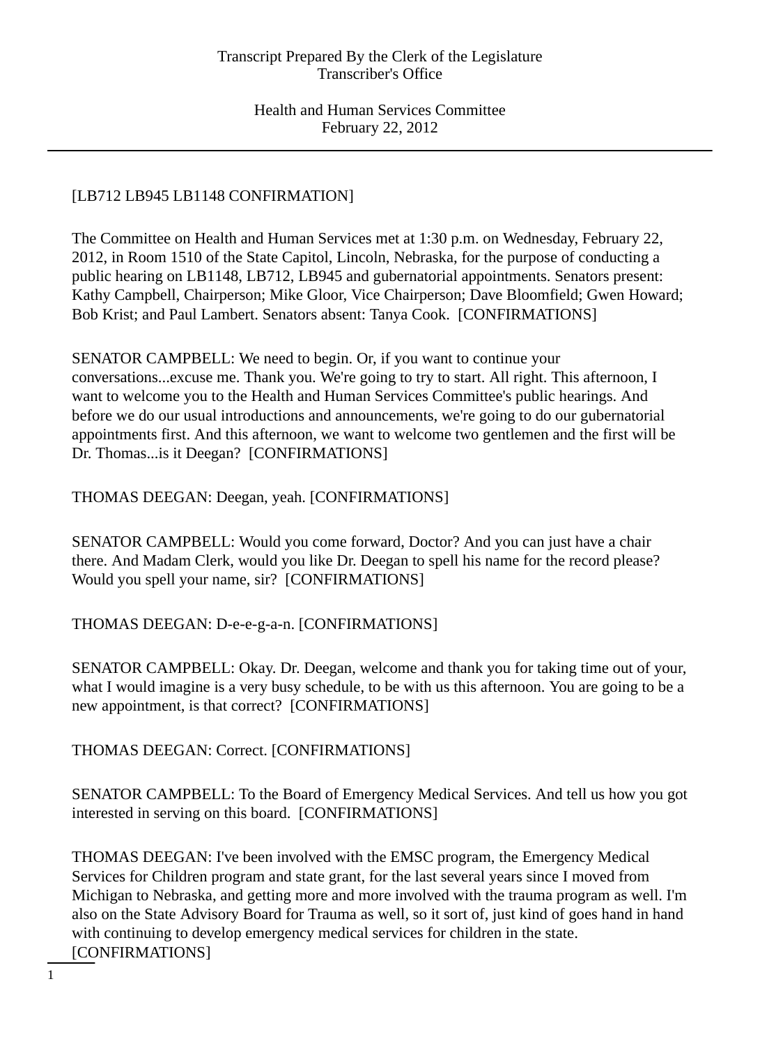[LB712 LB945 LB1148 CONFIRMATION]

The Committee on Health and Human Services met at 1:30 p.m. on Wednesday, February 22, 2012, in Room 1510 of the State Capitol, Lincoln, Nebraska, for the purpose of conducting a public hearing on LB1148, LB712, LB945 and gubernatorial appointments. Senators present: Kathy Campbell, Chairperson; Mike Gloor, Vice Chairperson; Dave Bloomfield; Gwen Howard; Bob Krist; and Paul Lambert. Senators absent: Tanya Cook. [CONFIRMATIONS]

SENATOR CAMPBELL: We need to begin. Or, if you want to continue your conversations...excuse me. Thank you. We're going to try to start. All right. This afternoon, I want to welcome you to the Health and Human Services Committee's public hearings. And before we do our usual introductions and announcements, we're going to do our gubernatorial appointments first. And this afternoon, we want to welcome two gentlemen and the first will be Dr. Thomas...is it Deegan? [CONFIRMATIONS]

THOMAS DEEGAN: Deegan, yeah. [CONFIRMATIONS]

SENATOR CAMPBELL: Would you come forward, Doctor? And you can just have a chair there. And Madam Clerk, would you like Dr. Deegan to spell his name for the record please? Would you spell your name, sir? [CONFIRMATIONS]

THOMAS DEEGAN: D-e-e-g-a-n. [CONFIRMATIONS]

SENATOR CAMPBELL: Okay. Dr. Deegan, welcome and thank you for taking time out of your, what I would imagine is a very busy schedule, to be with us this afternoon. You are going to be a new appointment, is that correct? [CONFIRMATIONS]

THOMAS DEEGAN: Correct. [CONFIRMATIONS]

SENATOR CAMPBELL: To the Board of Emergency Medical Services. And tell us how you got interested in serving on this board. [CONFIRMATIONS]

THOMAS DEEGAN: I've been involved with the EMSC program, the Emergency Medical Services for Children program and state grant, for the last several years since I moved from Michigan to Nebraska, and getting more and more involved with the trauma program as well. I'm also on the State Advisory Board for Trauma as well, so it sort of, just kind of goes hand in hand with continuing to develop emergency medical services for children in the state. [CONFIRMATIONS]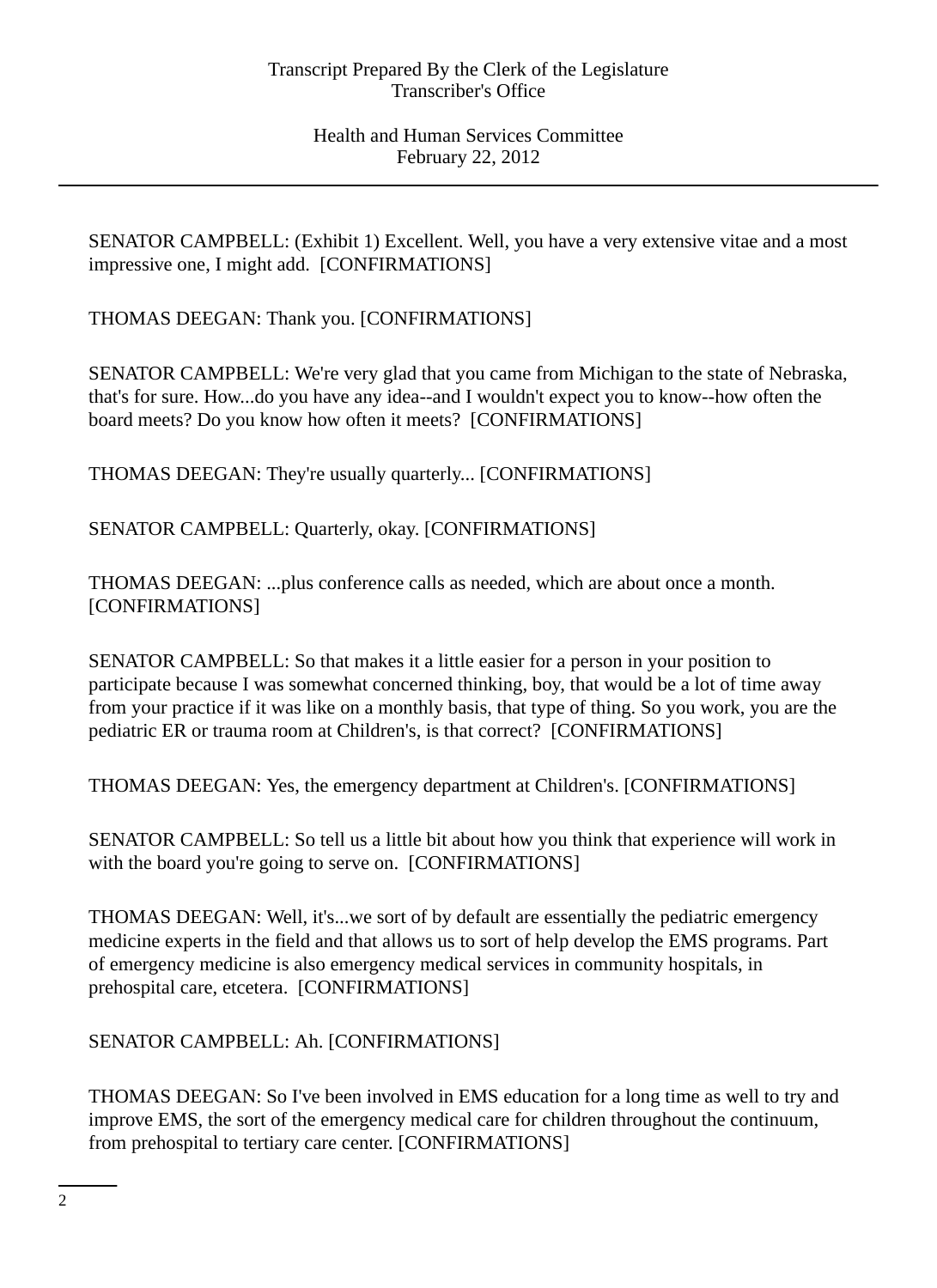SENATOR CAMPBELL: (Exhibit 1) Excellent. Well, you have a very extensive vitae and a most impressive one, I might add. [CONFIRMATIONS]

THOMAS DEEGAN: Thank you. [CONFIRMATIONS]

SENATOR CAMPBELL: We're very glad that you came from Michigan to the state of Nebraska, that's for sure. How...do you have any idea--and I wouldn't expect you to know--how often the board meets? Do you know how often it meets? [CONFIRMATIONS]

THOMAS DEEGAN: They're usually quarterly... [CONFIRMATIONS]

SENATOR CAMPBELL: Quarterly, okay. [CONFIRMATIONS]

THOMAS DEEGAN: ...plus conference calls as needed, which are about once a month. [CONFIRMATIONS]

SENATOR CAMPBELL: So that makes it a little easier for a person in your position to participate because I was somewhat concerned thinking, boy, that would be a lot of time away from your practice if it was like on a monthly basis, that type of thing. So you work, you are the pediatric ER or trauma room at Children's, is that correct? [CONFIRMATIONS]

THOMAS DEEGAN: Yes, the emergency department at Children's. [CONFIRMATIONS]

SENATOR CAMPBELL: So tell us a little bit about how you think that experience will work in with the board you're going to serve on. [CONFIRMATIONS]

THOMAS DEEGAN: Well, it's...we sort of by default are essentially the pediatric emergency medicine experts in the field and that allows us to sort of help develop the EMS programs. Part of emergency medicine is also emergency medical services in community hospitals, in prehospital care, etcetera. [CONFIRMATIONS]

SENATOR CAMPBELL: Ah. [CONFIRMATIONS]

THOMAS DEEGAN: So I've been involved in EMS education for a long time as well to try and improve EMS, the sort of the emergency medical care for children throughout the continuum, from prehospital to tertiary care center. [CONFIRMATIONS]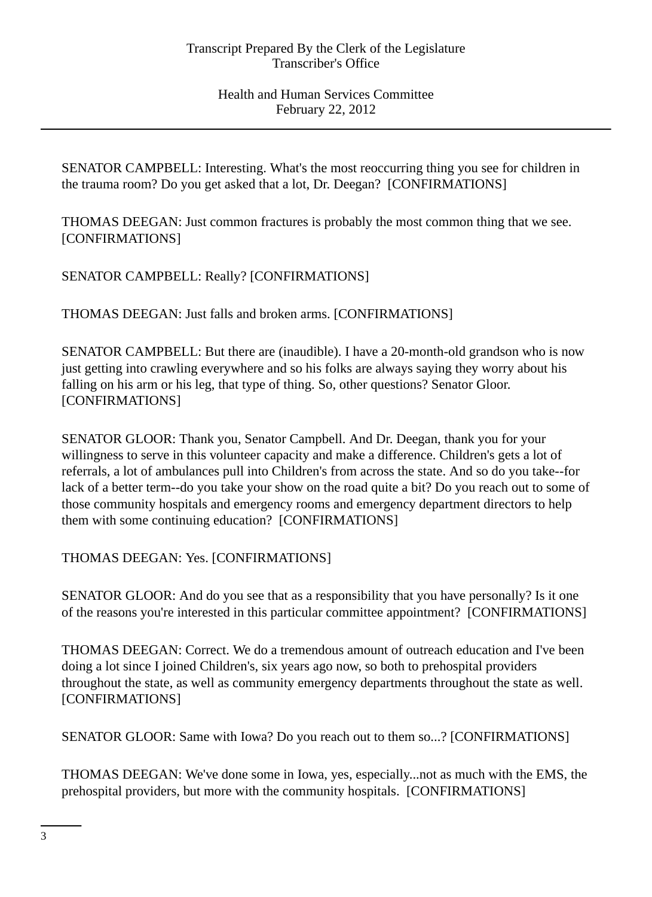SENATOR CAMPBELL: Interesting. What's the most reoccurring thing you see for children in the trauma room? Do you get asked that a lot, Dr. Deegan? [CONFIRMATIONS]

THOMAS DEEGAN: Just common fractures is probably the most common thing that we see. [CONFIRMATIONS]

SENATOR CAMPBELL: Really? [CONFIRMATIONS]

THOMAS DEEGAN: Just falls and broken arms. [CONFIRMATIONS]

SENATOR CAMPBELL: But there are (inaudible). I have a 20-month-old grandson who is now just getting into crawling everywhere and so his folks are always saying they worry about his falling on his arm or his leg, that type of thing. So, other questions? Senator Gloor. [CONFIRMATIONS]

SENATOR GLOOR: Thank you, Senator Campbell. And Dr. Deegan, thank you for your willingness to serve in this volunteer capacity and make a difference. Children's gets a lot of referrals, a lot of ambulances pull into Children's from across the state. And so do you take--for lack of a better term--do you take your show on the road quite a bit? Do you reach out to some of those community hospitals and emergency rooms and emergency department directors to help them with some continuing education? [CONFIRMATIONS]

THOMAS DEEGAN: Yes. [CONFIRMATIONS]

SENATOR GLOOR: And do you see that as a responsibility that you have personally? Is it one of the reasons you're interested in this particular committee appointment? [CONFIRMATIONS]

THOMAS DEEGAN: Correct. We do a tremendous amount of outreach education and I've been doing a lot since I joined Children's, six years ago now, so both to prehospital providers throughout the state, as well as community emergency departments throughout the state as well. [CONFIRMATIONS]

SENATOR GLOOR: Same with Iowa? Do you reach out to them so...? [CONFIRMATIONS]

THOMAS DEEGAN: We've done some in Iowa, yes, especially...not as much with the EMS, the prehospital providers, but more with the community hospitals. [CONFIRMATIONS]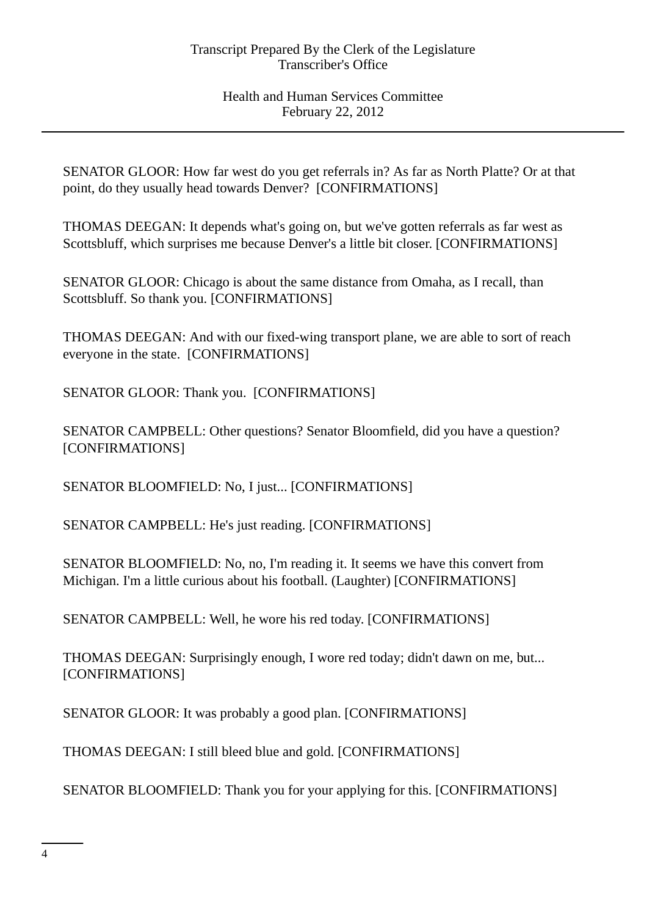SENATOR GLOOR: How far west do you get referrals in? As far as North Platte? Or at that point, do they usually head towards Denver? [CONFIRMATIONS]

THOMAS DEEGAN: It depends what's going on, but we've gotten referrals as far west as Scottsbluff, which surprises me because Denver's a little bit closer. [CONFIRMATIONS]

SENATOR GLOOR: Chicago is about the same distance from Omaha, as I recall, than Scottsbluff. So thank you. [CONFIRMATIONS]

THOMAS DEEGAN: And with our fixed-wing transport plane, we are able to sort of reach everyone in the state. [CONFIRMATIONS]

SENATOR GLOOR: Thank you. [CONFIRMATIONS]

SENATOR CAMPBELL: Other questions? Senator Bloomfield, did you have a question? [CONFIRMATIONS]

SENATOR BLOOMFIELD: No, I just... [CONFIRMATIONS]

SENATOR CAMPBELL: He's just reading. [CONFIRMATIONS]

SENATOR BLOOMFIELD: No, no, I'm reading it. It seems we have this convert from Michigan. I'm a little curious about his football. (Laughter) [CONFIRMATIONS]

SENATOR CAMPBELL: Well, he wore his red today. [CONFIRMATIONS]

THOMAS DEEGAN: Surprisingly enough, I wore red today; didn't dawn on me, but... [CONFIRMATIONS]

SENATOR GLOOR: It was probably a good plan. [CONFIRMATIONS]

THOMAS DEEGAN: I still bleed blue and gold. [CONFIRMATIONS]

SENATOR BLOOMFIELD: Thank you for your applying for this. [CONFIRMATIONS]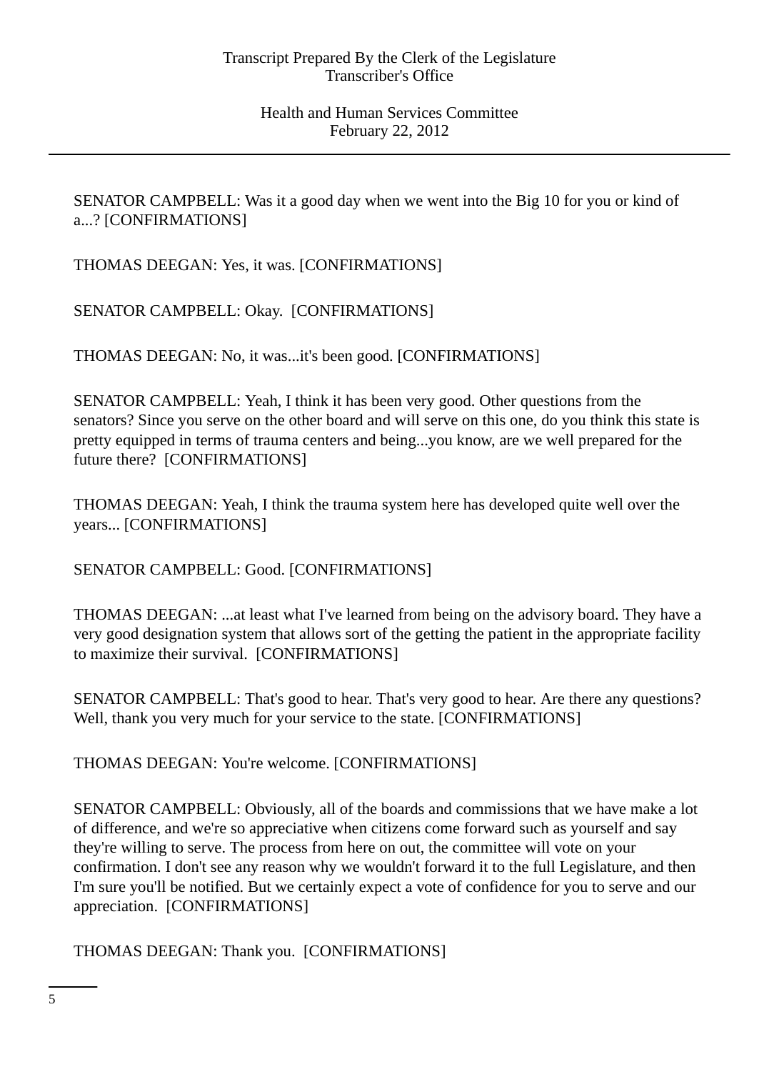SENATOR CAMPBELL: Was it a good day when we went into the Big 10 for you or kind of a...? [CONFIRMATIONS]

THOMAS DEEGAN: Yes, it was. [CONFIRMATIONS]

SENATOR CAMPBELL: Okay. [CONFIRMATIONS]

THOMAS DEEGAN: No, it was...it's been good. [CONFIRMATIONS]

SENATOR CAMPBELL: Yeah, I think it has been very good. Other questions from the senators? Since you serve on the other board and will serve on this one, do you think this state is pretty equipped in terms of trauma centers and being...you know, are we well prepared for the future there? [CONFIRMATIONS]

THOMAS DEEGAN: Yeah, I think the trauma system here has developed quite well over the years... [CONFIRMATIONS]

SENATOR CAMPBELL: Good. [CONFIRMATIONS]

THOMAS DEEGAN: ...at least what I've learned from being on the advisory board. They have a very good designation system that allows sort of the getting the patient in the appropriate facility to maximize their survival. [CONFIRMATIONS]

SENATOR CAMPBELL: That's good to hear. That's very good to hear. Are there any questions? Well, thank you very much for your service to the state. [CONFIRMATIONS]

THOMAS DEEGAN: You're welcome. [CONFIRMATIONS]

SENATOR CAMPBELL: Obviously, all of the boards and commissions that we have make a lot of difference, and we're so appreciative when citizens come forward such as yourself and say they're willing to serve. The process from here on out, the committee will vote on your confirmation. I don't see any reason why we wouldn't forward it to the full Legislature, and then I'm sure you'll be notified. But we certainly expect a vote of confidence for you to serve and our appreciation. [CONFIRMATIONS]

THOMAS DEEGAN: Thank you. [CONFIRMATIONS]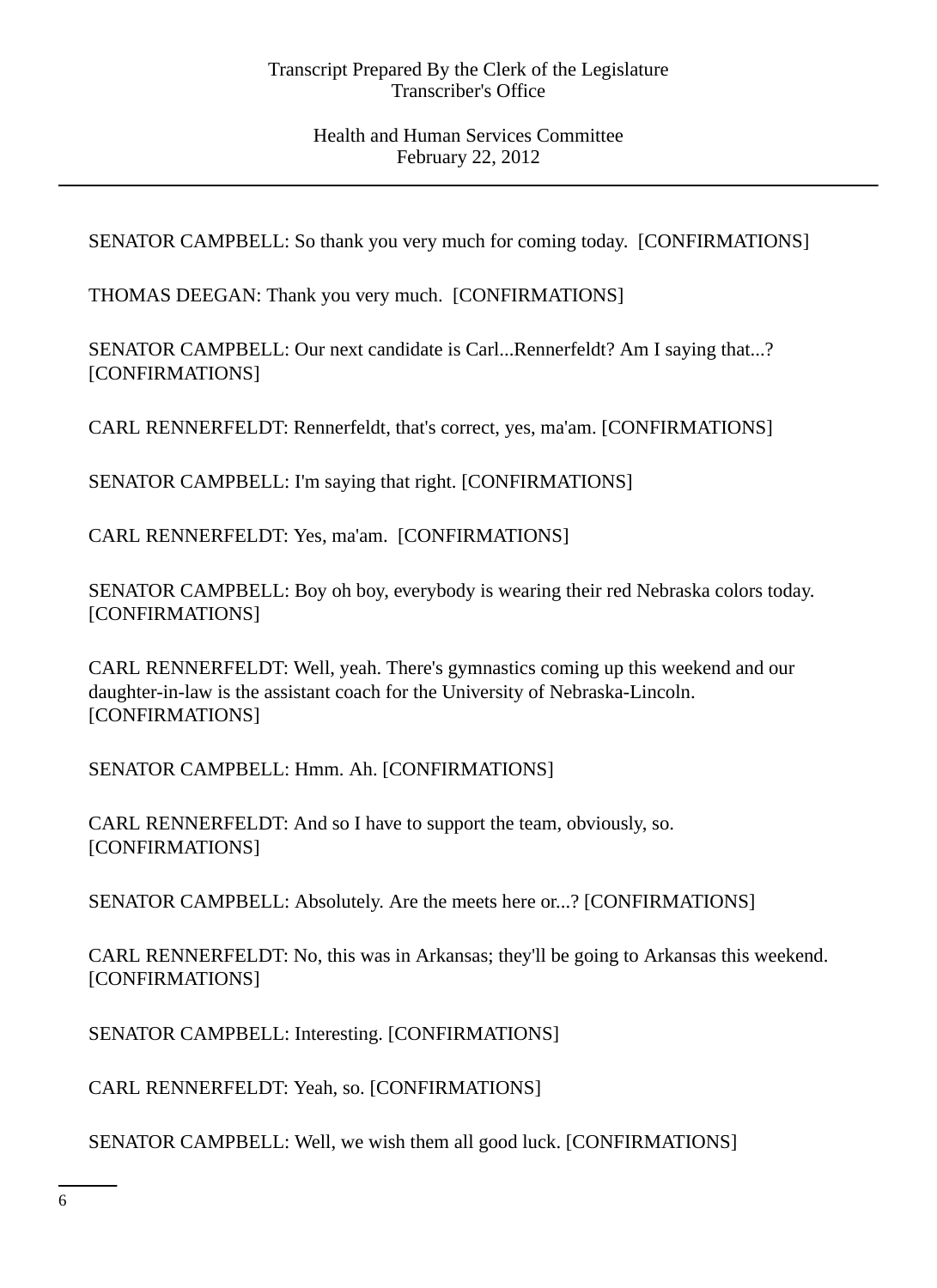SENATOR CAMPBELL: So thank you very much for coming today. [CONFIRMATIONS]

THOMAS DEEGAN: Thank you very much. [CONFIRMATIONS]

SENATOR CAMPBELL: Our next candidate is Carl...Rennerfeldt? Am I saying that...? [CONFIRMATIONS]

CARL RENNERFELDT: Rennerfeldt, that's correct, yes, ma'am. [CONFIRMATIONS]

SENATOR CAMPBELL: I'm saying that right. [CONFIRMATIONS]

CARL RENNERFELDT: Yes, ma'am. [CONFIRMATIONS]

SENATOR CAMPBELL: Boy oh boy, everybody is wearing their red Nebraska colors today. [CONFIRMATIONS]

CARL RENNERFELDT: Well, yeah. There's gymnastics coming up this weekend and our daughter-in-law is the assistant coach for the University of Nebraska-Lincoln. [CONFIRMATIONS]

SENATOR CAMPBELL: Hmm. Ah. [CONFIRMATIONS]

CARL RENNERFELDT: And so I have to support the team, obviously, so. [CONFIRMATIONS]

SENATOR CAMPBELL: Absolutely. Are the meets here or...? [CONFIRMATIONS]

CARL RENNERFELDT: No, this was in Arkansas; they'll be going to Arkansas this weekend. [CONFIRMATIONS]

SENATOR CAMPBELL: Interesting. [CONFIRMATIONS]

CARL RENNERFELDT: Yeah, so. [CONFIRMATIONS]

SENATOR CAMPBELL: Well, we wish them all good luck. [CONFIRMATIONS]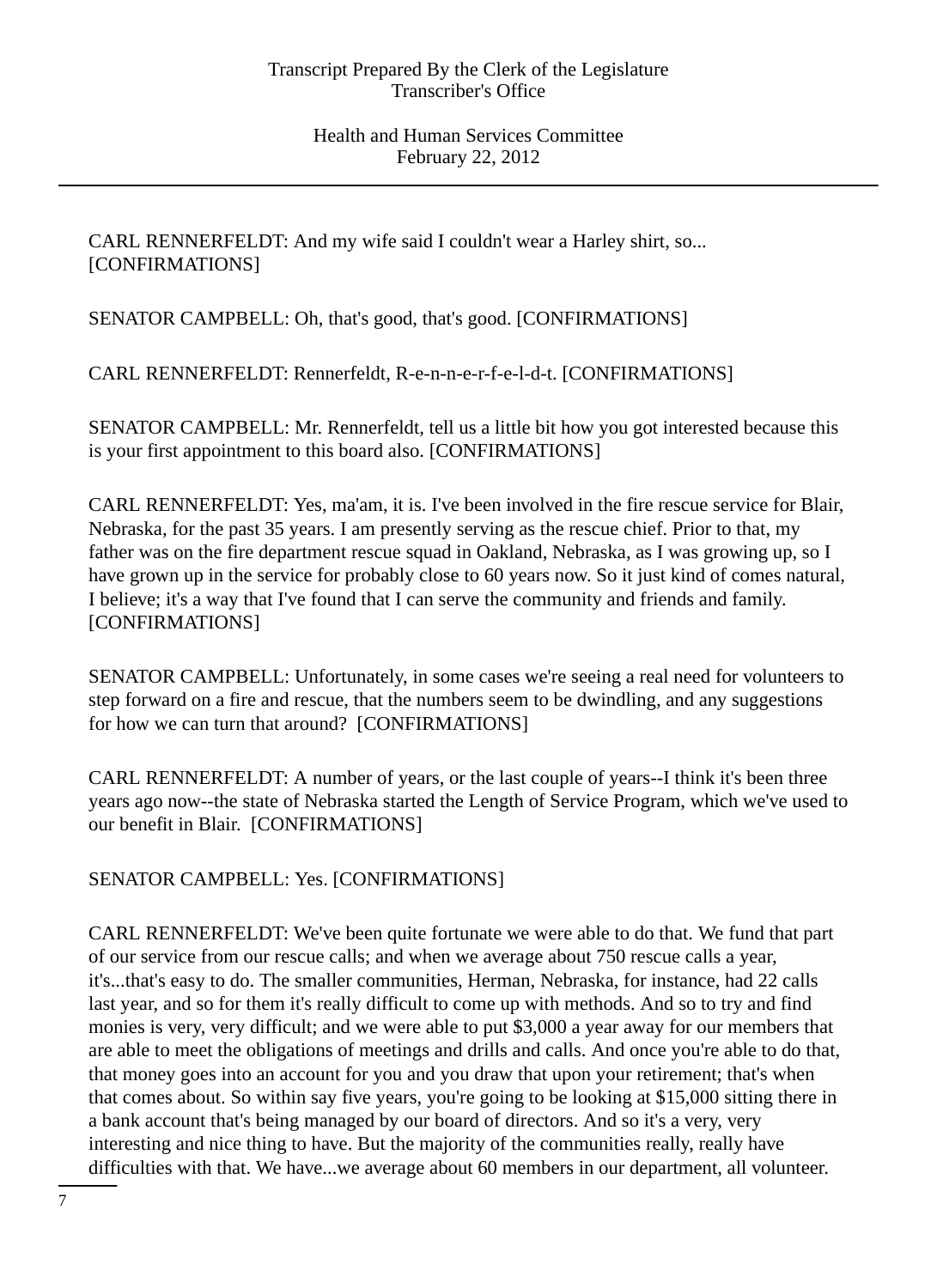CARL RENNERFELDT: And my wife said I couldn't wear a Harley shirt, so... [CONFIRMATIONS]

SENATOR CAMPBELL: Oh, that's good, that's good. [CONFIRMATIONS]

CARL RENNERFELDT: Rennerfeldt, R-e-n-n-e-r-f-e-l-d-t. [CONFIRMATIONS]

SENATOR CAMPBELL: Mr. Rennerfeldt, tell us a little bit how you got interested because this is your first appointment to this board also. [CONFIRMATIONS]

CARL RENNERFELDT: Yes, ma'am, it is. I've been involved in the fire rescue service for Blair, Nebraska, for the past 35 years. I am presently serving as the rescue chief. Prior to that, my father was on the fire department rescue squad in Oakland, Nebraska, as I was growing up, so I have grown up in the service for probably close to 60 years now. So it just kind of comes natural, I believe; it's a way that I've found that I can serve the community and friends and family. [CONFIRMATIONS]

SENATOR CAMPBELL: Unfortunately, in some cases we're seeing a real need for volunteers to step forward on a fire and rescue, that the numbers seem to be dwindling, and any suggestions for how we can turn that around? [CONFIRMATIONS]

CARL RENNERFELDT: A number of years, or the last couple of years--I think it's been three years ago now--the state of Nebraska started the Length of Service Program, which we've used to our benefit in Blair. [CONFIRMATIONS]

SENATOR CAMPBELL: Yes. [CONFIRMATIONS]

CARL RENNERFELDT: We've been quite fortunate we were able to do that. We fund that part of our service from our rescue calls; and when we average about 750 rescue calls a year, it's...that's easy to do. The smaller communities, Herman, Nebraska, for instance, had 22 calls last year, and so for them it's really difficult to come up with methods. And so to try and find monies is very, very difficult; and we were able to put $3,000 a year away for our members that are able to meet the obligations of meetings and drills and calls. And once you're able to do that, that money goes into an account for you and you draw that upon your retirement; that's when that comes about. So within say five years, you're going to be looking at $15,000 sitting there in a bank account that's being managed by our board of directors. And so it's a very, very interesting and nice thing to have. But the majority of the communities really, really have difficulties with that. We have...we average about 60 members in our department, all volunteer.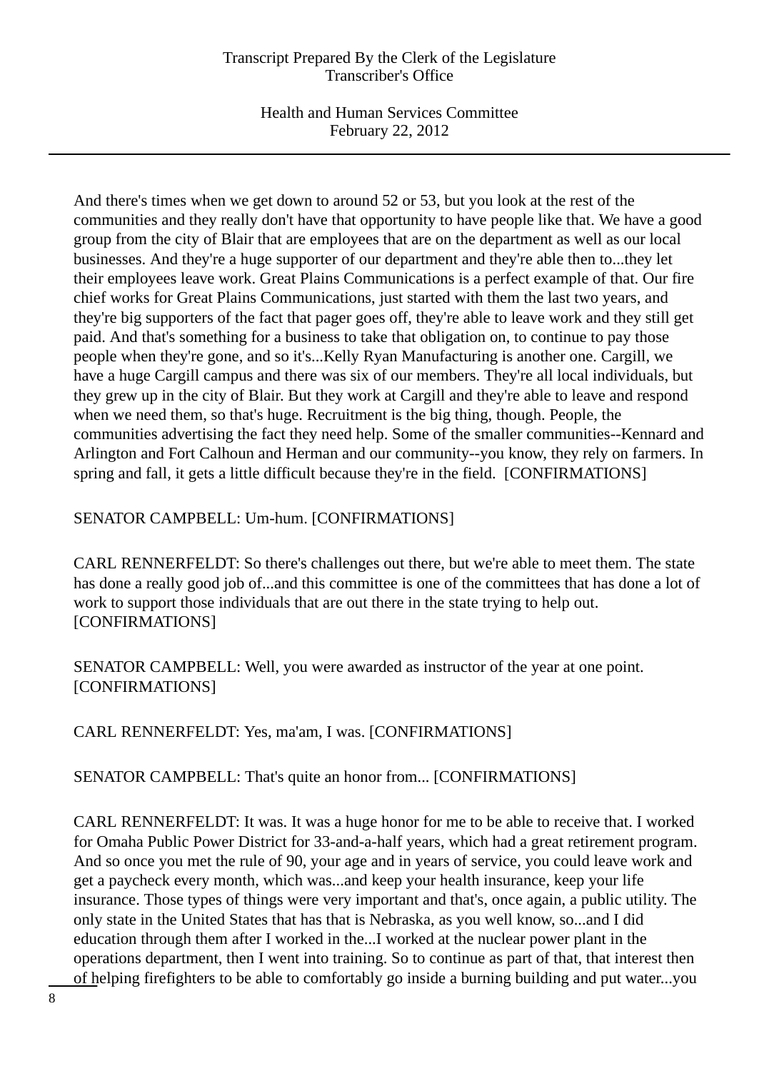And there's times when we get down to around 52 or 53, but you look at the rest of the communities and they really don't have that opportunity to have people like that. We have a good group from the city of Blair that are employees that are on the department as well as our local businesses. And they're a huge supporter of our department and they're able then to...they let their employees leave work. Great Plains Communications is a perfect example of that. Our fire chief works for Great Plains Communications, just started with them the last two years, and they're big supporters of the fact that pager goes off, they're able to leave work and they still get paid. And that's something for a business to take that obligation on, to continue to pay those people when they're gone, and so it's...Kelly Ryan Manufacturing is another one. Cargill, we have a huge Cargill campus and there was six of our members. They're all local individuals, but they grew up in the city of Blair. But they work at Cargill and they're able to leave and respond when we need them, so that's huge. Recruitment is the big thing, though. People, the communities advertising the fact they need help. Some of the smaller communities--Kennard and Arlington and Fort Calhoun and Herman and our community--you know, they rely on farmers. In spring and fall, it gets a little difficult because they're in the field. [CONFIRMATIONS]

SENATOR CAMPBELL: Um-hum. [CONFIRMATIONS]

CARL RENNERFELDT: So there's challenges out there, but we're able to meet them. The state has done a really good job of...and this committee is one of the committees that has done a lot of work to support those individuals that are out there in the state trying to help out. [CONFIRMATIONS]

SENATOR CAMPBELL: Well, you were awarded as instructor of the year at one point. [CONFIRMATIONS]

CARL RENNERFELDT: Yes, ma'am, I was. [CONFIRMATIONS]

SENATOR CAMPBELL: That's quite an honor from... [CONFIRMATIONS]

CARL RENNERFELDT: It was. It was a huge honor for me to be able to receive that. I worked for Omaha Public Power District for 33-and-a-half years, which had a great retirement program. And so once you met the rule of 90, your age and in years of service, you could leave work and get a paycheck every month, which was...and keep your health insurance, keep your life insurance. Those types of things were very important and that's, once again, a public utility. The only state in the United States that has that is Nebraska, as you well know, so...and I did education through them after I worked in the...I worked at the nuclear power plant in the operations department, then I went into training. So to continue as part of that, that interest then of helping firefighters to be able to comfortably go inside a burning building and put water...you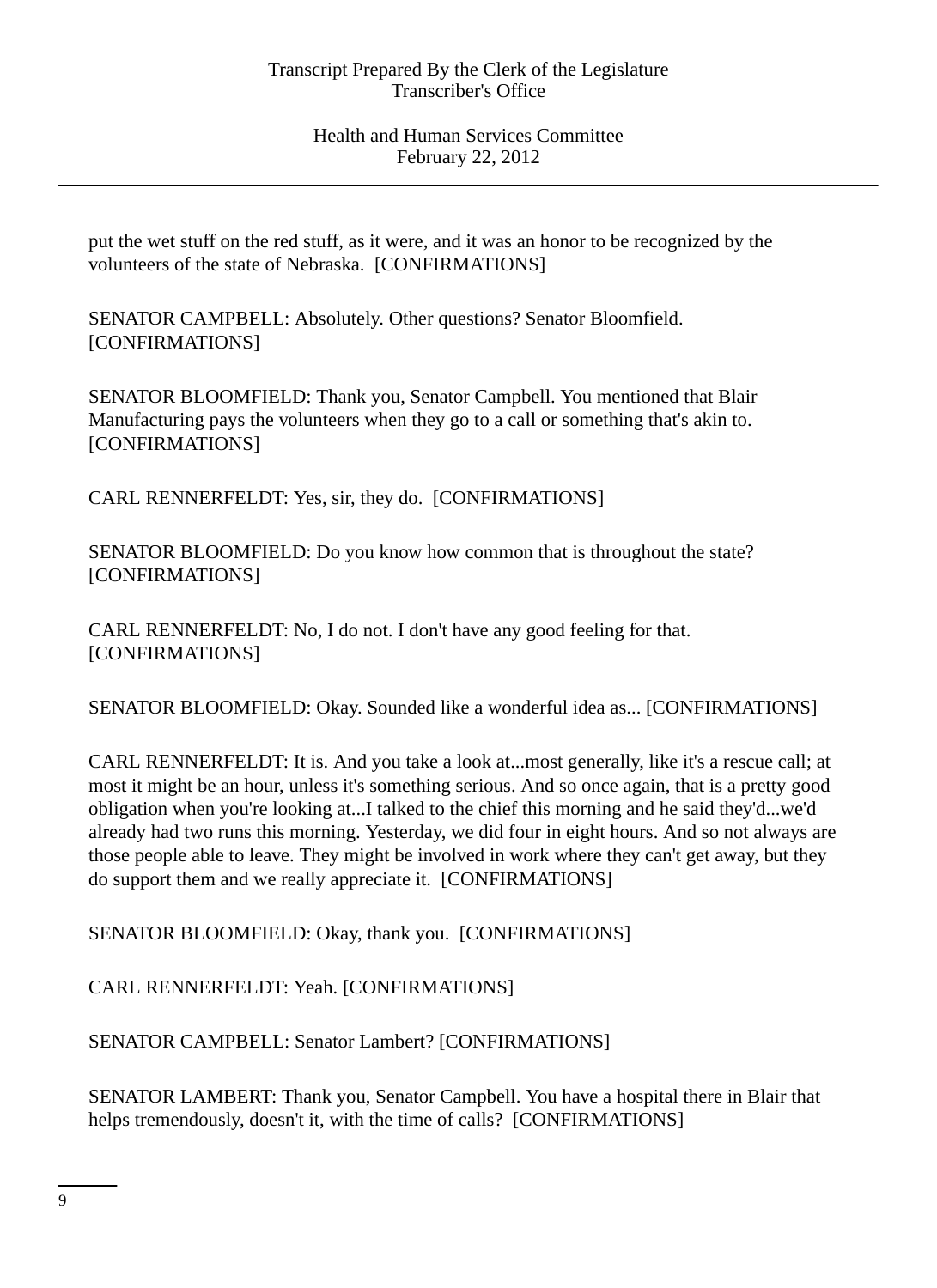put the wet stuff on the red stuff, as it were, and it was an honor to be recognized by the volunteers of the state of Nebraska. [CONFIRMATIONS]

SENATOR CAMPBELL: Absolutely. Other questions? Senator Bloomfield. [CONFIRMATIONS]

SENATOR BLOOMFIELD: Thank you, Senator Campbell. You mentioned that Blair Manufacturing pays the volunteers when they go to a call or something that's akin to. [CONFIRMATIONS]

CARL RENNERFELDT: Yes, sir, they do. [CONFIRMATIONS]

SENATOR BLOOMFIELD: Do you know how common that is throughout the state? [CONFIRMATIONS]

CARL RENNERFELDT: No, I do not. I don't have any good feeling for that. [CONFIRMATIONS]

SENATOR BLOOMFIELD: Okay. Sounded like a wonderful idea as... [CONFIRMATIONS]

CARL RENNERFELDT: It is. And you take a look at...most generally, like it's a rescue call; at most it might be an hour, unless it's something serious. And so once again, that is a pretty good obligation when you're looking at...I talked to the chief this morning and he said they'd...we'd already had two runs this morning. Yesterday, we did four in eight hours. And so not always are those people able to leave. They might be involved in work where they can't get away, but they do support them and we really appreciate it. [CONFIRMATIONS]

SENATOR BLOOMFIELD: Okay, thank you. [CONFIRMATIONS]

CARL RENNERFELDT: Yeah. [CONFIRMATIONS]

SENATOR CAMPBELL: Senator Lambert? [CONFIRMATIONS]

SENATOR LAMBERT: Thank you, Senator Campbell. You have a hospital there in Blair that helps tremendously, doesn't it, with the time of calls? [CONFIRMATIONS]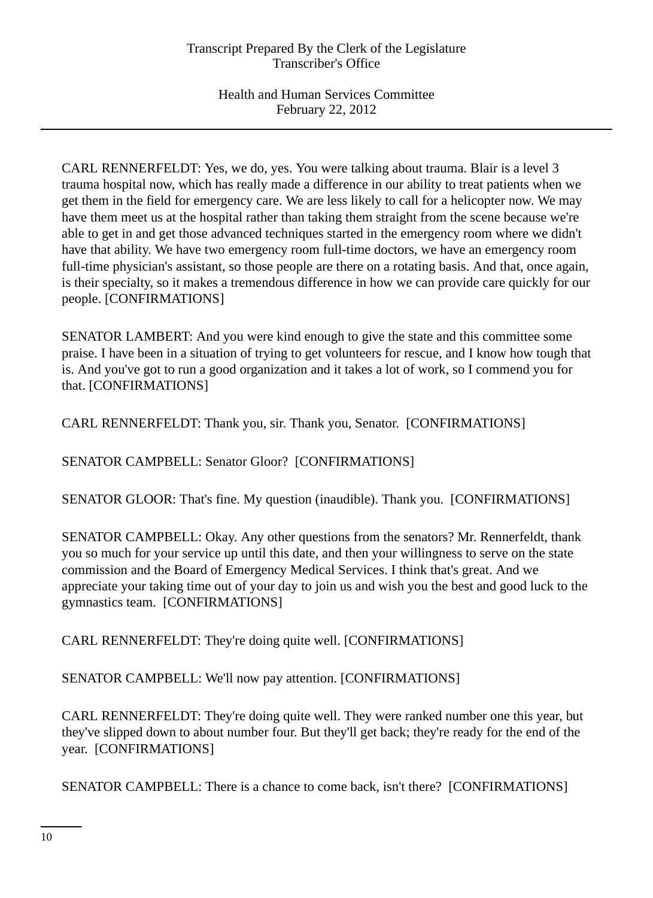CARL RENNERFELDT: Yes, we do, yes. You were talking about trauma. Blair is a level 3 trauma hospital now, which has really made a difference in our ability to treat patients when we get them in the field for emergency care. We are less likely to call for a helicopter now. We may have them meet us at the hospital rather than taking them straight from the scene because we're able to get in and get those advanced techniques started in the emergency room where we didn't have that ability. We have two emergency room full-time doctors, we have an emergency room full-time physician's assistant, so those people are there on a rotating basis. And that, once again, is their specialty, so it makes a tremendous difference in how we can provide care quickly for our people. [CONFIRMATIONS]

SENATOR LAMBERT: And you were kind enough to give the state and this committee some praise. I have been in a situation of trying to get volunteers for rescue, and I know how tough that is. And you've got to run a good organization and it takes a lot of work, so I commend you for that. [CONFIRMATIONS]

CARL RENNERFELDT: Thank you, sir. Thank you, Senator. [CONFIRMATIONS]

SENATOR CAMPBELL: Senator Gloor? [CONFIRMATIONS]

SENATOR GLOOR: That's fine. My question (inaudible). Thank you. [CONFIRMATIONS]

SENATOR CAMPBELL: Okay. Any other questions from the senators? Mr. Rennerfeldt, thank you so much for your service up until this date, and then your willingness to serve on the state commission and the Board of Emergency Medical Services. I think that's great. And we appreciate your taking time out of your day to join us and wish you the best and good luck to the gymnastics team. [CONFIRMATIONS]

CARL RENNERFELDT: They're doing quite well. [CONFIRMATIONS]

SENATOR CAMPBELL: We'll now pay attention. [CONFIRMATIONS]

CARL RENNERFELDT: They're doing quite well. They were ranked number one this year, but they've slipped down to about number four. But they'll get back; they're ready for the end of the year. [CONFIRMATIONS]

SENATOR CAMPBELL: There is a chance to come back, isn't there? [CONFIRMATIONS]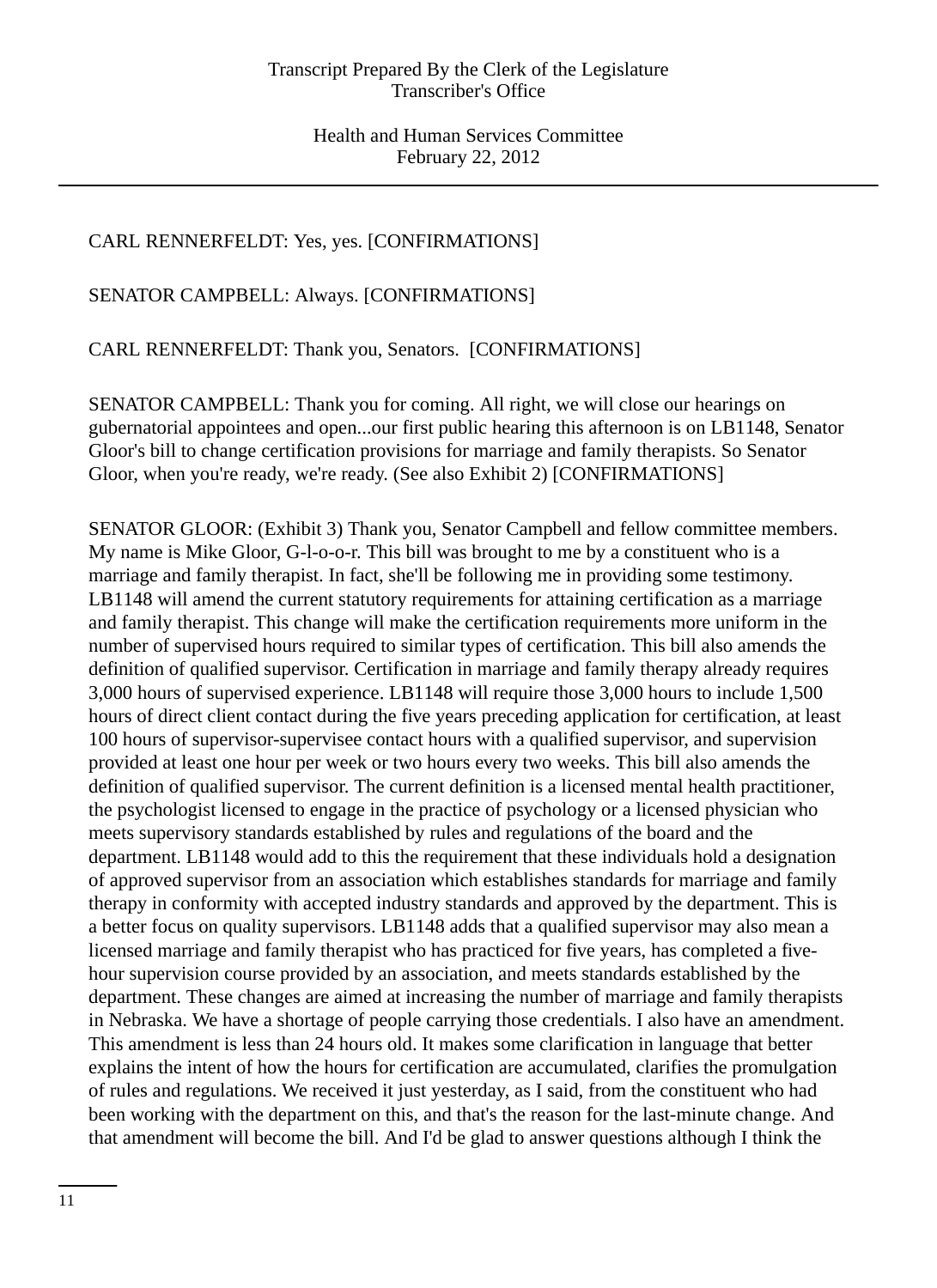CARL RENNERFELDT: Yes, yes. [CONFIRMATIONS]

SENATOR CAMPBELL: Always. [CONFIRMATIONS]

CARL RENNERFELDT: Thank you, Senators. [CONFIRMATIONS]

SENATOR CAMPBELL: Thank you for coming. All right, we will close our hearings on gubernatorial appointees and open...our first public hearing this afternoon is on LB1148, Senator Gloor's bill to change certification provisions for marriage and family therapists. So Senator Gloor, when you're ready, we're ready. (See also Exhibit 2) [CONFIRMATIONS]

SENATOR GLOOR: (Exhibit 3) Thank you, Senator Campbell and fellow committee members. My name is Mike Gloor, G-l-o-o-r. This bill was brought to me by a constituent who is a marriage and family therapist. In fact, she'll be following me in providing some testimony. LB1148 will amend the current statutory requirements for attaining certification as a marriage and family therapist. This change will make the certification requirements more uniform in the number of supervised hours required to similar types of certification. This bill also amends the definition of qualified supervisor. Certification in marriage and family therapy already requires 3,000 hours of supervised experience. LB1148 will require those 3,000 hours to include 1,500 hours of direct client contact during the five years preceding application for certification, at least 100 hours of supervisor-supervisee contact hours with a qualified supervisor, and supervision provided at least one hour per week or two hours every two weeks. This bill also amends the definition of qualified supervisor. The current definition is a licensed mental health practitioner, the psychologist licensed to engage in the practice of psychology or a licensed physician who meets supervisory standards established by rules and regulations of the board and the department. LB1148 would add to this the requirement that these individuals hold a designation of approved supervisor from an association which establishes standards for marriage and family therapy in conformity with accepted industry standards and approved by the department. This is a better focus on quality supervisors. LB1148 adds that a qualified supervisor may also mean a licensed marriage and family therapist who has practiced for five years, has completed a five-hour supervision course provided by an association, and meets standards established by the department. These changes are aimed at increasing the number of marriage and family therapists in Nebraska. We have a shortage of people carrying those credentials. I also have an amendment. This amendment is less than 24 hours old. It makes some clarification in language that better explains the intent of how the hours for certification are accumulated, clarifies the promulgation of rules and regulations. We received it just yesterday, as I said, from the constituent who had been working with the department on this, and that's the reason for the last-minute change. And that amendment will become the bill. And I'd be glad to answer questions although I think the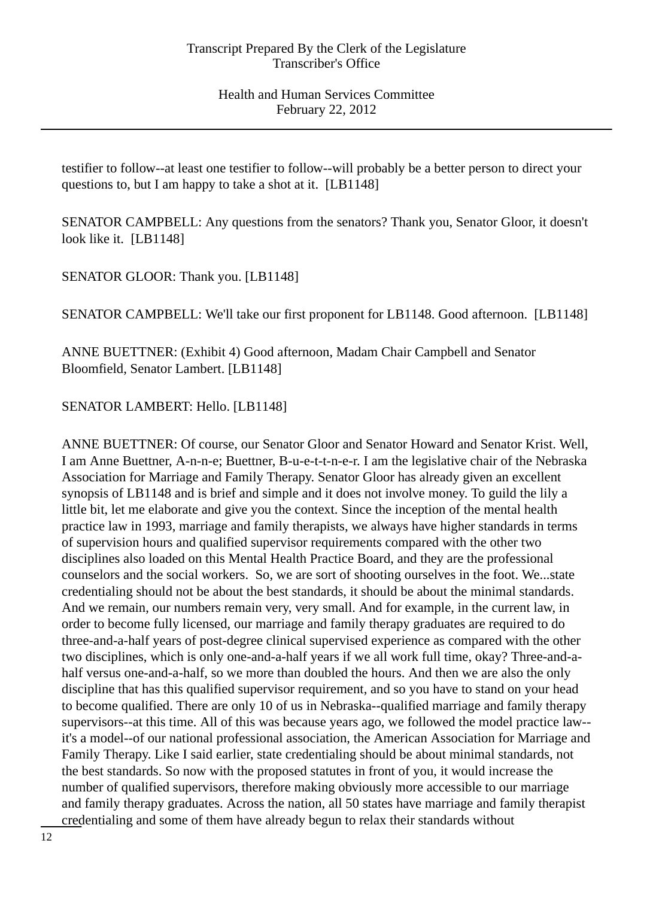testifier to follow--at least one testifier to follow--will probably be a better person to direct your questions to, but I am happy to take a shot at it. [LB1148]

SENATOR CAMPBELL: Any questions from the senators? Thank you, Senator Gloor, it doesn't look like it. [LB1148]

SENATOR GLOOR: Thank you. [LB1148]

SENATOR CAMPBELL: We'll take our first proponent for LB1148. Good afternoon. [LB1148]

ANNE BUETTNER: (Exhibit 4) Good afternoon, Madam Chair Campbell and Senator Bloomfield, Senator Lambert. [LB1148]

SENATOR LAMBERT: Hello. [LB1148]

ANNE BUETTNER: Of course, our Senator Gloor and Senator Howard and Senator Krist. Well, I am Anne Buettner, A-n-n-e; Buettner, B-u-e-t-t-n-e-r. I am the legislative chair of the Nebraska Association for Marriage and Family Therapy. Senator Gloor has already given an excellent synopsis of LB1148 and is brief and simple and it does not involve money. To guild the lily a little bit, let me elaborate and give you the context. Since the inception of the mental health practice law in 1993, marriage and family therapists, we always have higher standards in terms of supervision hours and qualified supervisor requirements compared with the other two disciplines also loaded on this Mental Health Practice Board, and they are the professional counselors and the social workers. So, we are sort of shooting ourselves in the foot. We...state credentialing should not be about the best standards, it should be about the minimal standards. And we remain, our numbers remain very, very small. And for example, in the current law, in order to become fully licensed, our marriage and family therapy graduates are required to do three-and-a-half years of post-degree clinical supervised experience as compared with the other two disciplines, which is only one-and-a-half years if we all work full time, okay? Three-and-a-half versus one-and-a-half, so we more than doubled the hours. And then we are also the only discipline that has this qualified supervisor requirement, and so you have to stand on your head to become qualified. There are only 10 of us in Nebraska--qualified marriage and family therapy supervisors--at this time. All of this was because years ago, we followed the model practice law--it's a model--of our national professional association, the American Association for Marriage and Family Therapy. Like I said earlier, state credentialing should be about minimal standards, not the best standards. So now with the proposed statutes in front of you, it would increase the number of qualified supervisors, therefore making obviously more accessible to our marriage and family therapy graduates. Across the nation, all 50 states have marriage and family therapist credentialing and some of them have already begun to relax their standards without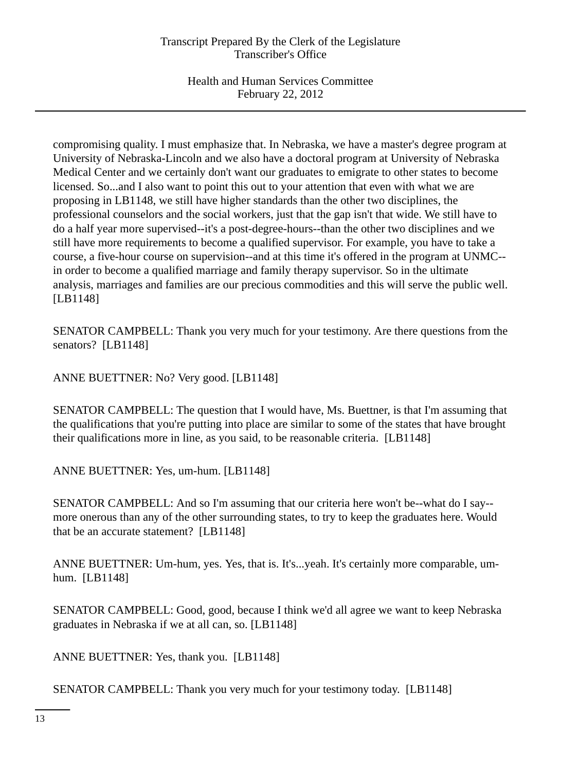compromising quality. I must emphasize that. In Nebraska, we have a master's degree program at University of Nebraska-Lincoln and we also have a doctoral program at University of Nebraska Medical Center and we certainly don't want our graduates to emigrate to other states to become licensed. So...and I also want to point this out to your attention that even with what we are proposing in LB1148, we still have higher standards than the other two disciplines, the professional counselors and the social workers, just that the gap isn't that wide. We still have to do a half year more supervised--it's a post-degree-hours--than the other two disciplines and we still have more requirements to become a qualified supervisor. For example, you have to take a course, a five-hour course on supervision--and at this time it's offered in the program at UNMC--in order to become a qualified marriage and family therapy supervisor. So in the ultimate analysis, marriages and families are our precious commodities and this will serve the public well. [LB1148]

SENATOR CAMPBELL: Thank you very much for your testimony. Are there questions from the senators? [LB1148]

ANNE BUETTNER: No? Very good. [LB1148]

SENATOR CAMPBELL: The question that I would have, Ms. Buettner, is that I'm assuming that the qualifications that you're putting into place are similar to some of the states that have brought their qualifications more in line, as you said, to be reasonable criteria. [LB1148]

ANNE BUETTNER: Yes, um-hum. [LB1148]

SENATOR CAMPBELL: And so I'm assuming that our criteria here won't be--what do I say--more onerous than any of the other surrounding states, to try to keep the graduates here. Would that be an accurate statement? [LB1148]

ANNE BUETTNER: Um-hum, yes. Yes, that is. It's...yeah. It's certainly more comparable, um-hum. [LB1148]

SENATOR CAMPBELL: Good, good, because I think we'd all agree we want to keep Nebraska graduates in Nebraska if we at all can, so. [LB1148]

ANNE BUETTNER: Yes, thank you. [LB1148]

SENATOR CAMPBELL: Thank you very much for your testimony today. [LB1148]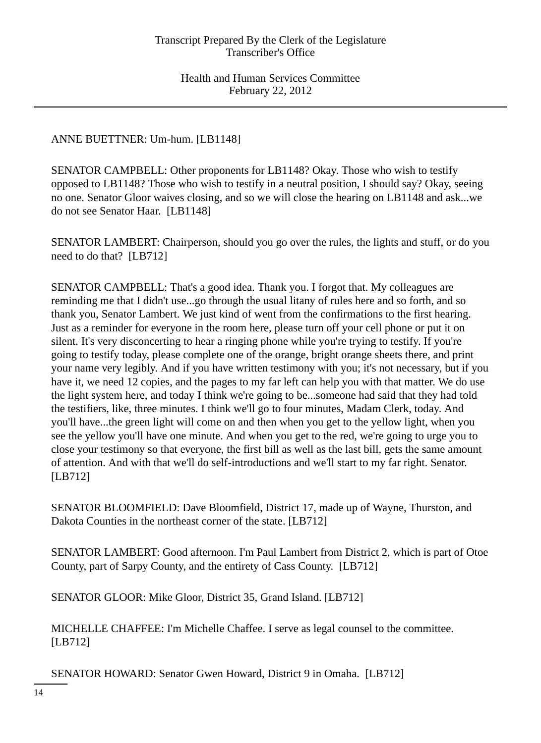ANNE BUETTNER: Um-hum. [LB1148]

SENATOR CAMPBELL: Other proponents for LB1148? Okay. Those who wish to testify opposed to LB1148? Those who wish to testify in a neutral position, I should say? Okay, seeing no one. Senator Gloor waives closing, and so we will close the hearing on LB1148 and ask...we do not see Senator Haar. [LB1148]

SENATOR LAMBERT: Chairperson, should you go over the rules, the lights and stuff, or do you need to do that? [LB712]

SENATOR CAMPBELL: That's a good idea. Thank you. I forgot that. My colleagues are reminding me that I didn't use...go through the usual litany of rules here and so forth, and so thank you, Senator Lambert. We just kind of went from the confirmations to the first hearing. Just as a reminder for everyone in the room here, please turn off your cell phone or put it on silent. It's very disconcerting to hear a ringing phone while you're trying to testify. If you're going to testify today, please complete one of the orange, bright orange sheets there, and print your name very legibly. And if you have written testimony with you; it's not necessary, but if you have it, we need 12 copies, and the pages to my far left can help you with that matter. We do use the light system here, and today I think we're going to be...someone had said that they had told the testifiers, like, three minutes. I think we'll go to four minutes, Madam Clerk, today. And you'll have...the green light will come on and then when you get to the yellow light, when you see the yellow you'll have one minute. And when you get to the red, we're going to urge you to close your testimony so that everyone, the first bill as well as the last bill, gets the same amount of attention. And with that we'll do self-introductions and we'll start to my far right. Senator. [LB712]

SENATOR BLOOMFIELD: Dave Bloomfield, District 17, made up of Wayne, Thurston, and Dakota Counties in the northeast corner of the state. [LB712]

SENATOR LAMBERT: Good afternoon. I'm Paul Lambert from District 2, which is part of Otoe County, part of Sarpy County, and the entirety of Cass County. [LB712]

SENATOR GLOOR: Mike Gloor, District 35, Grand Island. [LB712]

MICHELLE CHAFFEE: I'm Michelle Chaffee. I serve as legal counsel to the committee. [LB712]

SENATOR HOWARD: Senator Gwen Howard, District 9 in Omaha. [LB712]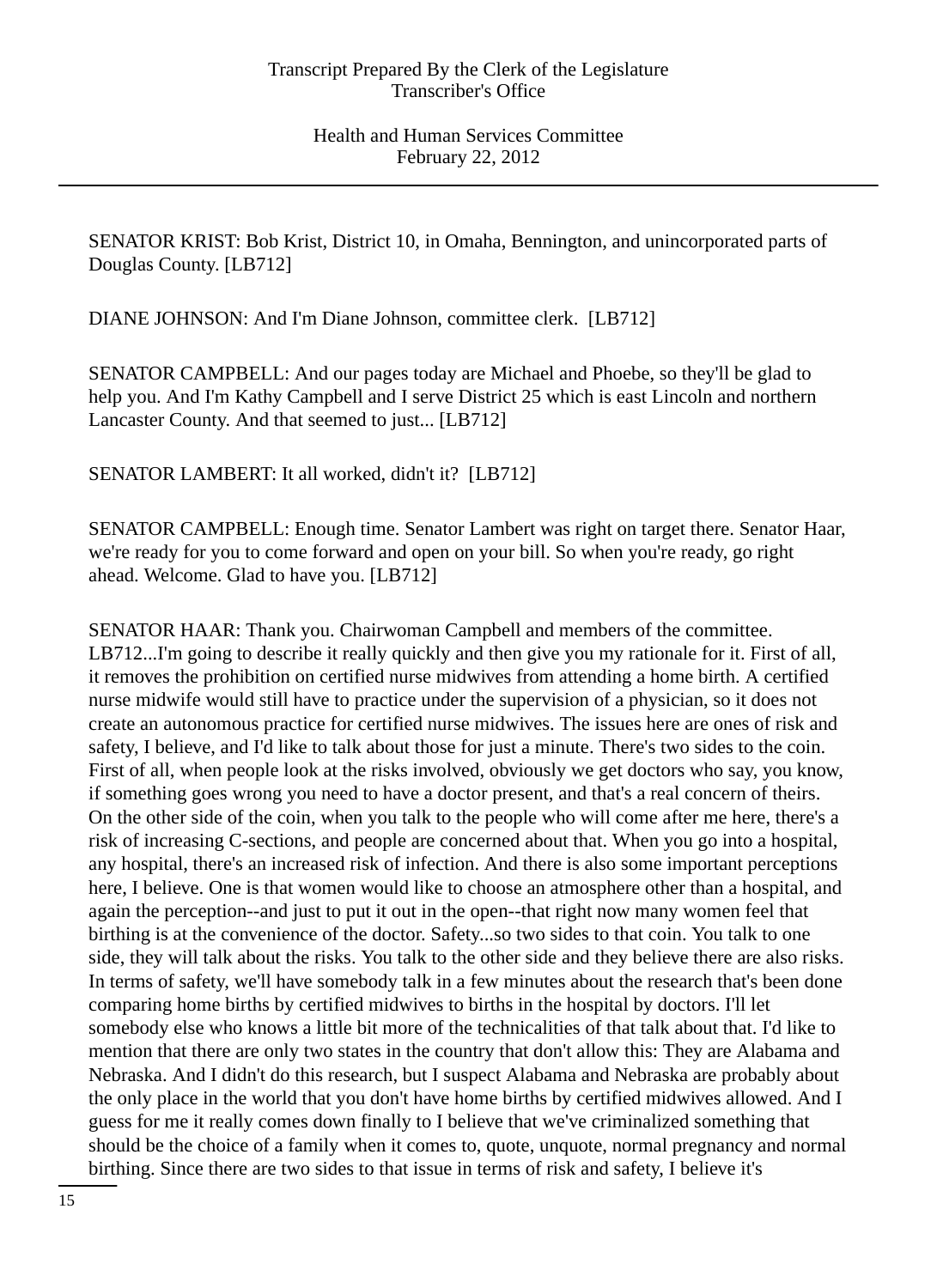SENATOR KRIST: Bob Krist, District 10, in Omaha, Bennington, and unincorporated parts of Douglas County. [LB712]

DIANE JOHNSON: And I'm Diane Johnson, committee clerk. [LB712]

SENATOR CAMPBELL: And our pages today are Michael and Phoebe, so they'll be glad to help you. And I'm Kathy Campbell and I serve District 25 which is east Lincoln and northern Lancaster County. And that seemed to just... [LB712]

SENATOR LAMBERT: It all worked, didn't it? [LB712]

SENATOR CAMPBELL: Enough time. Senator Lambert was right on target there. Senator Haar, we're ready for you to come forward and open on your bill. So when you're ready, go right ahead. Welcome. Glad to have you. [LB712]

SENATOR HAAR: Thank you. Chairwoman Campbell and members of the committee. LB712...I'm going to describe it really quickly and then give you my rationale for it. First of all, it removes the prohibition on certified nurse midwives from attending a home birth. A certified nurse midwife would still have to practice under the supervision of a physician, so it does not create an autonomous practice for certified nurse midwives. The issues here are ones of risk and safety, I believe, and I'd like to talk about those for just a minute. There's two sides to the coin. First of all, when people look at the risks involved, obviously we get doctors who say, you know, if something goes wrong you need to have a doctor present, and that's a real concern of theirs. On the other side of the coin, when you talk to the people who will come after me here, there's a risk of increasing C-sections, and people are concerned about that. When you go into a hospital, any hospital, there's an increased risk of infection. And there is also some important perceptions here, I believe. One is that women would like to choose an atmosphere other than a hospital, and again the perception--and just to put it out in the open--that right now many women feel that birthing is at the convenience of the doctor. Safety...so two sides to that coin. You talk to one side, they will talk about the risks. You talk to the other side and they believe there are also risks. In terms of safety, we'll have somebody talk in a few minutes about the research that's been done comparing home births by certified midwives to births in the hospital by doctors. I'll let somebody else who knows a little bit more of the technicalities of that talk about that. I'd like to mention that there are only two states in the country that don't allow this: They are Alabama and Nebraska. And I didn't do this research, but I suspect Alabama and Nebraska are probably about the only place in the world that you don't have home births by certified midwives allowed. And I guess for me it really comes down finally to I believe that we've criminalized something that should be the choice of a family when it comes to, quote, unquote, normal pregnancy and normal birthing. Since there are two sides to that issue in terms of risk and safety, I believe it's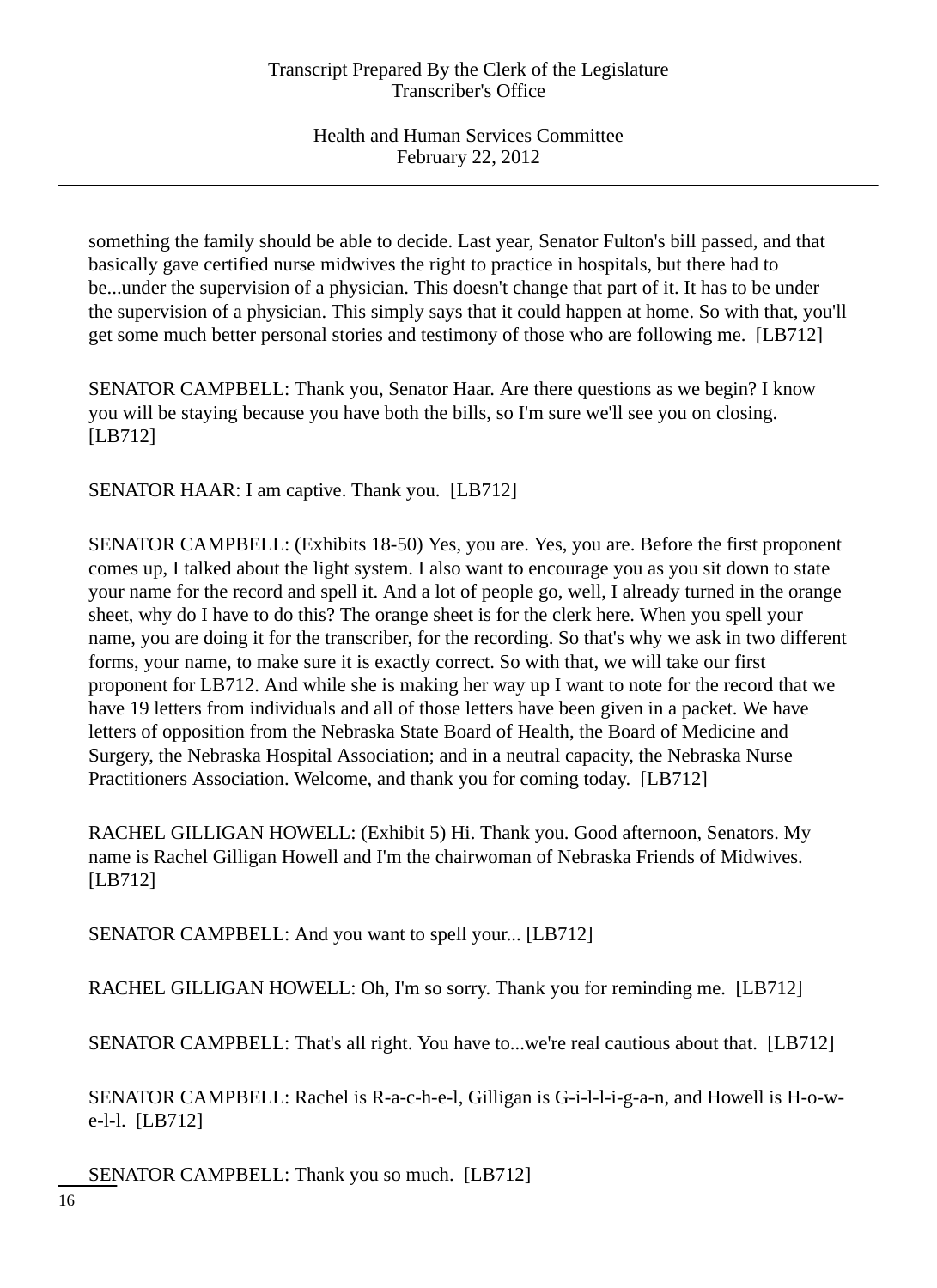something the family should be able to decide. Last year, Senator Fulton's bill passed, and that basically gave certified nurse midwives the right to practice in hospitals, but there had to be...under the supervision of a physician. This doesn't change that part of it. It has to be under the supervision of a physician. This simply says that it could happen at home. So with that, you'll get some much better personal stories and testimony of those who are following me. [LB712]

SENATOR CAMPBELL: Thank you, Senator Haar. Are there questions as we begin? I know you will be staying because you have both the bills, so I'm sure we'll see you on closing. [LB712]

SENATOR HAAR: I am captive. Thank you. [LB712]

SENATOR CAMPBELL: (Exhibits 18-50) Yes, you are. Yes, you are. Before the first proponent comes up, I talked about the light system. I also want to encourage you as you sit down to state your name for the record and spell it. And a lot of people go, well, I already turned in the orange sheet, why do I have to do this? The orange sheet is for the clerk here. When you spell your name, you are doing it for the transcriber, for the recording. So that's why we ask in two different forms, your name, to make sure it is exactly correct. So with that, we will take our first proponent for LB712. And while she is making her way up I want to note for the record that we have 19 letters from individuals and all of those letters have been given in a packet. We have letters of opposition from the Nebraska State Board of Health, the Board of Medicine and Surgery, the Nebraska Hospital Association; and in a neutral capacity, the Nebraska Nurse Practitioners Association. Welcome, and thank you for coming today. [LB712]

RACHEL GILLIGAN HOWELL: (Exhibit 5) Hi. Thank you. Good afternoon, Senators. My name is Rachel Gilligan Howell and I'm the chairwoman of Nebraska Friends of Midwives. [LB712]

SENATOR CAMPBELL: And you want to spell your... [LB712]

RACHEL GILLIGAN HOWELL: Oh, I'm so sorry. Thank you for reminding me. [LB712]

SENATOR CAMPBELL: That's all right. You have to...we're real cautious about that. [LB712]

SENATOR CAMPBELL: Rachel is R-a-c-h-e-l, Gilligan is G-i-l-l-i-g-a-n, and Howell is H-o-w-e-l-l. [LB712]

SENATOR CAMPBELL: Thank you so much. [LB712]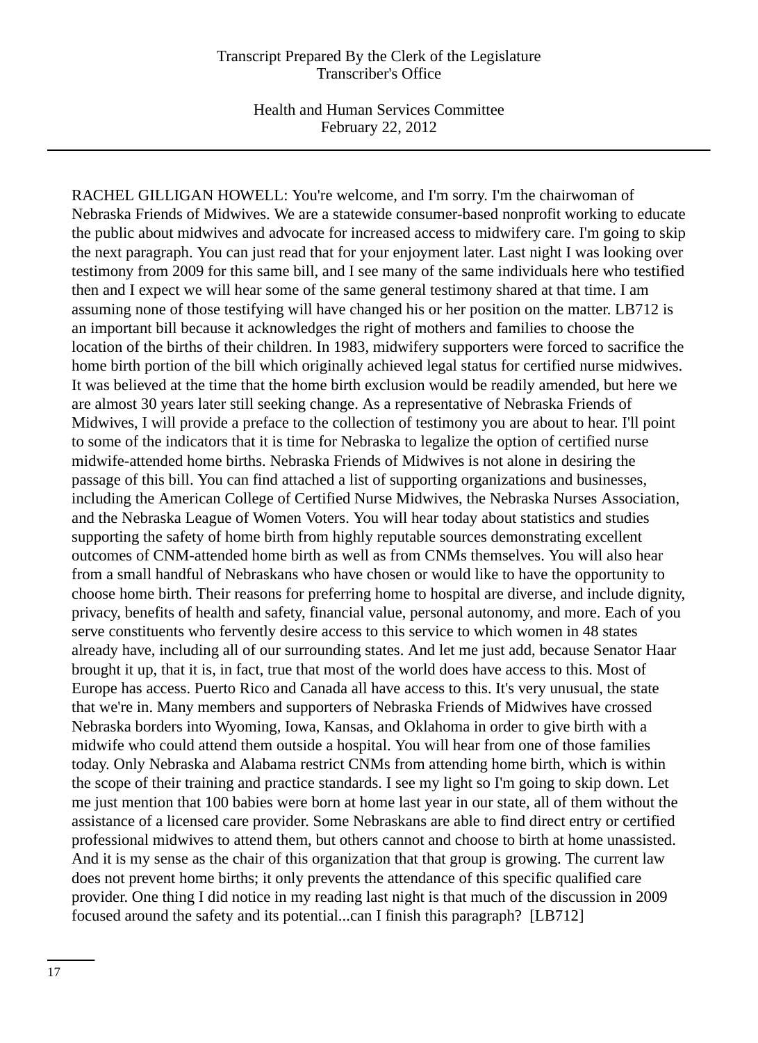RACHEL GILLIGAN HOWELL: You're welcome, and I'm sorry. I'm the chairwoman of Nebraska Friends of Midwives. We are a statewide consumer-based nonprofit working to educate the public about midwives and advocate for increased access to midwifery care. I'm going to skip the next paragraph. You can just read that for your enjoyment later. Last night I was looking over testimony from 2009 for this same bill, and I see many of the same individuals here who testified then and I expect we will hear some of the same general testimony shared at that time. I am assuming none of those testifying will have changed his or her position on the matter. LB712 is an important bill because it acknowledges the right of mothers and families to choose the location of the births of their children. In 1983, midwifery supporters were forced to sacrifice the home birth portion of the bill which originally achieved legal status for certified nurse midwives. It was believed at the time that the home birth exclusion would be readily amended, but here we are almost 30 years later still seeking change. As a representative of Nebraska Friends of Midwives, I will provide a preface to the collection of testimony you are about to hear. I'll point to some of the indicators that it is time for Nebraska to legalize the option of certified nurse midwife-attended home births. Nebraska Friends of Midwives is not alone in desiring the passage of this bill. You can find attached a list of supporting organizations and businesses, including the American College of Certified Nurse Midwives, the Nebraska Nurses Association, and the Nebraska League of Women Voters. You will hear today about statistics and studies supporting the safety of home birth from highly reputable sources demonstrating excellent outcomes of CNM-attended home birth as well as from CNMs themselves. You will also hear from a small handful of Nebraskans who have chosen or would like to have the opportunity to choose home birth. Their reasons for preferring home to hospital are diverse, and include dignity, privacy, benefits of health and safety, financial value, personal autonomy, and more. Each of you serve constituents who fervently desire access to this service to which women in 48 states already have, including all of our surrounding states. And let me just add, because Senator Haar brought it up, that it is, in fact, true that most of the world does have access to this. Most of Europe has access. Puerto Rico and Canada all have access to this. It's very unusual, the state that we're in. Many members and supporters of Nebraska Friends of Midwives have crossed Nebraska borders into Wyoming, Iowa, Kansas, and Oklahoma in order to give birth with a midwife who could attend them outside a hospital. You will hear from one of those families today. Only Nebraska and Alabama restrict CNMs from attending home birth, which is within the scope of their training and practice standards. I see my light so I'm going to skip down. Let me just mention that 100 babies were born at home last year in our state, all of them without the assistance of a licensed care provider. Some Nebraskans are able to find direct entry or certified professional midwives to attend them, but others cannot and choose to birth at home unassisted. And it is my sense as the chair of this organization that that group is growing. The current law does not prevent home births; it only prevents the attendance of this specific qualified care provider. One thing I did notice in my reading last night is that much of the discussion in 2009 focused around the safety and its potential...can I finish this paragraph? [LB712]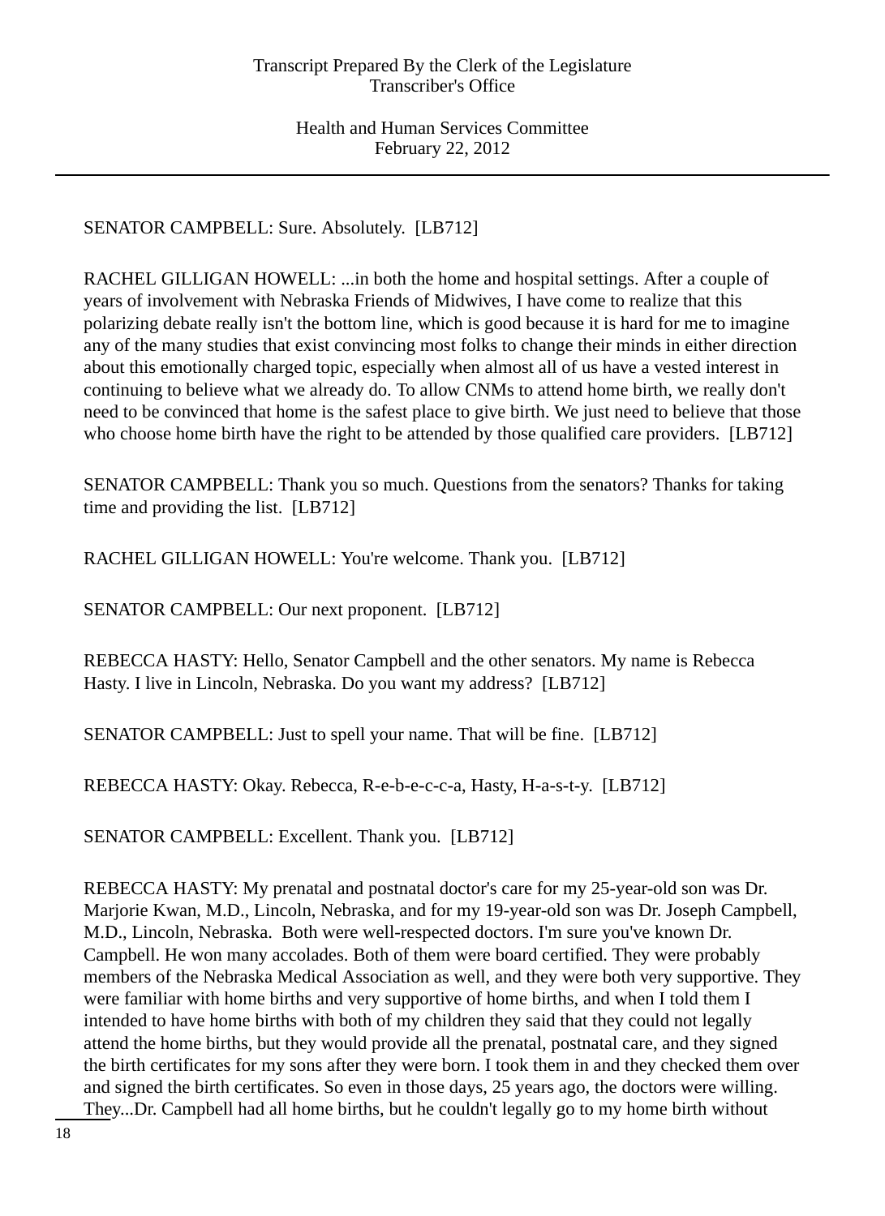SENATOR CAMPBELL: Sure. Absolutely. [LB712]

RACHEL GILLIGAN HOWELL: ...in both the home and hospital settings. After a couple of years of involvement with Nebraska Friends of Midwives, I have come to realize that this polarizing debate really isn't the bottom line, which is good because it is hard for me to imagine any of the many studies that exist convincing most folks to change their minds in either direction about this emotionally charged topic, especially when almost all of us have a vested interest in continuing to believe what we already do. To allow CNMs to attend home birth, we really don't need to be convinced that home is the safest place to give birth. We just need to believe that those who choose home birth have the right to be attended by those qualified care providers. [LB712]

SENATOR CAMPBELL: Thank you so much. Questions from the senators? Thanks for taking time and providing the list. [LB712]

RACHEL GILLIGAN HOWELL: You're welcome. Thank you. [LB712]

SENATOR CAMPBELL: Our next proponent. [LB712]

REBECCA HASTY: Hello, Senator Campbell and the other senators. My name is Rebecca Hasty. I live in Lincoln, Nebraska. Do you want my address? [LB712]

SENATOR CAMPBELL: Just to spell your name. That will be fine. [LB712]

REBECCA HASTY: Okay. Rebecca, R-e-b-e-c-c-a, Hasty, H-a-s-t-y. [LB712]

SENATOR CAMPBELL: Excellent. Thank you. [LB712]

REBECCA HASTY: My prenatal and postnatal doctor's care for my 25-year-old son was Dr. Marjorie Kwan, M.D., Lincoln, Nebraska, and for my 19-year-old son was Dr. Joseph Campbell, M.D., Lincoln, Nebraska. Both were well-respected doctors. I'm sure you've known Dr. Campbell. He won many accolades. Both of them were board certified. They were probably members of the Nebraska Medical Association as well, and they were both very supportive. They were familiar with home births and very supportive of home births, and when I told them I intended to have home births with both of my children they said that they could not legally attend the home births, but they would provide all the prenatal, postnatal care, and they signed the birth certificates for my sons after they were born. I took them in and they checked them over and signed the birth certificates. So even in those days, 25 years ago, the doctors were willing. They...Dr. Campbell had all home births, but he couldn't legally go to my home birth without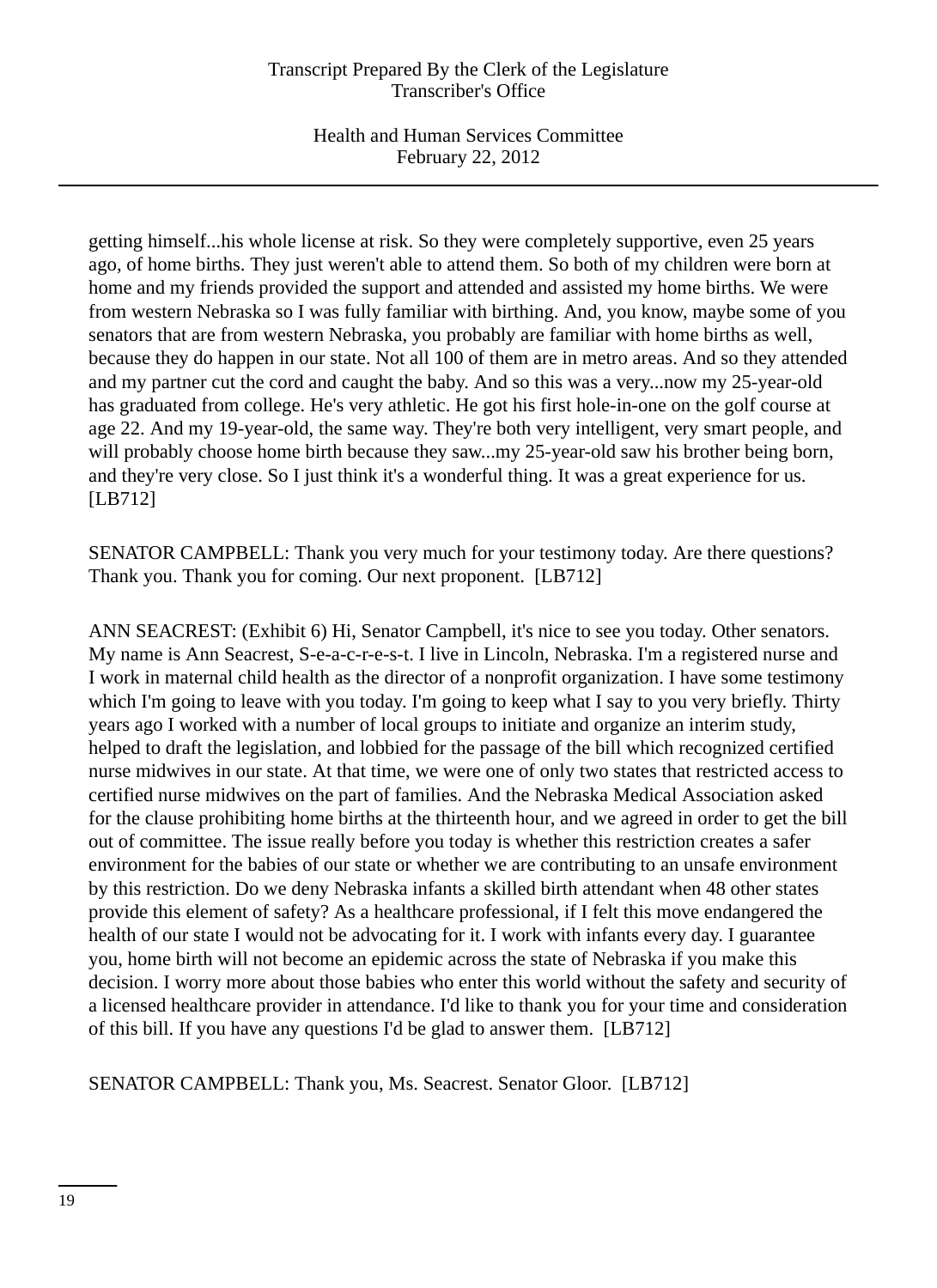getting himself...his whole license at risk. So they were completely supportive, even 25 years ago, of home births. They just weren't able to attend them. So both of my children were born at home and my friends provided the support and attended and assisted my home births. We were from western Nebraska so I was fully familiar with birthing. And, you know, maybe some of you senators that are from western Nebraska, you probably are familiar with home births as well, because they do happen in our state. Not all 100 of them are in metro areas. And so they attended and my partner cut the cord and caught the baby. And so this was a very...now my 25-year-old has graduated from college. He's very athletic. He got his first hole-in-one on the golf course at age 22. And my 19-year-old, the same way. They're both very intelligent, very smart people, and will probably choose home birth because they saw...my 25-year-old saw his brother being born, and they're very close. So I just think it's a wonderful thing. It was a great experience for us. [LB712]

SENATOR CAMPBELL: Thank you very much for your testimony today. Are there questions? Thank you. Thank you for coming. Our next proponent. [LB712]

ANN SEACREST: (Exhibit 6) Hi, Senator Campbell, it's nice to see you today. Other senators. My name is Ann Seacrest, S-e-a-c-r-e-s-t. I live in Lincoln, Nebraska. I'm a registered nurse and I work in maternal child health as the director of a nonprofit organization. I have some testimony which I'm going to leave with you today. I'm going to keep what I say to you very briefly. Thirty years ago I worked with a number of local groups to initiate and organize an interim study, helped to draft the legislation, and lobbied for the passage of the bill which recognized certified nurse midwives in our state. At that time, we were one of only two states that restricted access to certified nurse midwives on the part of families. And the Nebraska Medical Association asked for the clause prohibiting home births at the thirteenth hour, and we agreed in order to get the bill out of committee. The issue really before you today is whether this restriction creates a safer environment for the babies of our state or whether we are contributing to an unsafe environment by this restriction. Do we deny Nebraska infants a skilled birth attendant when 48 other states provide this element of safety? As a healthcare professional, if I felt this move endangered the health of our state I would not be advocating for it. I work with infants every day. I guarantee you, home birth will not become an epidemic across the state of Nebraska if you make this decision. I worry more about those babies who enter this world without the safety and security of a licensed healthcare provider in attendance. I'd like to thank you for your time and consideration of this bill. If you have any questions I'd be glad to answer them. [LB712]

SENATOR CAMPBELL: Thank you, Ms. Seacrest. Senator Gloor. [LB712]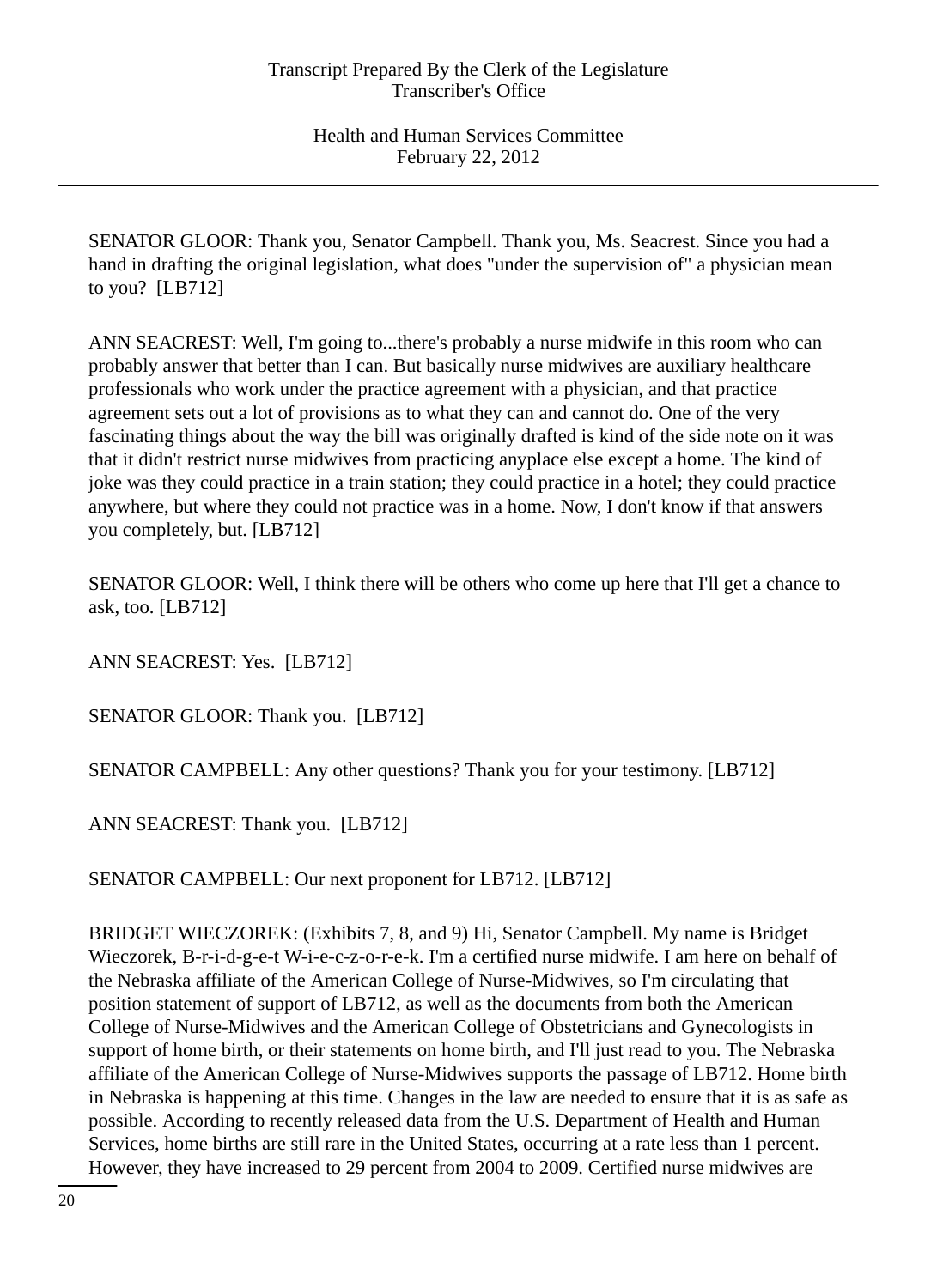SENATOR GLOOR: Thank you, Senator Campbell. Thank you, Ms. Seacrest. Since you had a hand in drafting the original legislation, what does "under the supervision of" a physician mean to you? [LB712]

ANN SEACREST: Well, I'm going to...there's probably a nurse midwife in this room who can probably answer that better than I can. But basically nurse midwives are auxiliary healthcare professionals who work under the practice agreement with a physician, and that practice agreement sets out a lot of provisions as to what they can and cannot do. One of the very fascinating things about the way the bill was originally drafted is kind of the side note on it was that it didn't restrict nurse midwives from practicing anyplace else except a home. The kind of joke was they could practice in a train station; they could practice in a hotel; they could practice anywhere, but where they could not practice was in a home. Now, I don't know if that answers you completely, but. [LB712]

SENATOR GLOOR: Well, I think there will be others who come up here that I'll get a chance to ask, too. [LB712]

ANN SEACREST: Yes. [LB712]

SENATOR GLOOR: Thank you. [LB712]

SENATOR CAMPBELL: Any other questions? Thank you for your testimony. [LB712]

ANN SEACREST: Thank you. [LB712]

SENATOR CAMPBELL: Our next proponent for LB712. [LB712]

BRIDGET WIECZOREK: (Exhibits 7, 8, and 9) Hi, Senator Campbell. My name is Bridget Wieczorek, B-r-i-d-g-e-t W-i-e-c-z-o-r-e-k. I'm a certified nurse midwife. I am here on behalf of the Nebraska affiliate of the American College of Nurse-Midwives, so I'm circulating that position statement of support of LB712, as well as the documents from both the American College of Nurse-Midwives and the American College of Obstetricians and Gynecologists in support of home birth, or their statements on home birth, and I'll just read to you. The Nebraska affiliate of the American College of Nurse-Midwives supports the passage of LB712. Home birth in Nebraska is happening at this time. Changes in the law are needed to ensure that it is as safe as possible. According to recently released data from the U.S. Department of Health and Human Services, home births are still rare in the United States, occurring at a rate less than 1 percent. However, they have increased to 29 percent from 2004 to 2009. Certified nurse midwives are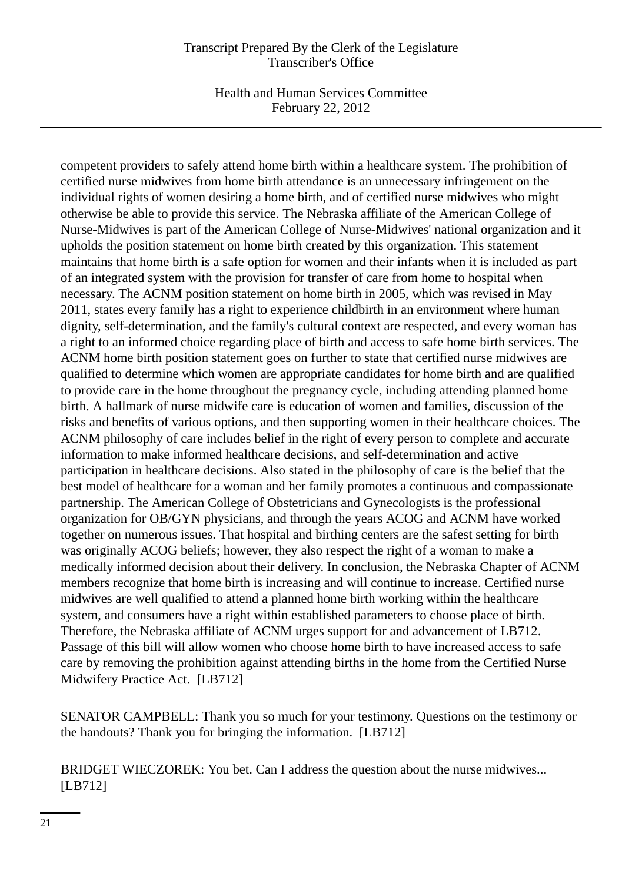competent providers to safely attend home birth within a healthcare system. The prohibition of certified nurse midwives from home birth attendance is an unnecessary infringement on the individual rights of women desiring a home birth, and of certified nurse midwives who might otherwise be able to provide this service. The Nebraska affiliate of the American College of Nurse-Midwives is part of the American College of Nurse-Midwives' national organization and it upholds the position statement on home birth created by this organization. This statement maintains that home birth is a safe option for women and their infants when it is included as part of an integrated system with the provision for transfer of care from home to hospital when necessary. The ACNM position statement on home birth in 2005, which was revised in May 2011, states every family has a right to experience childbirth in an environment where human dignity, self-determination, and the family's cultural context are respected, and every woman has a right to an informed choice regarding place of birth and access to safe home birth services. The ACNM home birth position statement goes on further to state that certified nurse midwives are qualified to determine which women are appropriate candidates for home birth and are qualified to provide care in the home throughout the pregnancy cycle, including attending planned home birth. A hallmark of nurse midwife care is education of women and families, discussion of the risks and benefits of various options, and then supporting women in their healthcare choices. The ACNM philosophy of care includes belief in the right of every person to complete and accurate information to make informed healthcare decisions, and self-determination and active participation in healthcare decisions. Also stated in the philosophy of care is the belief that the best model of healthcare for a woman and her family promotes a continuous and compassionate partnership. The American College of Obstetricians and Gynecologists is the professional organization for OB/GYN physicians, and through the years ACOG and ACNM have worked together on numerous issues. That hospital and birthing centers are the safest setting for birth was originally ACOG beliefs; however, they also respect the right of a woman to make a medically informed decision about their delivery. In conclusion, the Nebraska Chapter of ACNM members recognize that home birth is increasing and will continue to increase. Certified nurse midwives are well qualified to attend a planned home birth working within the healthcare system, and consumers have a right within established parameters to choose place of birth. Therefore, the Nebraska affiliate of ACNM urges support for and advancement of LB712. Passage of this bill will allow women who choose home birth to have increased access to safe care by removing the prohibition against attending births in the home from the Certified Nurse Midwifery Practice Act. [LB712]

SENATOR CAMPBELL: Thank you so much for your testimony. Questions on the testimony or the handouts? Thank you for bringing the information. [LB712]

BRIDGET WIECZOREK: You bet. Can I address the question about the nurse midwives... [LB712]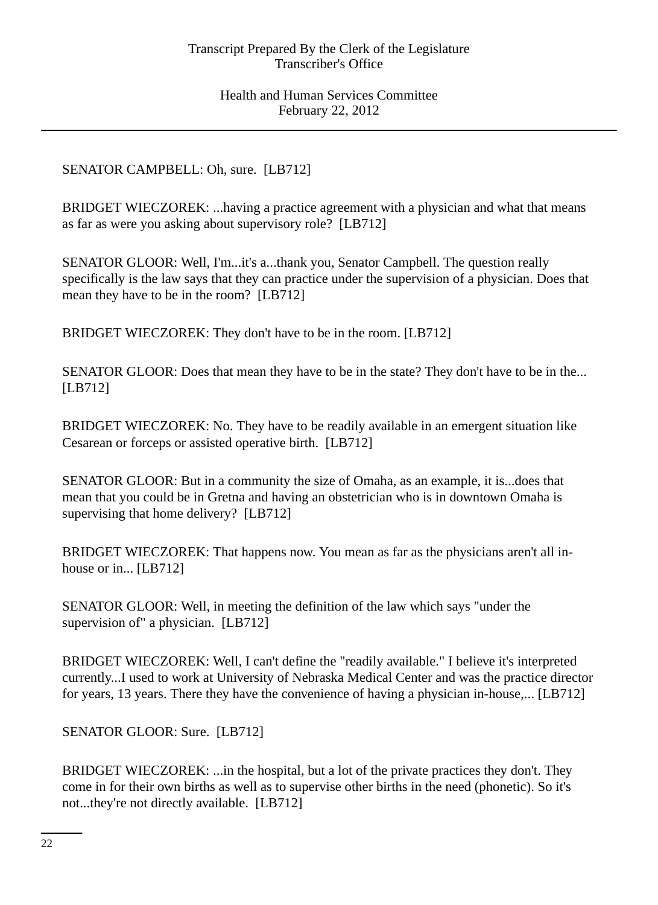SENATOR CAMPBELL: Oh, sure. [LB712]

BRIDGET WIECZOREK: ...having a practice agreement with a physician and what that means as far as were you asking about supervisory role? [LB712]

SENATOR GLOOR: Well, I'm...it's a...thank you, Senator Campbell. The question really specifically is the law says that they can practice under the supervision of a physician. Does that mean they have to be in the room? [LB712]

BRIDGET WIECZOREK: They don't have to be in the room. [LB712]

SENATOR GLOOR: Does that mean they have to be in the state? They don't have to be in the... [LB712]

BRIDGET WIECZOREK: No. They have to be readily available in an emergent situation like Cesarean or forceps or assisted operative birth. [LB712]

SENATOR GLOOR: But in a community the size of Omaha, as an example, it is...does that mean that you could be in Gretna and having an obstetrician who is in downtown Omaha is supervising that home delivery? [LB712]

BRIDGET WIECZOREK: That happens now. You mean as far as the physicians aren't all in-house or in... [LB712]

SENATOR GLOOR: Well, in meeting the definition of the law which says "under the supervision of" a physician. [LB712]

BRIDGET WIECZOREK: Well, I can't define the "readily available." I believe it's interpreted currently...I used to work at University of Nebraska Medical Center and was the practice director for years, 13 years. There they have the convenience of having a physician in-house,... [LB712]

SENATOR GLOOR: Sure. [LB712]

BRIDGET WIECZOREK: ...in the hospital, but a lot of the private practices they don't. They come in for their own births as well as to supervise other births in the need (phonetic). So it's not...they're not directly available. [LB712]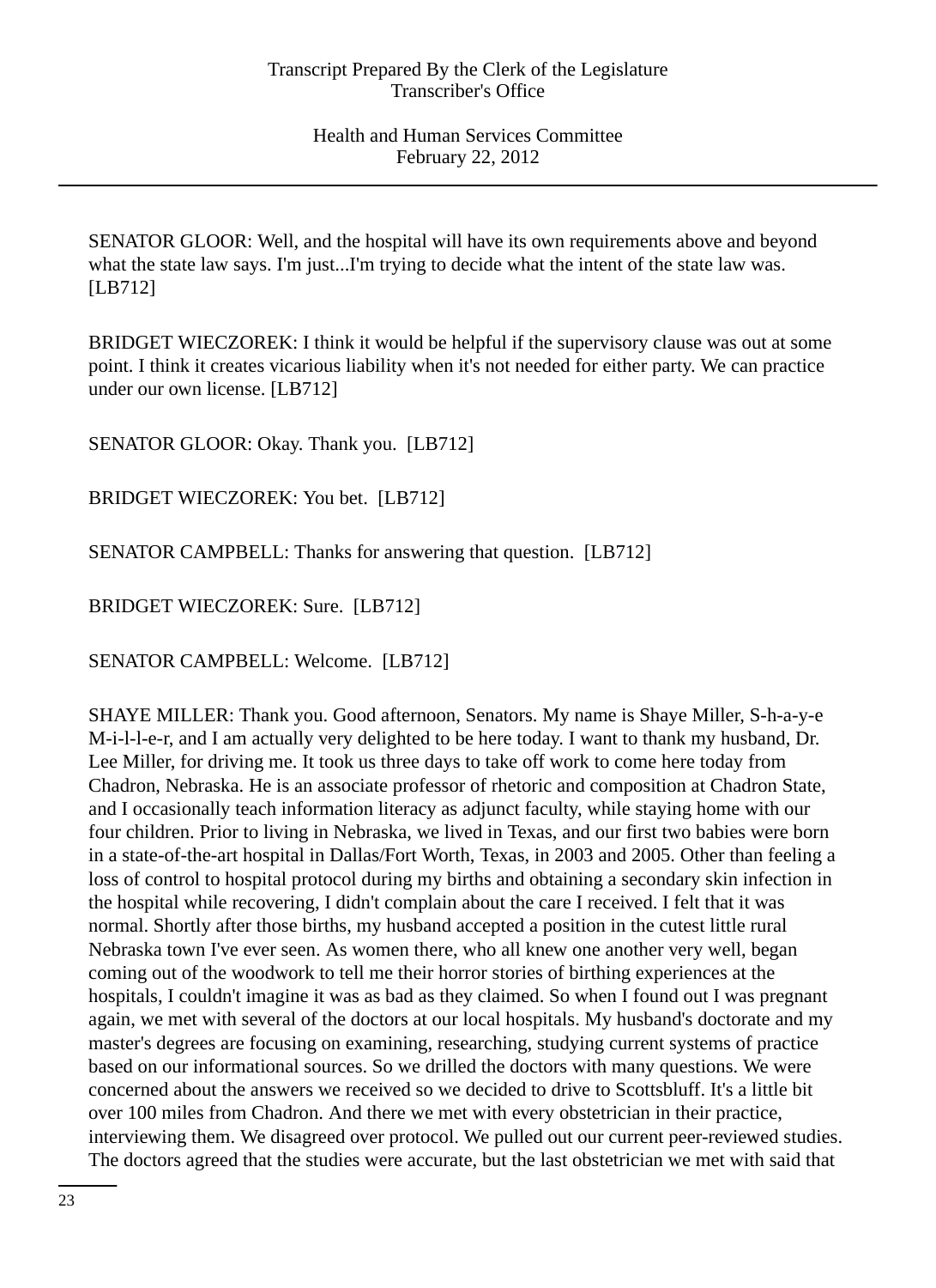SENATOR GLOOR: Well, and the hospital will have its own requirements above and beyond what the state law says. I'm just...I'm trying to decide what the intent of the state law was. [LB712]

BRIDGET WIECZOREK: I think it would be helpful if the supervisory clause was out at some point. I think it creates vicarious liability when it's not needed for either party. We can practice under our own license. [LB712]

SENATOR GLOOR: Okay. Thank you. [LB712]

BRIDGET WIECZOREK: You bet. [LB712]

SENATOR CAMPBELL: Thanks for answering that question. [LB712]

BRIDGET WIECZOREK: Sure. [LB712]

SENATOR CAMPBELL: Welcome. [LB712]

SHAYE MILLER: Thank you. Good afternoon, Senators. My name is Shaye Miller, S-h-a-y-e M-i-l-l-e-r, and I am actually very delighted to be here today. I want to thank my husband, Dr. Lee Miller, for driving me. It took us three days to take off work to come here today from Chadron, Nebraska. He is an associate professor of rhetoric and composition at Chadron State, and I occasionally teach information literacy as adjunct faculty, while staying home with our four children. Prior to living in Nebraska, we lived in Texas, and our first two babies were born in a state-of-the-art hospital in Dallas/Fort Worth, Texas, in 2003 and 2005. Other than feeling a loss of control to hospital protocol during my births and obtaining a secondary skin infection in the hospital while recovering, I didn't complain about the care I received. I felt that it was normal. Shortly after those births, my husband accepted a position in the cutest little rural Nebraska town I've ever seen. As women there, who all knew one another very well, began coming out of the woodwork to tell me their horror stories of birthing experiences at the hospitals, I couldn't imagine it was as bad as they claimed. So when I found out I was pregnant again, we met with several of the doctors at our local hospitals. My husband's doctorate and my master's degrees are focusing on examining, researching, studying current systems of practice based on our informational sources. So we drilled the doctors with many questions. We were concerned about the answers we received so we decided to drive to Scottsbluff. It's a little bit over 100 miles from Chadron. And there we met with every obstetrician in their practice, interviewing them. We disagreed over protocol. We pulled out our current peer-reviewed studies. The doctors agreed that the studies were accurate, but the last obstetrician we met with said that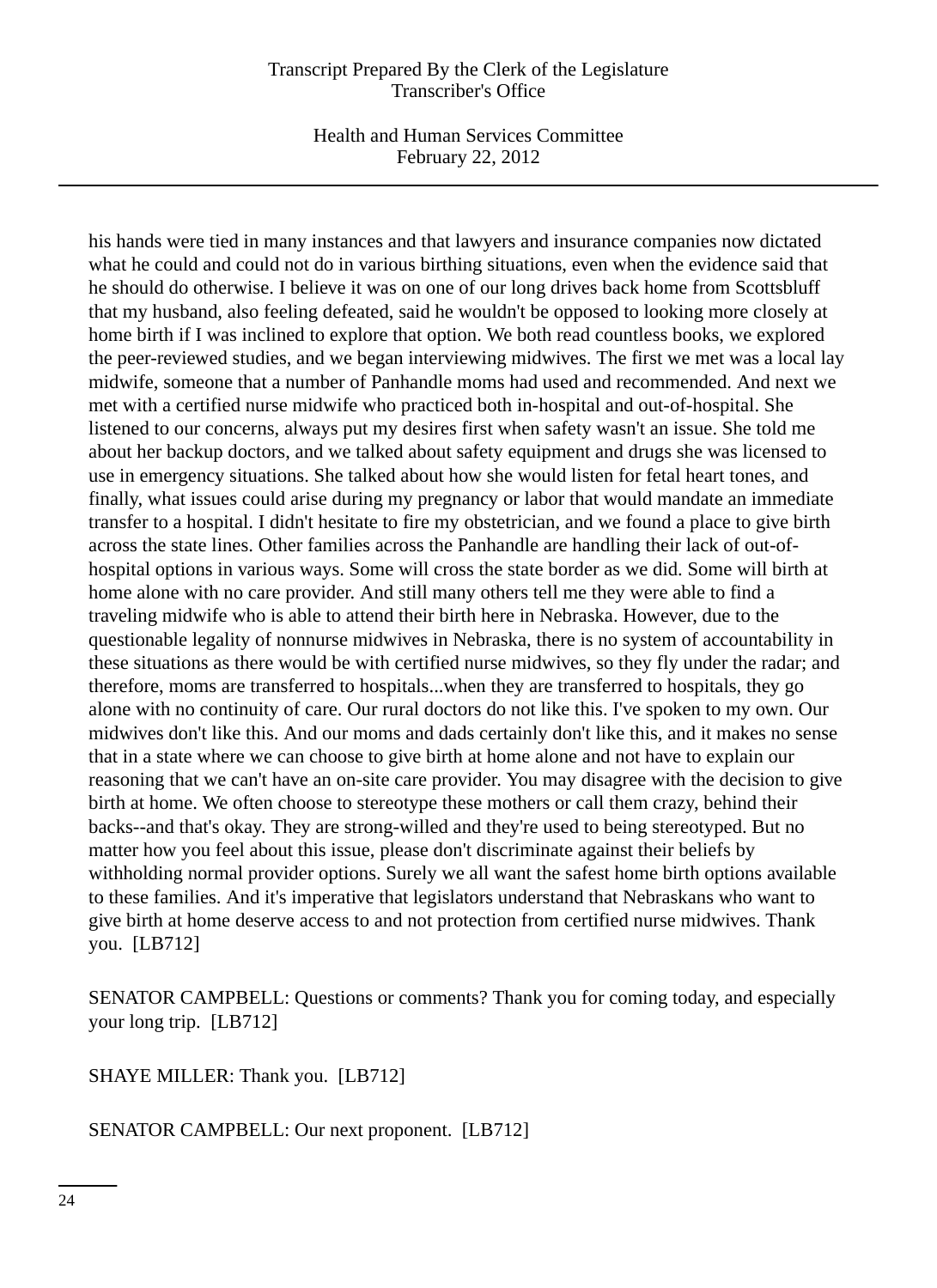his hands were tied in many instances and that lawyers and insurance companies now dictated what he could and could not do in various birthing situations, even when the evidence said that he should do otherwise. I believe it was on one of our long drives back home from Scottsbluff that my husband, also feeling defeated, said he wouldn't be opposed to looking more closely at home birth if I was inclined to explore that option. We both read countless books, we explored the peer-reviewed studies, and we began interviewing midwives. The first we met was a local lay midwife, someone that a number of Panhandle moms had used and recommended. And next we met with a certified nurse midwife who practiced both in-hospital and out-of-hospital. She listened to our concerns, always put my desires first when safety wasn't an issue. She told me about her backup doctors, and we talked about safety equipment and drugs she was licensed to use in emergency situations. She talked about how she would listen for fetal heart tones, and finally, what issues could arise during my pregnancy or labor that would mandate an immediate transfer to a hospital. I didn't hesitate to fire my obstetrician, and we found a place to give birth across the state lines. Other families across the Panhandle are handling their lack of out-of-hospital options in various ways. Some will cross the state border as we did. Some will birth at home alone with no care provider. And still many others tell me they were able to find a traveling midwife who is able to attend their birth here in Nebraska. However, due to the questionable legality of nonnurse midwives in Nebraska, there is no system of accountability in these situations as there would be with certified nurse midwives, so they fly under the radar; and therefore, moms are transferred to hospitals...when they are transferred to hospitals, they go alone with no continuity of care. Our rural doctors do not like this. I've spoken to my own. Our midwives don't like this. And our moms and dads certainly don't like this, and it makes no sense that in a state where we can choose to give birth at home alone and not have to explain our reasoning that we can't have an on-site care provider. You may disagree with the decision to give birth at home. We often choose to stereotype these mothers or call them crazy, behind their backs--and that's okay. They are strong-willed and they're used to being stereotyped. But no matter how you feel about this issue, please don't discriminate against their beliefs by withholding normal provider options. Surely we all want the safest home birth options available to these families. And it's imperative that legislators understand that Nebraskans who want to give birth at home deserve access to and not protection from certified nurse midwives. Thank you. [LB712]

SENATOR CAMPBELL: Questions or comments? Thank you for coming today, and especially your long trip. [LB712]

SHAYE MILLER: Thank you. [LB712]

SENATOR CAMPBELL: Our next proponent. [LB712]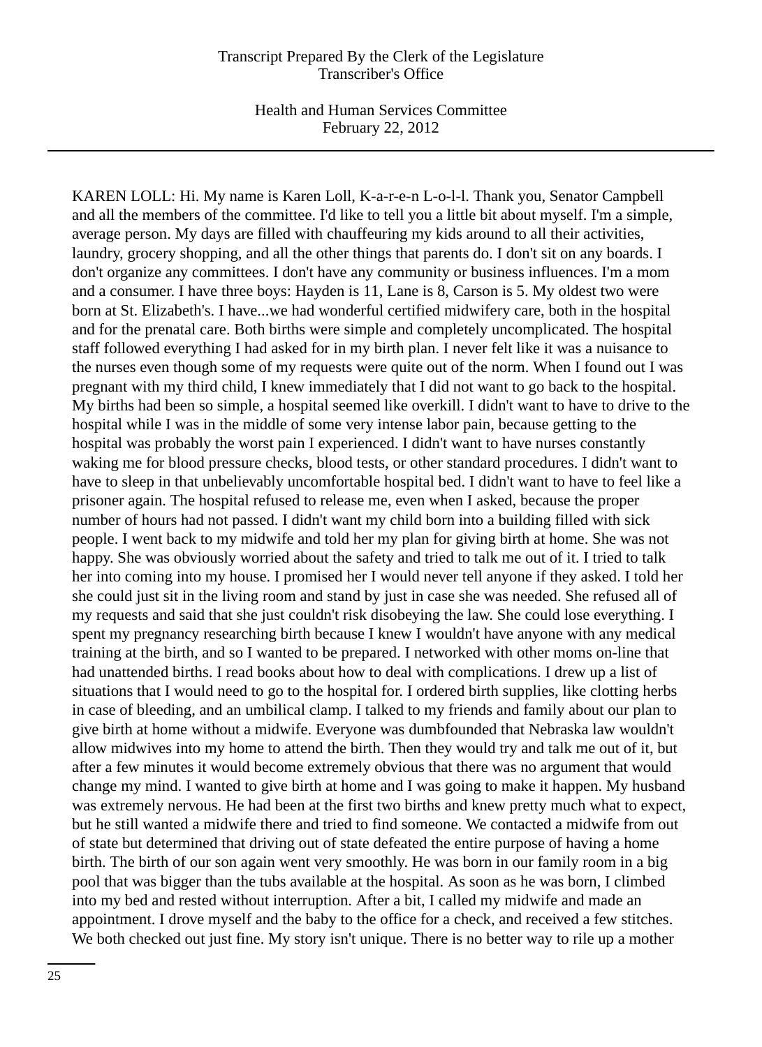KAREN LOLL: Hi. My name is Karen Loll, K-a-r-e-n L-o-l-l. Thank you, Senator Campbell and all the members of the committee. I'd like to tell you a little bit about myself. I'm a simple, average person. My days are filled with chauffeuring my kids around to all their activities, laundry, grocery shopping, and all the other things that parents do. I don't sit on any boards. I don't organize any committees. I don't have any community or business influences. I'm a mom and a consumer. I have three boys: Hayden is 11, Lane is 8, Carson is 5. My oldest two were born at St. Elizabeth's. I have...we had wonderful certified midwifery care, both in the hospital and for the prenatal care. Both births were simple and completely uncomplicated. The hospital staff followed everything I had asked for in my birth plan. I never felt like it was a nuisance to the nurses even though some of my requests were quite out of the norm. When I found out I was pregnant with my third child, I knew immediately that I did not want to go back to the hospital. My births had been so simple, a hospital seemed like overkill. I didn't want to have to drive to the hospital while I was in the middle of some very intense labor pain, because getting to the hospital was probably the worst pain I experienced. I didn't want to have nurses constantly waking me for blood pressure checks, blood tests, or other standard procedures. I didn't want to have to sleep in that unbelievably uncomfortable hospital bed. I didn't want to have to feel like a prisoner again. The hospital refused to release me, even when I asked, because the proper number of hours had not passed. I didn't want my child born into a building filled with sick people. I went back to my midwife and told her my plan for giving birth at home. She was not happy. She was obviously worried about the safety and tried to talk me out of it. I tried to talk her into coming into my house. I promised her I would never tell anyone if they asked. I told her she could just sit in the living room and stand by just in case she was needed. She refused all of my requests and said that she just couldn't risk disobeying the law. She could lose everything. I spent my pregnancy researching birth because I knew I wouldn't have anyone with any medical training at the birth, and so I wanted to be prepared. I networked with other moms on-line that had unattended births. I read books about how to deal with complications. I drew up a list of situations that I would need to go to the hospital for. I ordered birth supplies, like clotting herbs in case of bleeding, and an umbilical clamp. I talked to my friends and family about our plan to give birth at home without a midwife. Everyone was dumbfounded that Nebraska law wouldn't allow midwives into my home to attend the birth. Then they would try and talk me out of it, but after a few minutes it would become extremely obvious that there was no argument that would change my mind. I wanted to give birth at home and I was going to make it happen. My husband was extremely nervous. He had been at the first two births and knew pretty much what to expect, but he still wanted a midwife there and tried to find someone. We contacted a midwife from out of state but determined that driving out of state defeated the entire purpose of having a home birth. The birth of our son again went very smoothly. He was born in our family room in a big pool that was bigger than the tubs available at the hospital. As soon as he was born, I climbed into my bed and rested without interruption. After a bit, I called my midwife and made an appointment. I drove myself and the baby to the office for a check, and received a few stitches. We both checked out just fine. My story isn't unique. There is no better way to rile up a mother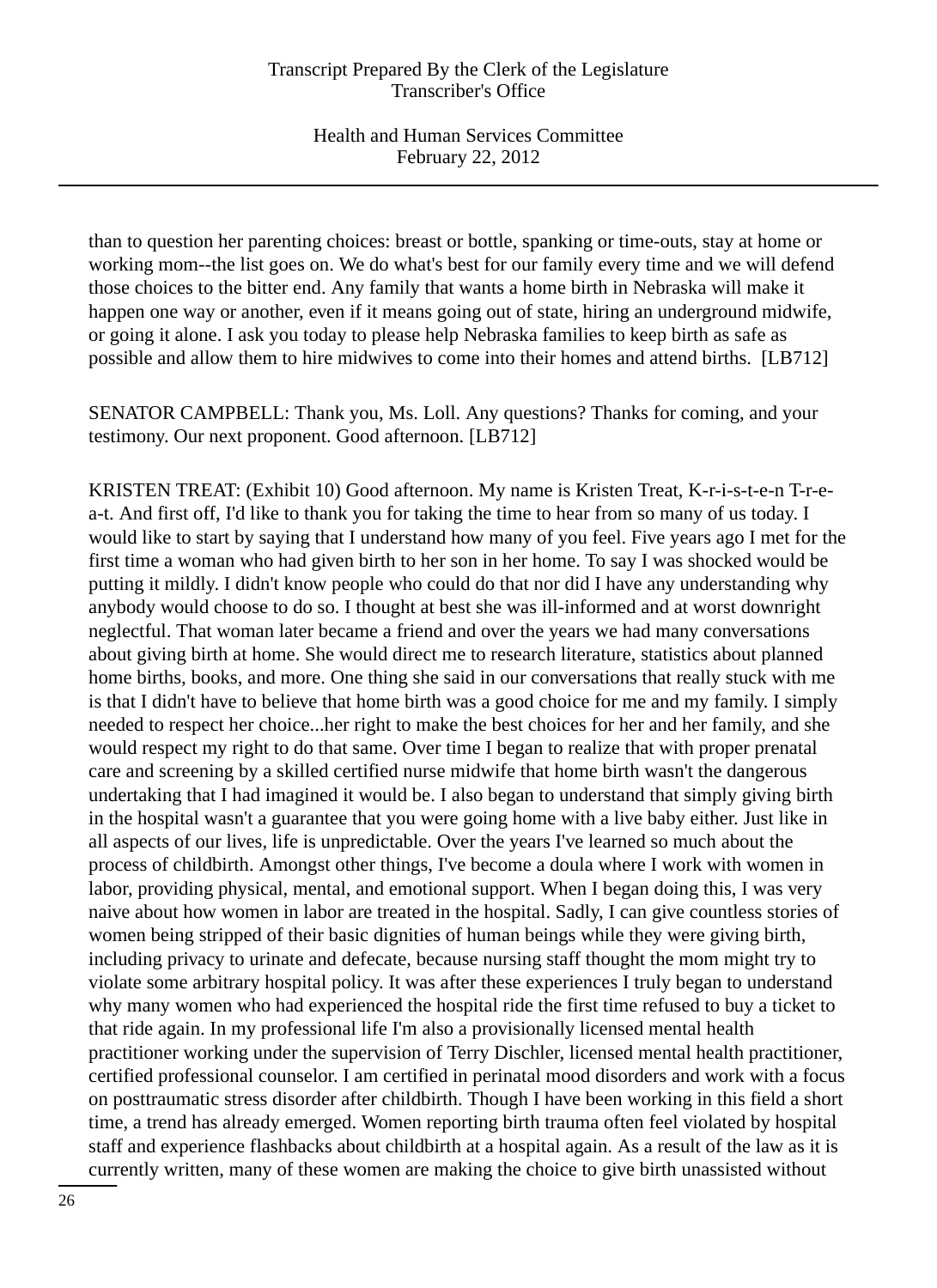than to question her parenting choices: breast or bottle, spanking or time-outs, stay at home or working mom--the list goes on. We do what's best for our family every time and we will defend those choices to the bitter end. Any family that wants a home birth in Nebraska will make it happen one way or another, even if it means going out of state, hiring an underground midwife, or going it alone. I ask you today to please help Nebraska families to keep birth as safe as possible and allow them to hire midwives to come into their homes and attend births. [LB712]

SENATOR CAMPBELL: Thank you, Ms. Loll. Any questions? Thanks for coming, and your testimony. Our next proponent. Good afternoon. [LB712]

KRISTEN TREAT: (Exhibit 10) Good afternoon. My name is Kristen Treat, K-r-i-s-t-e-n T-r-e-a-t. And first off, I'd like to thank you for taking the time to hear from so many of us today. I would like to start by saying that I understand how many of you feel. Five years ago I met for the first time a woman who had given birth to her son in her home. To say I was shocked would be putting it mildly. I didn't know people who could do that nor did I have any understanding why anybody would choose to do so. I thought at best she was ill-informed and at worst downright neglectful. That woman later became a friend and over the years we had many conversations about giving birth at home. She would direct me to research literature, statistics about planned home births, books, and more. One thing she said in our conversations that really stuck with me is that I didn't have to believe that home birth was a good choice for me and my family. I simply needed to respect her choice...her right to make the best choices for her and her family, and she would respect my right to do that same. Over time I began to realize that with proper prenatal care and screening by a skilled certified nurse midwife that home birth wasn't the dangerous undertaking that I had imagined it would be. I also began to understand that simply giving birth in the hospital wasn't a guarantee that you were going home with a live baby either. Just like in all aspects of our lives, life is unpredictable. Over the years I've learned so much about the process of childbirth. Amongst other things, I've become a doula where I work with women in labor, providing physical, mental, and emotional support. When I began doing this, I was very naive about how women in labor are treated in the hospital. Sadly, I can give countless stories of women being stripped of their basic dignities of human beings while they were giving birth, including privacy to urinate and defecate, because nursing staff thought the mom might try to violate some arbitrary hospital policy. It was after these experiences I truly began to understand why many women who had experienced the hospital ride the first time refused to buy a ticket to that ride again. In my professional life I'm also a provisionally licensed mental health practitioner working under the supervision of Terry Dischler, licensed mental health practitioner, certified professional counselor. I am certified in perinatal mood disorders and work with a focus on posttraumatic stress disorder after childbirth. Though I have been working in this field a short time, a trend has already emerged. Women reporting birth trauma often feel violated by hospital staff and experience flashbacks about childbirth at a hospital again. As a result of the law as it is currently written, many of these women are making the choice to give birth unassisted without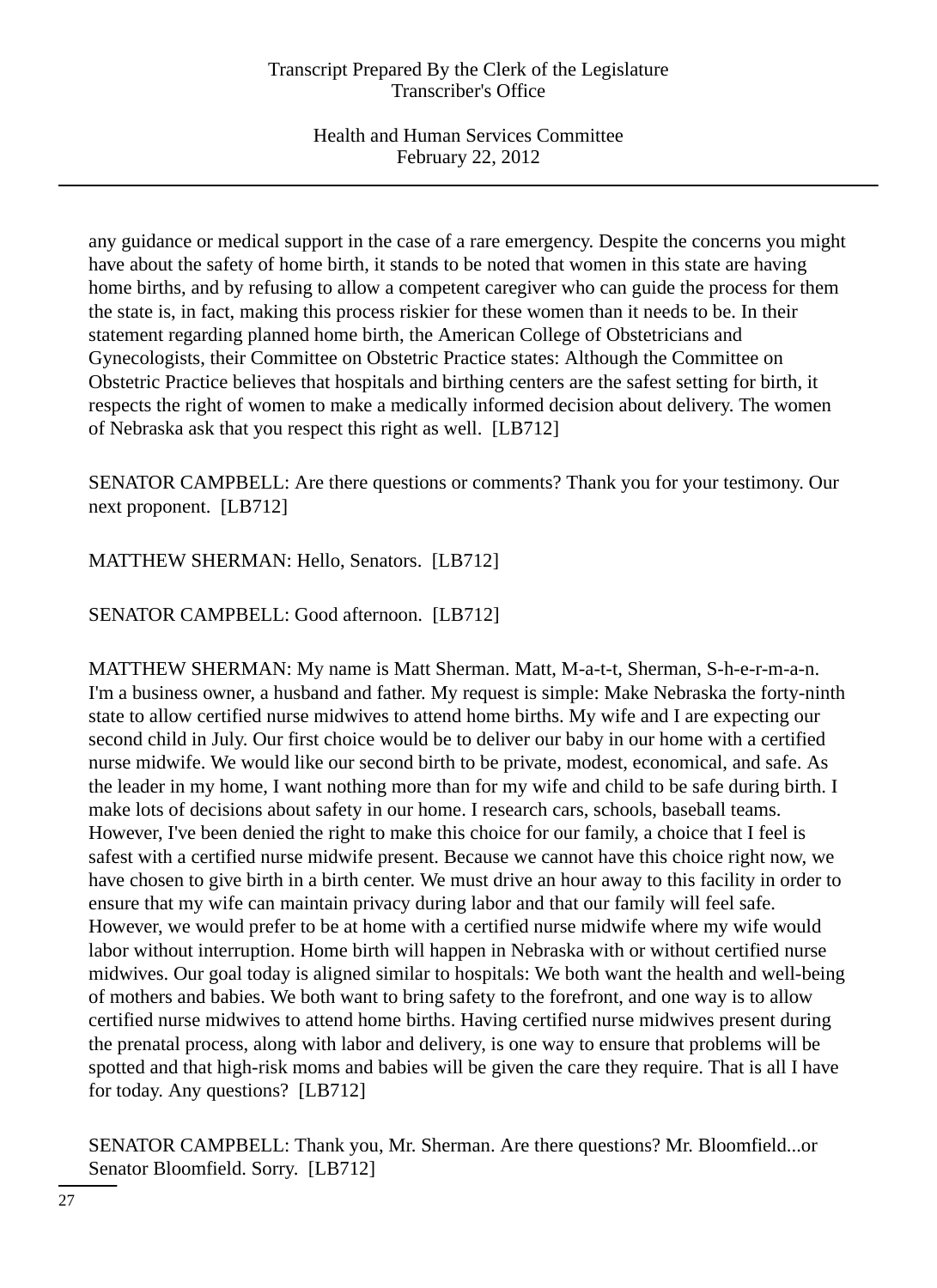any guidance or medical support in the case of a rare emergency. Despite the concerns you might have about the safety of home birth, it stands to be noted that women in this state are having home births, and by refusing to allow a competent caregiver who can guide the process for them the state is, in fact, making this process riskier for these women than it needs to be. In their statement regarding planned home birth, the American College of Obstetricians and Gynecologists, their Committee on Obstetric Practice states: Although the Committee on Obstetric Practice believes that hospitals and birthing centers are the safest setting for birth, it respects the right of women to make a medically informed decision about delivery. The women of Nebraska ask that you respect this right as well. [LB712]

SENATOR CAMPBELL: Are there questions or comments? Thank you for your testimony. Our next proponent. [LB712]

MATTHEW SHERMAN: Hello, Senators. [LB712]

SENATOR CAMPBELL: Good afternoon. [LB712]

MATTHEW SHERMAN: My name is Matt Sherman. Matt, M-a-t-t, Sherman, S-h-e-r-m-a-n. I'm a business owner, a husband and father. My request is simple: Make Nebraska the forty-ninth state to allow certified nurse midwives to attend home births. My wife and I are expecting our second child in July. Our first choice would be to deliver our baby in our home with a certified nurse midwife. We would like our second birth to be private, modest, economical, and safe. As the leader in my home, I want nothing more than for my wife and child to be safe during birth. I make lots of decisions about safety in our home. I research cars, schools, baseball teams. However, I've been denied the right to make this choice for our family, a choice that I feel is safest with a certified nurse midwife present. Because we cannot have this choice right now, we have chosen to give birth in a birth center. We must drive an hour away to this facility in order to ensure that my wife can maintain privacy during labor and that our family will feel safe. However, we would prefer to be at home with a certified nurse midwife where my wife would labor without interruption. Home birth will happen in Nebraska with or without certified nurse midwives. Our goal today is aligned similar to hospitals: We both want the health and well-being of mothers and babies. We both want to bring safety to the forefront, and one way is to allow certified nurse midwives to attend home births. Having certified nurse midwives present during the prenatal process, along with labor and delivery, is one way to ensure that problems will be spotted and that high-risk moms and babies will be given the care they require. That is all I have for today. Any questions? [LB712]

SENATOR CAMPBELL: Thank you, Mr. Sherman. Are there questions? Mr. Bloomfield...or Senator Bloomfield. Sorry. [LB712]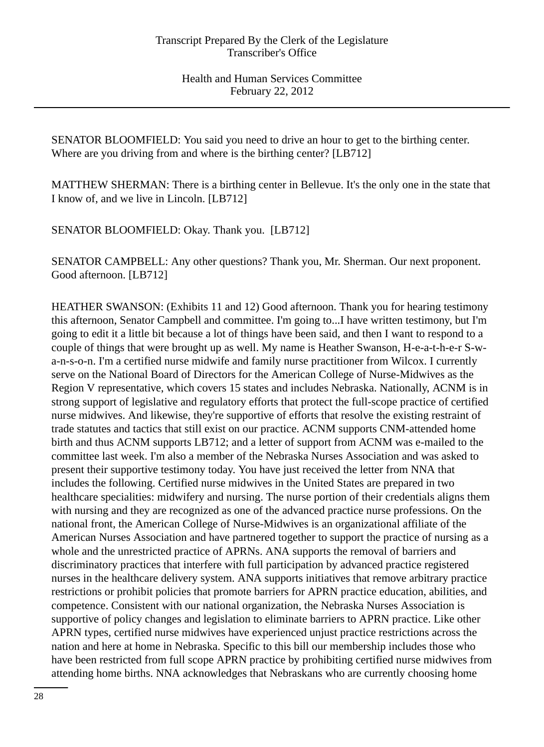SENATOR BLOOMFIELD: You said you need to drive an hour to get to the birthing center. Where are you driving from and where is the birthing center? [LB712]

MATTHEW SHERMAN: There is a birthing center in Bellevue. It's the only one in the state that I know of, and we live in Lincoln. [LB712]

SENATOR BLOOMFIELD: Okay. Thank you. [LB712]

SENATOR CAMPBELL: Any other questions? Thank you, Mr. Sherman. Our next proponent. Good afternoon. [LB712]

HEATHER SWANSON: (Exhibits 11 and 12) Good afternoon. Thank you for hearing testimony this afternoon, Senator Campbell and committee. I'm going to...I have written testimony, but I'm going to edit it a little bit because a lot of things have been said, and then I want to respond to a couple of things that were brought up as well. My name is Heather Swanson, H-e-a-t-h-e-r S-w-a-n-s-o-n. I'm a certified nurse midwife and family nurse practitioner from Wilcox. I currently serve on the National Board of Directors for the American College of Nurse-Midwives as the Region V representative, which covers 15 states and includes Nebraska. Nationally, ACNM is in strong support of legislative and regulatory efforts that protect the full-scope practice of certified nurse midwives. And likewise, they're supportive of efforts that resolve the existing restraint of trade statutes and tactics that still exist on our practice. ACNM supports CNM-attended home birth and thus ACNM supports LB712; and a letter of support from ACNM was e-mailed to the committee last week. I'm also a member of the Nebraska Nurses Association and was asked to present their supportive testimony today. You have just received the letter from NNA that includes the following. Certified nurse midwives in the United States are prepared in two healthcare specialities: midwifery and nursing. The nurse portion of their credentials aligns them with nursing and they are recognized as one of the advanced practice nurse professions. On the national front, the American College of Nurse-Midwives is an organizational affiliate of the American Nurses Association and have partnered together to support the practice of nursing as a whole and the unrestricted practice of APRNs. ANA supports the removal of barriers and discriminatory practices that interfere with full participation by advanced practice registered nurses in the healthcare delivery system. ANA supports initiatives that remove arbitrary practice restrictions or prohibit policies that promote barriers for APRN practice education, abilities, and competence. Consistent with our national organization, the Nebraska Nurses Association is supportive of policy changes and legislation to eliminate barriers to APRN practice. Like other APRN types, certified nurse midwives have experienced unjust practice restrictions across the nation and here at home in Nebraska. Specific to this bill our membership includes those who have been restricted from full scope APRN practice by prohibiting certified nurse midwives from attending home births. NNA acknowledges that Nebraskans who are currently choosing home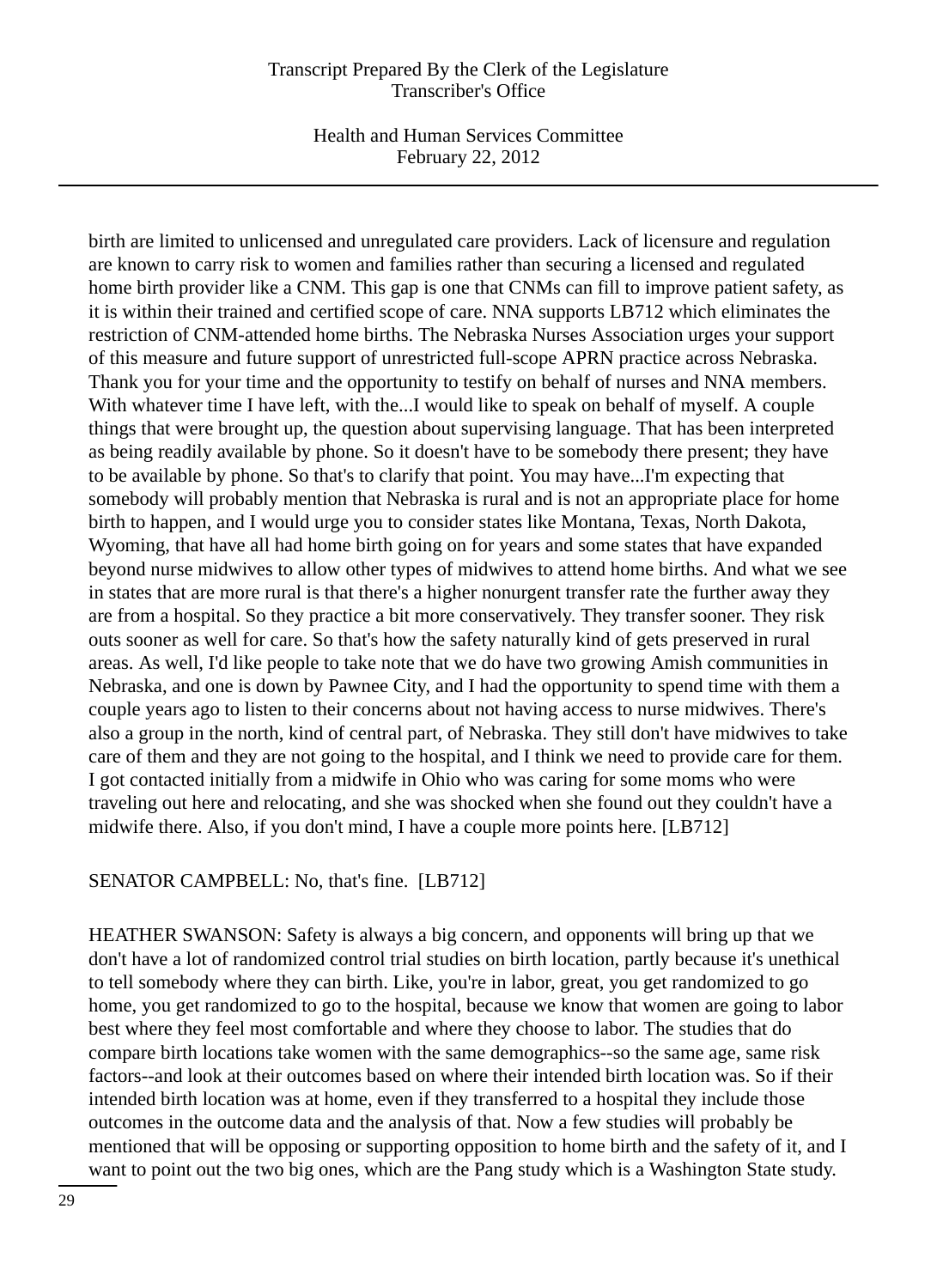birth are limited to unlicensed and unregulated care providers. Lack of licensure and regulation are known to carry risk to women and families rather than securing a licensed and regulated home birth provider like a CNM. This gap is one that CNMs can fill to improve patient safety, as it is within their trained and certified scope of care. NNA supports LB712 which eliminates the restriction of CNM-attended home births. The Nebraska Nurses Association urges your support of this measure and future support of unrestricted full-scope APRN practice across Nebraska. Thank you for your time and the opportunity to testify on behalf of nurses and NNA members. With whatever time I have left, with the...I would like to speak on behalf of myself. A couple things that were brought up, the question about supervising language. That has been interpreted as being readily available by phone. So it doesn't have to be somebody there present; they have to be available by phone. So that's to clarify that point. You may have...I'm expecting that somebody will probably mention that Nebraska is rural and is not an appropriate place for home birth to happen, and I would urge you to consider states like Montana, Texas, North Dakota, Wyoming, that have all had home birth going on for years and some states that have expanded beyond nurse midwives to allow other types of midwives to attend home births. And what we see in states that are more rural is that there's a higher nonurgent transfer rate the further away they are from a hospital. So they practice a bit more conservatively. They transfer sooner. They risk outs sooner as well for care. So that's how the safety naturally kind of gets preserved in rural areas. As well, I'd like people to take note that we do have two growing Amish communities in Nebraska, and one is down by Pawnee City, and I had the opportunity to spend time with them a couple years ago to listen to their concerns about not having access to nurse midwives. There's also a group in the north, kind of central part, of Nebraska. They still don't have midwives to take care of them and they are not going to the hospital, and I think we need to provide care for them. I got contacted initially from a midwife in Ohio who was caring for some moms who were traveling out here and relocating, and she was shocked when she found out they couldn't have a midwife there. Also, if you don't mind, I have a couple more points here. [LB712]

SENATOR CAMPBELL: No, that's fine. [LB712]

HEATHER SWANSON: Safety is always a big concern, and opponents will bring up that we don't have a lot of randomized control trial studies on birth location, partly because it's unethical to tell somebody where they can birth. Like, you're in labor, great, you get randomized to go home, you get randomized to go to the hospital, because we know that women are going to labor best where they feel most comfortable and where they choose to labor. The studies that do compare birth locations take women with the same demographics--so the same age, same risk factors--and look at their outcomes based on where their intended birth location was. So if their intended birth location was at home, even if they transferred to a hospital they include those outcomes in the outcome data and the analysis of that. Now a few studies will probably be mentioned that will be opposing or supporting opposition to home birth and the safety of it, and I want to point out the two big ones, which are the Pang study which is a Washington State study.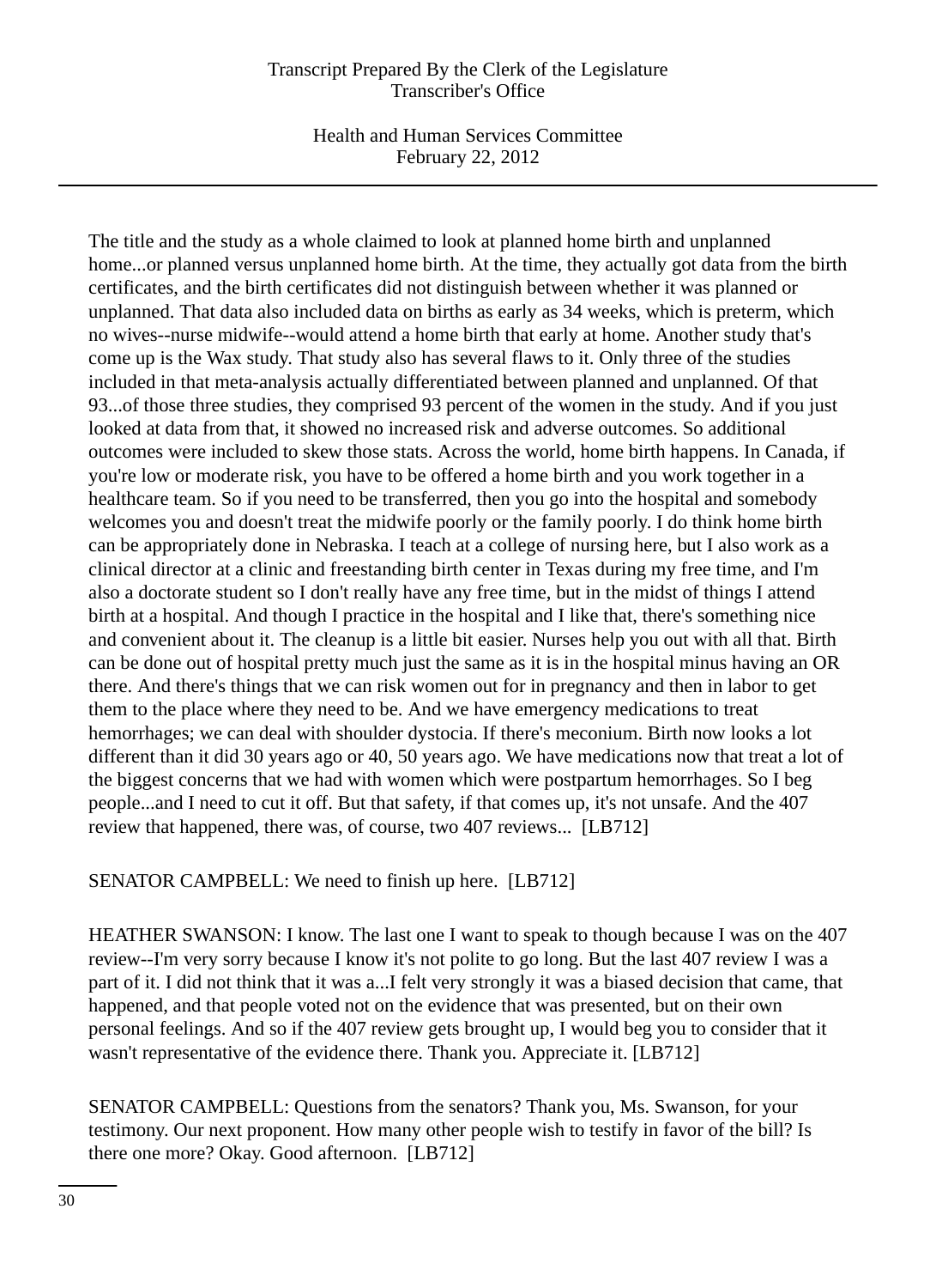The title and the study as a whole claimed to look at planned home birth and unplanned home...or planned versus unplanned home birth. At the time, they actually got data from the birth certificates, and the birth certificates did not distinguish between whether it was planned or unplanned. That data also included data on births as early as 34 weeks, which is preterm, which no wives--nurse midwife--would attend a home birth that early at home. Another study that's come up is the Wax study. That study also has several flaws to it. Only three of the studies included in that meta-analysis actually differentiated between planned and unplanned. Of that 93...of those three studies, they comprised 93 percent of the women in the study. And if you just looked at data from that, it showed no increased risk and adverse outcomes. So additional outcomes were included to skew those stats. Across the world, home birth happens. In Canada, if you're low or moderate risk, you have to be offered a home birth and you work together in a healthcare team. So if you need to be transferred, then you go into the hospital and somebody welcomes you and doesn't treat the midwife poorly or the family poorly. I do think home birth can be appropriately done in Nebraska. I teach at a college of nursing here, but I also work as a clinical director at a clinic and freestanding birth center in Texas during my free time, and I'm also a doctorate student so I don't really have any free time, but in the midst of things I attend birth at a hospital. And though I practice in the hospital and I like that, there's something nice and convenient about it. The cleanup is a little bit easier. Nurses help you out with all that. Birth can be done out of hospital pretty much just the same as it is in the hospital minus having an OR there. And there's things that we can risk women out for in pregnancy and then in labor to get them to the place where they need to be. And we have emergency medications to treat hemorrhages; we can deal with shoulder dystocia. If there's meconium. Birth now looks a lot different than it did 30 years ago or 40, 50 years ago. We have medications now that treat a lot of the biggest concerns that we had with women which were postpartum hemorrhages. So I beg people...and I need to cut it off. But that safety, if that comes up, it's not unsafe. And the 407 review that happened, there was, of course, two 407 reviews... [LB712]

SENATOR CAMPBELL: We need to finish up here. [LB712]

HEATHER SWANSON: I know. The last one I want to speak to though because I was on the 407 review--I'm very sorry because I know it's not polite to go long. But the last 407 review I was a part of it. I did not think that it was a...I felt very strongly it was a biased decision that came, that happened, and that people voted not on the evidence that was presented, but on their own personal feelings. And so if the 407 review gets brought up, I would beg you to consider that it wasn't representative of the evidence there. Thank you. Appreciate it. [LB712]

SENATOR CAMPBELL: Questions from the senators? Thank you, Ms. Swanson, for your testimony. Our next proponent. How many other people wish to testify in favor of the bill? Is there one more? Okay. Good afternoon. [LB712]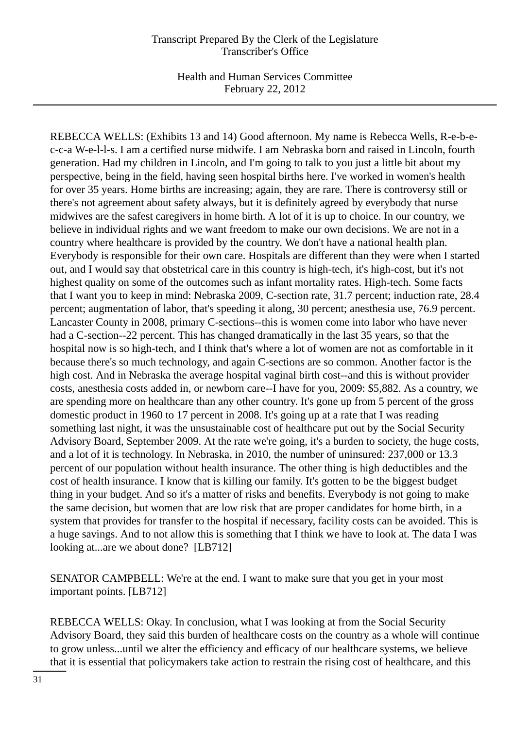REBECCA WELLS: (Exhibits 13 and 14) Good afternoon. My name is Rebecca Wells, R-e-b-e-c-c-a W-e-l-l-s. I am a certified nurse midwife. I am Nebraska born and raised in Lincoln, fourth generation. Had my children in Lincoln, and I'm going to talk to you just a little bit about my perspective, being in the field, having seen hospital births here. I've worked in women's health for over 35 years. Home births are increasing; again, they are rare. There is controversy still or there's not agreement about safety always, but it is definitely agreed by everybody that nurse midwives are the safest caregivers in home birth. A lot of it is up to choice. In our country, we believe in individual rights and we want freedom to make our own decisions. We are not in a country where healthcare is provided by the country. We don't have a national health plan. Everybody is responsible for their own care. Hospitals are different than they were when I started out, and I would say that obstetrical care in this country is high-tech, it's high-cost, but it's not highest quality on some of the outcomes such as infant mortality rates. High-tech. Some facts that I want you to keep in mind: Nebraska 2009, C-section rate, 31.7 percent; induction rate, 28.4 percent; augmentation of labor, that's speeding it along, 30 percent; anesthesia use, 76.9 percent. Lancaster County in 2008, primary C-sections--this is women come into labor who have never had a C-section--22 percent. This has changed dramatically in the last 35 years, so that the hospital now is so high-tech, and I think that's where a lot of women are not as comfortable in it because there's so much technology, and again C-sections are so common. Another factor is the high cost. And in Nebraska the average hospital vaginal birth cost--and this is without provider costs, anesthesia costs added in, or newborn care--I have for you, 2009: $5,882. As a country, we are spending more on healthcare than any other country. It's gone up from 5 percent of the gross domestic product in 1960 to 17 percent in 2008. It's going up at a rate that I was reading something last night, it was the unsustainable cost of healthcare put out by the Social Security Advisory Board, September 2009. At the rate we're going, it's a burden to society, the huge costs, and a lot of it is technology. In Nebraska, in 2010, the number of uninsured: 237,000 or 13.3 percent of our population without health insurance. The other thing is high deductibles and the cost of health insurance. I know that is killing our family. It's gotten to be the biggest budget thing in your budget. And so it's a matter of risks and benefits. Everybody is not going to make the same decision, but women that are low risk that are proper candidates for home birth, in a system that provides for transfer to the hospital if necessary, facility costs can be avoided. This is a huge savings. And to not allow this is something that I think we have to look at. The data I was looking at...are we about done? [LB712]

SENATOR CAMPBELL: We're at the end. I want to make sure that you get in your most important points. [LB712]

REBECCA WELLS: Okay. In conclusion, what I was looking at from the Social Security Advisory Board, they said this burden of healthcare costs on the country as a whole will continue to grow unless...until we alter the efficiency and efficacy of our healthcare systems, we believe that it is essential that policymakers take action to restrain the rising cost of healthcare, and this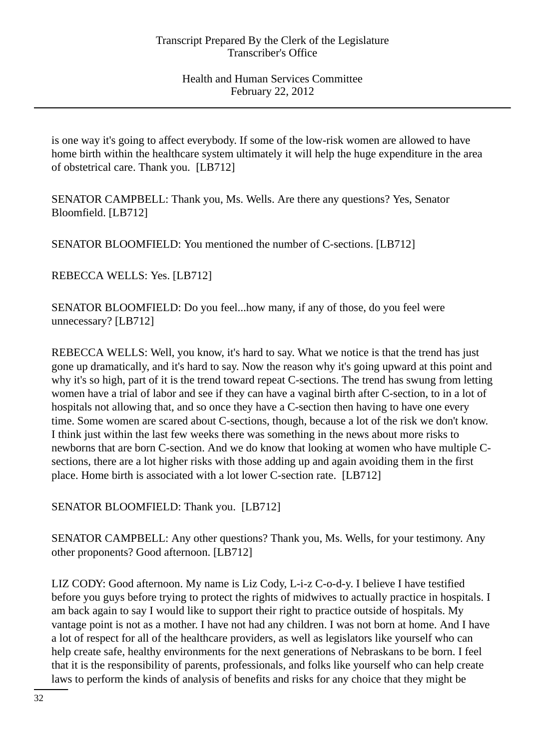is one way it's going to affect everybody. If some of the low-risk women are allowed to have home birth within the healthcare system ultimately it will help the huge expenditure in the area of obstetrical care. Thank you. [LB712]

SENATOR CAMPBELL: Thank you, Ms. Wells. Are there any questions? Yes, Senator Bloomfield. [LB712]

SENATOR BLOOMFIELD: You mentioned the number of C-sections. [LB712]

REBECCA WELLS: Yes. [LB712]

SENATOR BLOOMFIELD: Do you feel...how many, if any of those, do you feel were unnecessary? [LB712]

REBECCA WELLS: Well, you know, it's hard to say. What we notice is that the trend has just gone up dramatically, and it's hard to say. Now the reason why it's going upward at this point and why it's so high, part of it is the trend toward repeat C-sections. The trend has swung from letting women have a trial of labor and see if they can have a vaginal birth after C-section, to in a lot of hospitals not allowing that, and so once they have a C-section then having to have one every time. Some women are scared about C-sections, though, because a lot of the risk we don't know. I think just within the last few weeks there was something in the news about more risks to newborns that are born C-section. And we do know that looking at women who have multiple C-sections, there are a lot higher risks with those adding up and again avoiding them in the first place. Home birth is associated with a lot lower C-section rate. [LB712]

SENATOR BLOOMFIELD: Thank you. [LB712]

SENATOR CAMPBELL: Any other questions? Thank you, Ms. Wells, for your testimony. Any other proponents? Good afternoon. [LB712]

LIZ CODY: Good afternoon. My name is Liz Cody, L-i-z C-o-d-y. I believe I have testified before you guys before trying to protect the rights of midwives to actually practice in hospitals. I am back again to say I would like to support their right to practice outside of hospitals. My vantage point is not as a mother. I have not had any children. I was not born at home. And I have a lot of respect for all of the healthcare providers, as well as legislators like yourself who can help create safe, healthy environments for the next generations of Nebraskans to be born. I feel that it is the responsibility of parents, professionals, and folks like yourself who can help create laws to perform the kinds of analysis of benefits and risks for any choice that they might be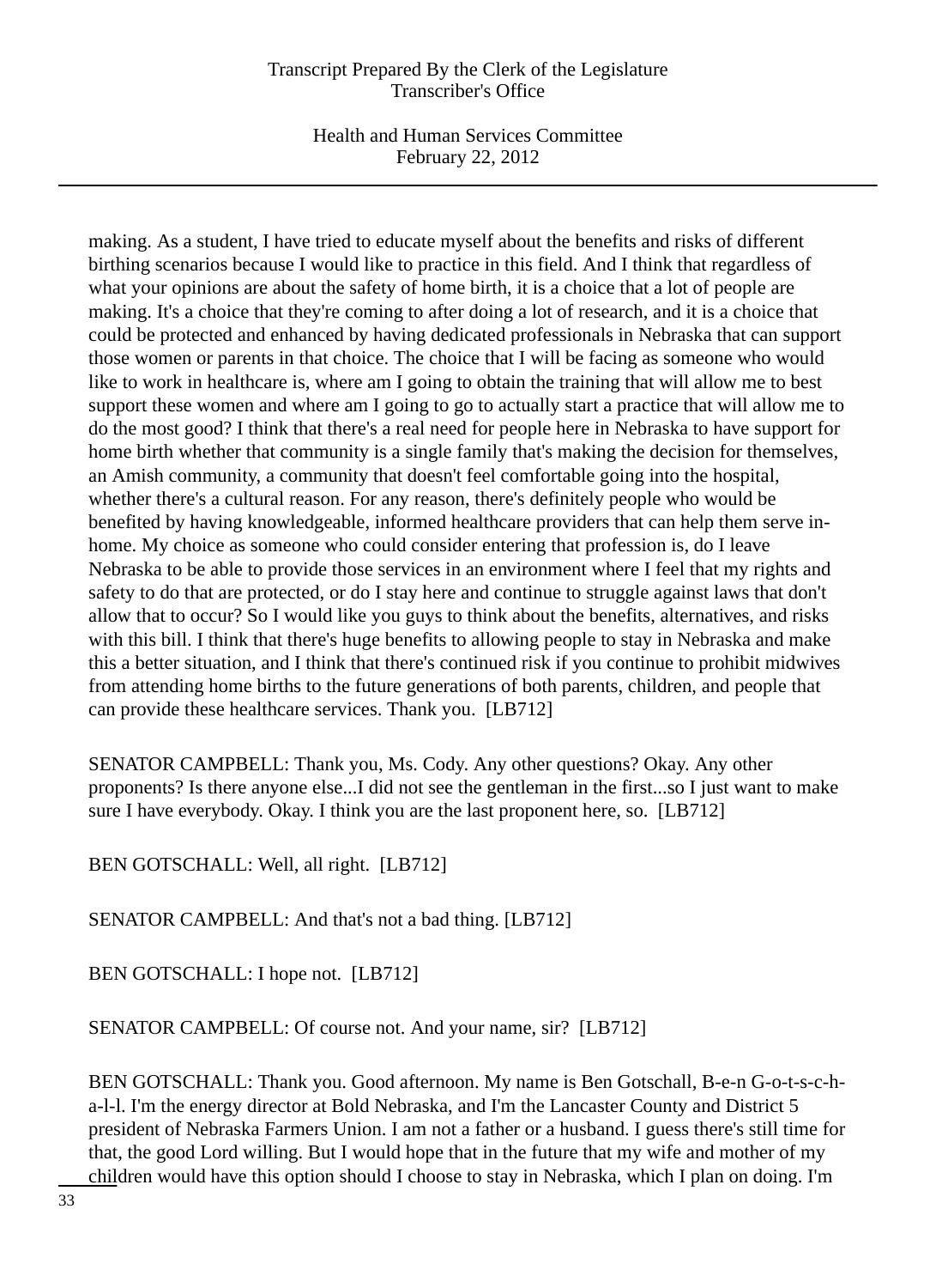making. As a student, I have tried to educate myself about the benefits and risks of different birthing scenarios because I would like to practice in this field. And I think that regardless of what your opinions are about the safety of home birth, it is a choice that a lot of people are making. It's a choice that they're coming to after doing a lot of research, and it is a choice that could be protected and enhanced by having dedicated professionals in Nebraska that can support those women or parents in that choice. The choice that I will be facing as someone who would like to work in healthcare is, where am I going to obtain the training that will allow me to best support these women and where am I going to go to actually start a practice that will allow me to do the most good? I think that there's a real need for people here in Nebraska to have support for home birth whether that community is a single family that's making the decision for themselves, an Amish community, a community that doesn't feel comfortable going into the hospital, whether there's a cultural reason. For any reason, there's definitely people who would be benefited by having knowledgeable, informed healthcare providers that can help them serve in-home. My choice as someone who could consider entering that profession is, do I leave Nebraska to be able to provide those services in an environment where I feel that my rights and safety to do that are protected, or do I stay here and continue to struggle against laws that don't allow that to occur? So I would like you guys to think about the benefits, alternatives, and risks with this bill. I think that there's huge benefits to allowing people to stay in Nebraska and make this a better situation, and I think that there's continued risk if you continue to prohibit midwives from attending home births to the future generations of both parents, children, and people that can provide these healthcare services. Thank you. [LB712]

SENATOR CAMPBELL: Thank you, Ms. Cody. Any other questions? Okay. Any other proponents? Is there anyone else...I did not see the gentleman in the first...so I just want to make sure I have everybody. Okay. I think you are the last proponent here, so. [LB712]

BEN GOTSCHALL: Well, all right. [LB712]

SENATOR CAMPBELL: And that's not a bad thing. [LB712]

BEN GOTSCHALL: I hope not. [LB712]

SENATOR CAMPBELL: Of course not. And your name, sir? [LB712]

BEN GOTSCHALL: Thank you. Good afternoon. My name is Ben Gotschall, B-e-n G-o-t-s-c-h-a-l-l. I'm the energy director at Bold Nebraska, and I'm the Lancaster County and District 5 president of Nebraska Farmers Union. I am not a father or a husband. I guess there's still time for that, the good Lord willing. But I would hope that in the future that my wife and mother of my children would have this option should I choose to stay in Nebraska, which I plan on doing. I'm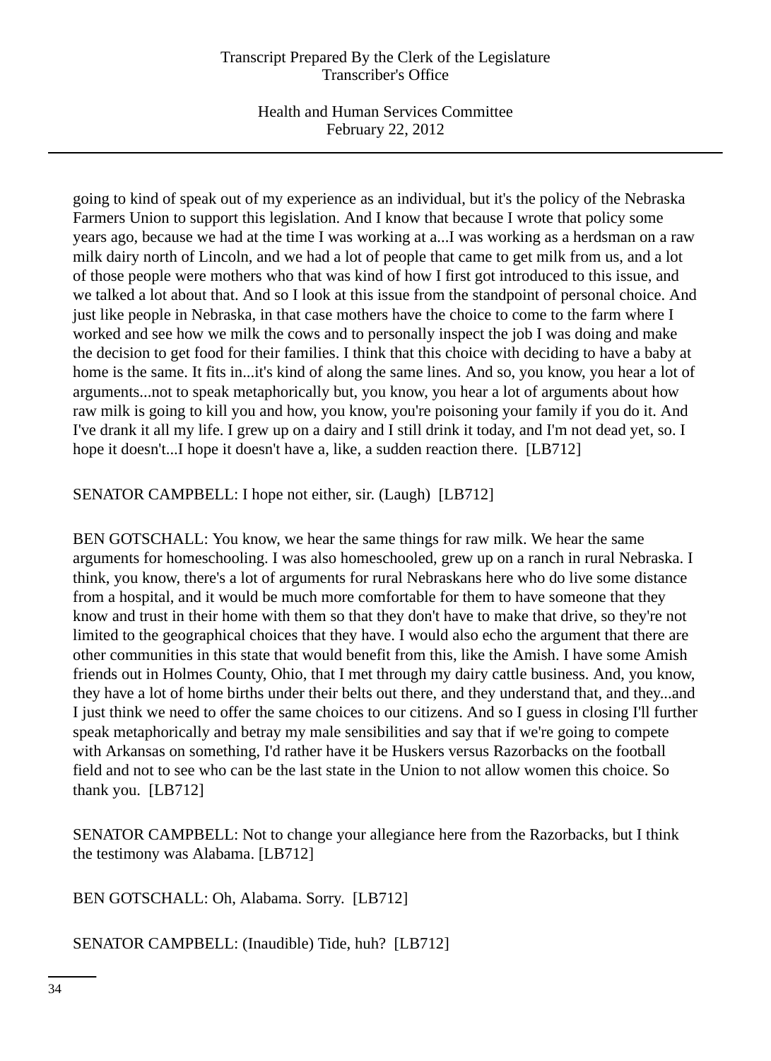going to kind of speak out of my experience as an individual, but it's the policy of the Nebraska Farmers Union to support this legislation. And I know that because I wrote that policy some years ago, because we had at the time I was working at a...I was working as a herdsman on a raw milk dairy north of Lincoln, and we had a lot of people that came to get milk from us, and a lot of those people were mothers who that was kind of how I first got introduced to this issue, and we talked a lot about that. And so I look at this issue from the standpoint of personal choice. And just like people in Nebraska, in that case mothers have the choice to come to the farm where I worked and see how we milk the cows and to personally inspect the job I was doing and make the decision to get food for their families. I think that this choice with deciding to have a baby at home is the same. It fits in...it's kind of along the same lines. And so, you know, you hear a lot of arguments...not to speak metaphorically but, you know, you hear a lot of arguments about how raw milk is going to kill you and how, you know, you're poisoning your family if you do it. And I've drank it all my life. I grew up on a dairy and I still drink it today, and I'm not dead yet, so. I hope it doesn't...I hope it doesn't have a, like, a sudden reaction there. [LB712]

SENATOR CAMPBELL: I hope not either, sir. (Laugh) [LB712]

BEN GOTSCHALL: You know, we hear the same things for raw milk. We hear the same arguments for homeschooling. I was also homeschooled, grew up on a ranch in rural Nebraska. I think, you know, there's a lot of arguments for rural Nebraskans here who do live some distance from a hospital, and it would be much more comfortable for them to have someone that they know and trust in their home with them so that they don't have to make that drive, so they're not limited to the geographical choices that they have. I would also echo the argument that there are other communities in this state that would benefit from this, like the Amish. I have some Amish friends out in Holmes County, Ohio, that I met through my dairy cattle business. And, you know, they have a lot of home births under their belts out there, and they understand that, and they...and I just think we need to offer the same choices to our citizens. And so I guess in closing I'll further speak metaphorically and betray my male sensibilities and say that if we're going to compete with Arkansas on something, I'd rather have it be Huskers versus Razorbacks on the football field and not to see who can be the last state in the Union to not allow women this choice. So thank you. [LB712]

SENATOR CAMPBELL: Not to change your allegiance here from the Razorbacks, but I think the testimony was Alabama. [LB712]

BEN GOTSCHALL: Oh, Alabama. Sorry. [LB712]

SENATOR CAMPBELL: (Inaudible) Tide, huh? [LB712]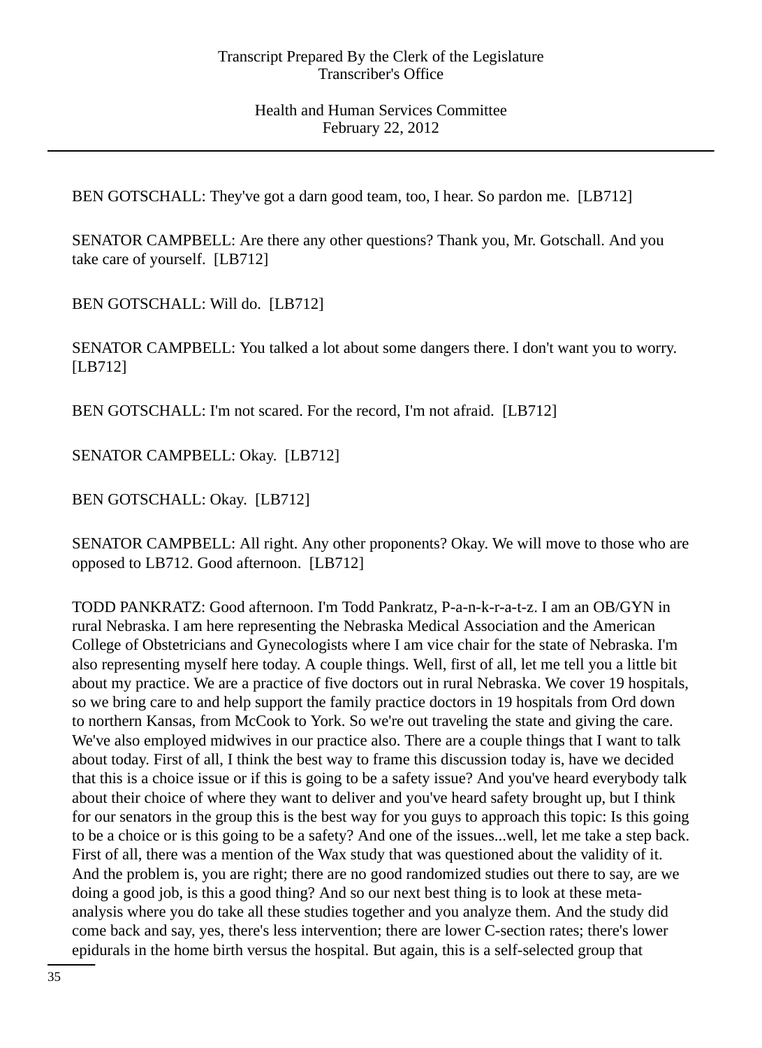BEN GOTSCHALL: They've got a darn good team, too, I hear. So pardon me. [LB712]

SENATOR CAMPBELL: Are there any other questions? Thank you, Mr. Gotschall. And you take care of yourself. [LB712]

BEN GOTSCHALL: Will do. [LB712]

SENATOR CAMPBELL: You talked a lot about some dangers there. I don't want you to worry. [LB712]

BEN GOTSCHALL: I'm not scared. For the record, I'm not afraid. [LB712]

SENATOR CAMPBELL: Okay. [LB712]

BEN GOTSCHALL: Okay. [LB712]

SENATOR CAMPBELL: All right. Any other proponents? Okay. We will move to those who are opposed to LB712. Good afternoon. [LB712]

TODD PANKRATZ: Good afternoon. I'm Todd Pankratz, P-a-n-k-r-a-t-z. I am an OB/GYN in rural Nebraska. I am here representing the Nebraska Medical Association and the American College of Obstetricians and Gynecologists where I am vice chair for the state of Nebraska. I'm also representing myself here today. A couple things. Well, first of all, let me tell you a little bit about my practice. We are a practice of five doctors out in rural Nebraska. We cover 19 hospitals, so we bring care to and help support the family practice doctors in 19 hospitals from Ord down to northern Kansas, from McCook to York. So we're out traveling the state and giving the care. We've also employed midwives in our practice also. There are a couple things that I want to talk about today. First of all, I think the best way to frame this discussion today is, have we decided that this is a choice issue or if this is going to be a safety issue? And you've heard everybody talk about their choice of where they want to deliver and you've heard safety brought up, but I think for our senators in the group this is the best way for you guys to approach this topic: Is this going to be a choice or is this going to be a safety? And one of the issues...well, let me take a step back. First of all, there was a mention of the Wax study that was questioned about the validity of it. And the problem is, you are right; there are no good randomized studies out there to say, are we doing a good job, is this a good thing? And so our next best thing is to look at these meta-analysis where you do take all these studies together and you analyze them. And the study did come back and say, yes, there's less intervention; there are lower C-section rates; there's lower epidurals in the home birth versus the hospital. But again, this is a self-selected group that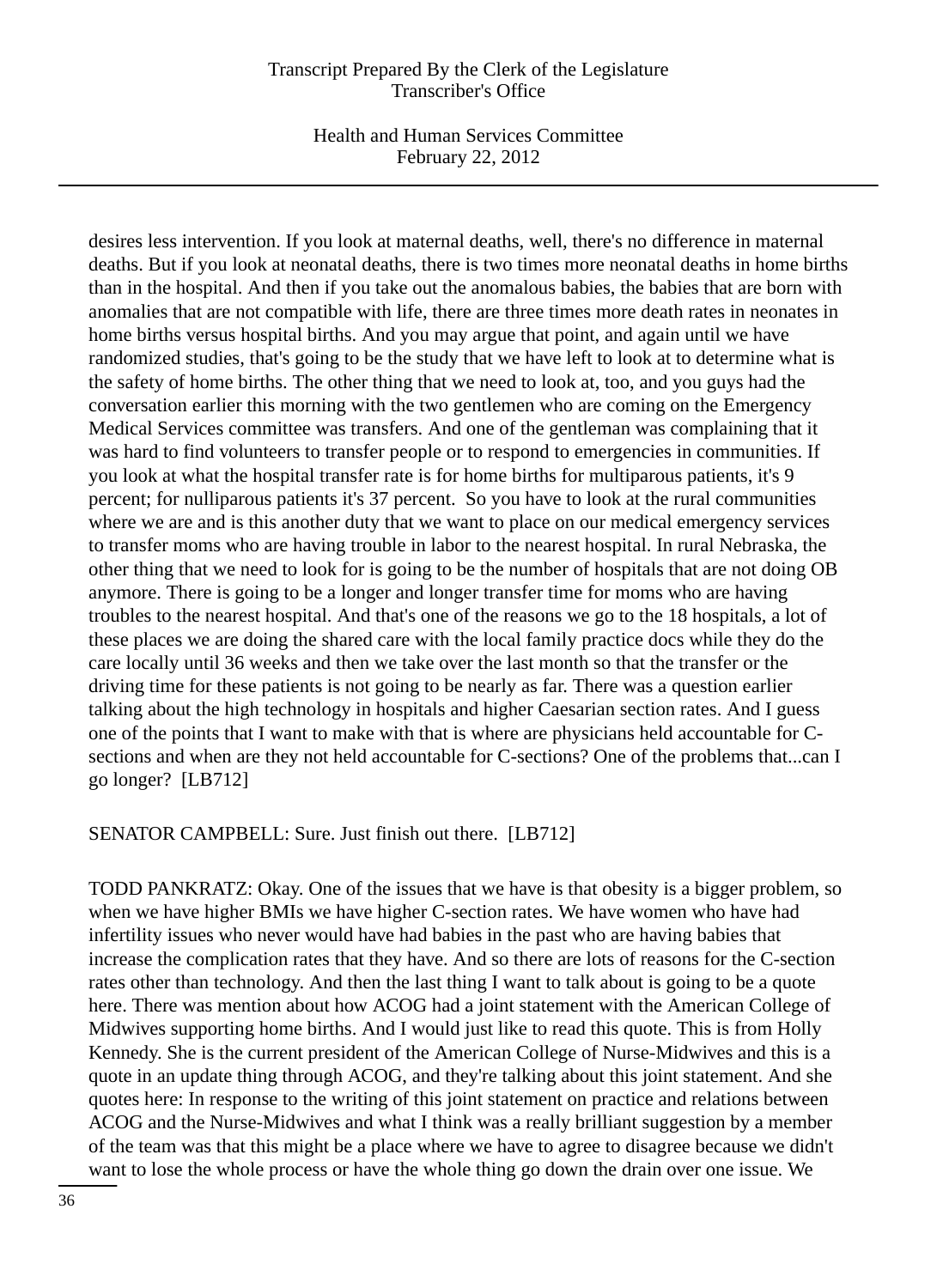desires less intervention. If you look at maternal deaths, well, there's no difference in maternal deaths. But if you look at neonatal deaths, there is two times more neonatal deaths in home births than in the hospital. And then if you take out the anomalous babies, the babies that are born with anomalies that are not compatible with life, there are three times more death rates in neonates in home births versus hospital births. And you may argue that point, and again until we have randomized studies, that's going to be the study that we have left to look at to determine what is the safety of home births. The other thing that we need to look at, too, and you guys had the conversation earlier this morning with the two gentlemen who are coming on the Emergency Medical Services committee was transfers. And one of the gentleman was complaining that it was hard to find volunteers to transfer people or to respond to emergencies in communities. If you look at what the hospital transfer rate is for home births for multiparous patients, it's 9 percent; for nulliparous patients it's 37 percent. So you have to look at the rural communities where we are and is this another duty that we want to place on our medical emergency services to transfer moms who are having trouble in labor to the nearest hospital. In rural Nebraska, the other thing that we need to look for is going to be the number of hospitals that are not doing OB anymore. There is going to be a longer and longer transfer time for moms who are having troubles to the nearest hospital. And that's one of the reasons we go to the 18 hospitals, a lot of these places we are doing the shared care with the local family practice docs while they do the care locally until 36 weeks and then we take over the last month so that the transfer or the driving time for these patients is not going to be nearly as far. There was a question earlier talking about the high technology in hospitals and higher Caesarian section rates. And I guess one of the points that I want to make with that is where are physicians held accountable for C-sections and when are they not held accountable for C-sections? One of the problems that...can I go longer? [LB712]

SENATOR CAMPBELL: Sure. Just finish out there. [LB712]

TODD PANKRATZ: Okay. One of the issues that we have is that obesity is a bigger problem, so when we have higher BMIs we have higher C-section rates. We have women who have had infertility issues who never would have had babies in the past who are having babies that increase the complication rates that they have. And so there are lots of reasons for the C-section rates other than technology. And then the last thing I want to talk about is going to be a quote here. There was mention about how ACOG had a joint statement with the American College of Midwives supporting home births. And I would just like to read this quote. This is from Holly Kennedy. She is the current president of the American College of Nurse-Midwives and this is a quote in an update thing through ACOG, and they're talking about this joint statement. And she quotes here: In response to the writing of this joint statement on practice and relations between ACOG and the Nurse-Midwives and what I think was a really brilliant suggestion by a member of the team was that this might be a place where we have to agree to disagree because we didn't want to lose the whole process or have the whole thing go down the drain over one issue. We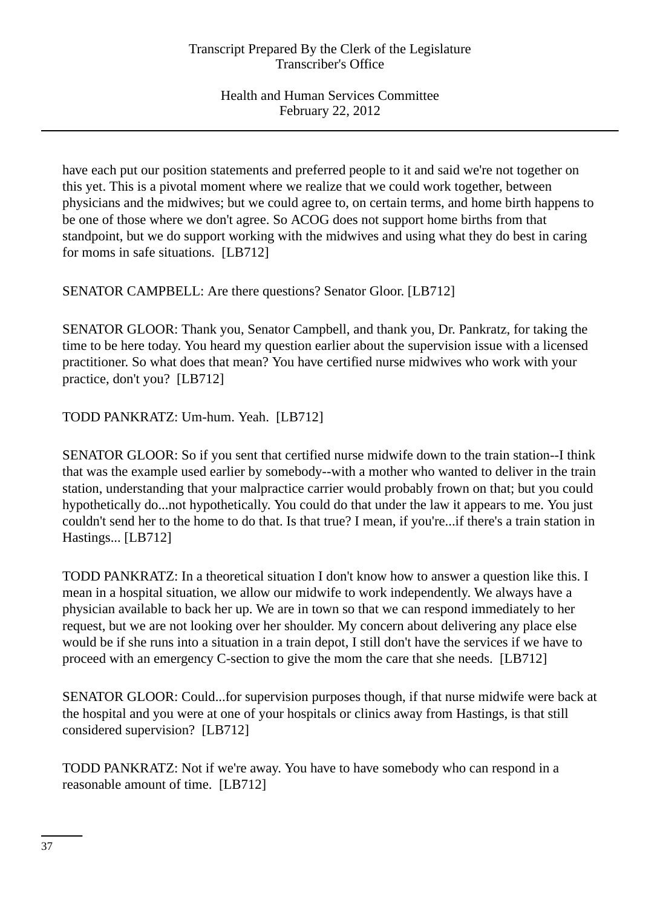have each put our position statements and preferred people to it and said we're not together on this yet. This is a pivotal moment where we realize that we could work together, between physicians and the midwives; but we could agree to, on certain terms, and home birth happens to be one of those where we don't agree. So ACOG does not support home births from that standpoint, but we do support working with the midwives and using what they do best in caring for moms in safe situations. [LB712]

SENATOR CAMPBELL: Are there questions? Senator Gloor. [LB712]

SENATOR GLOOR: Thank you, Senator Campbell, and thank you, Dr. Pankratz, for taking the time to be here today. You heard my question earlier about the supervision issue with a licensed practitioner. So what does that mean? You have certified nurse midwives who work with your practice, don't you? [LB712]

TODD PANKRATZ: Um-hum. Yeah. [LB712]

SENATOR GLOOR: So if you sent that certified nurse midwife down to the train station--I think that was the example used earlier by somebody--with a mother who wanted to deliver in the train station, understanding that your malpractice carrier would probably frown on that; but you could hypothetically do...not hypothetically. You could do that under the law it appears to me. You just couldn't send her to the home to do that. Is that true? I mean, if you're...if there's a train station in Hastings... [LB712]

TODD PANKRATZ: In a theoretical situation I don't know how to answer a question like this. I mean in a hospital situation, we allow our midwife to work independently. We always have a physician available to back her up. We are in town so that we can respond immediately to her request, but we are not looking over her shoulder. My concern about delivering any place else would be if she runs into a situation in a train depot, I still don't have the services if we have to proceed with an emergency C-section to give the mom the care that she needs. [LB712]

SENATOR GLOOR: Could...for supervision purposes though, if that nurse midwife were back at the hospital and you were at one of your hospitals or clinics away from Hastings, is that still considered supervision? [LB712]

TODD PANKRATZ: Not if we're away. You have to have somebody who can respond in a reasonable amount of time. [LB712]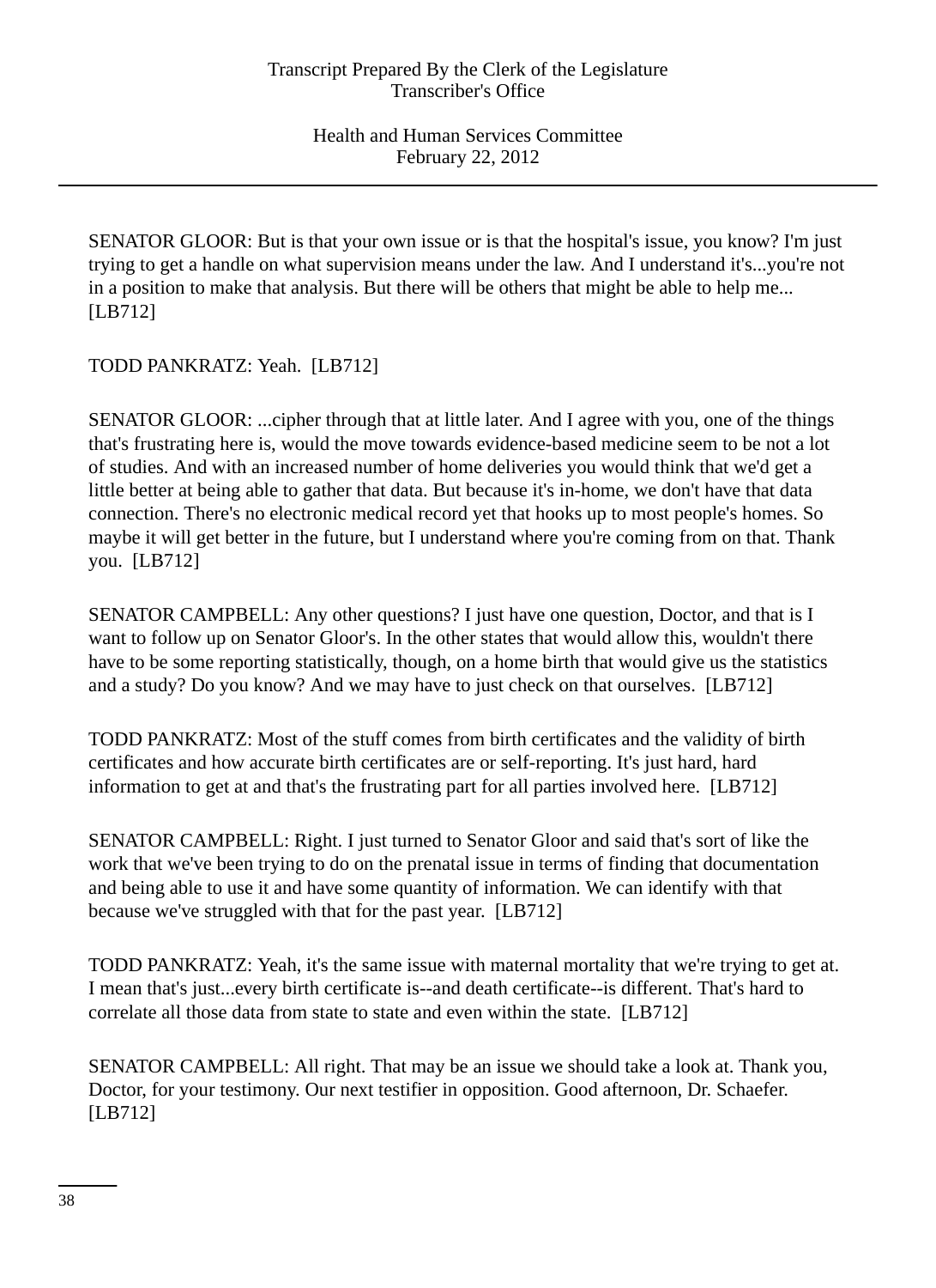SENATOR GLOOR: But is that your own issue or is that the hospital's issue, you know? I'm just trying to get a handle on what supervision means under the law. And I understand it's...you're not in a position to make that analysis. But there will be others that might be able to help me... [LB712]

TODD PANKRATZ: Yeah. [LB712]

SENATOR GLOOR: ...cipher through that at little later. And I agree with you, one of the things that's frustrating here is, would the move towards evidence-based medicine seem to be not a lot of studies. And with an increased number of home deliveries you would think that we'd get a little better at being able to gather that data. But because it's in-home, we don't have that data connection. There's no electronic medical record yet that hooks up to most people's homes. So maybe it will get better in the future, but I understand where you're coming from on that. Thank you. [LB712]

SENATOR CAMPBELL: Any other questions? I just have one question, Doctor, and that is I want to follow up on Senator Gloor's. In the other states that would allow this, wouldn't there have to be some reporting statistically, though, on a home birth that would give us the statistics and a study? Do you know? And we may have to just check on that ourselves. [LB712]

TODD PANKRATZ: Most of the stuff comes from birth certificates and the validity of birth certificates and how accurate birth certificates are or self-reporting. It's just hard, hard information to get at and that's the frustrating part for all parties involved here. [LB712]

SENATOR CAMPBELL: Right. I just turned to Senator Gloor and said that's sort of like the work that we've been trying to do on the prenatal issue in terms of finding that documentation and being able to use it and have some quantity of information. We can identify with that because we've struggled with that for the past year. [LB712]

TODD PANKRATZ: Yeah, it's the same issue with maternal mortality that we're trying to get at. I mean that's just...every birth certificate is--and death certificate--is different. That's hard to correlate all those data from state to state and even within the state. [LB712]

SENATOR CAMPBELL: All right. That may be an issue we should take a look at. Thank you, Doctor, for your testimony. Our next testifier in opposition. Good afternoon, Dr. Schaefer. [LB712]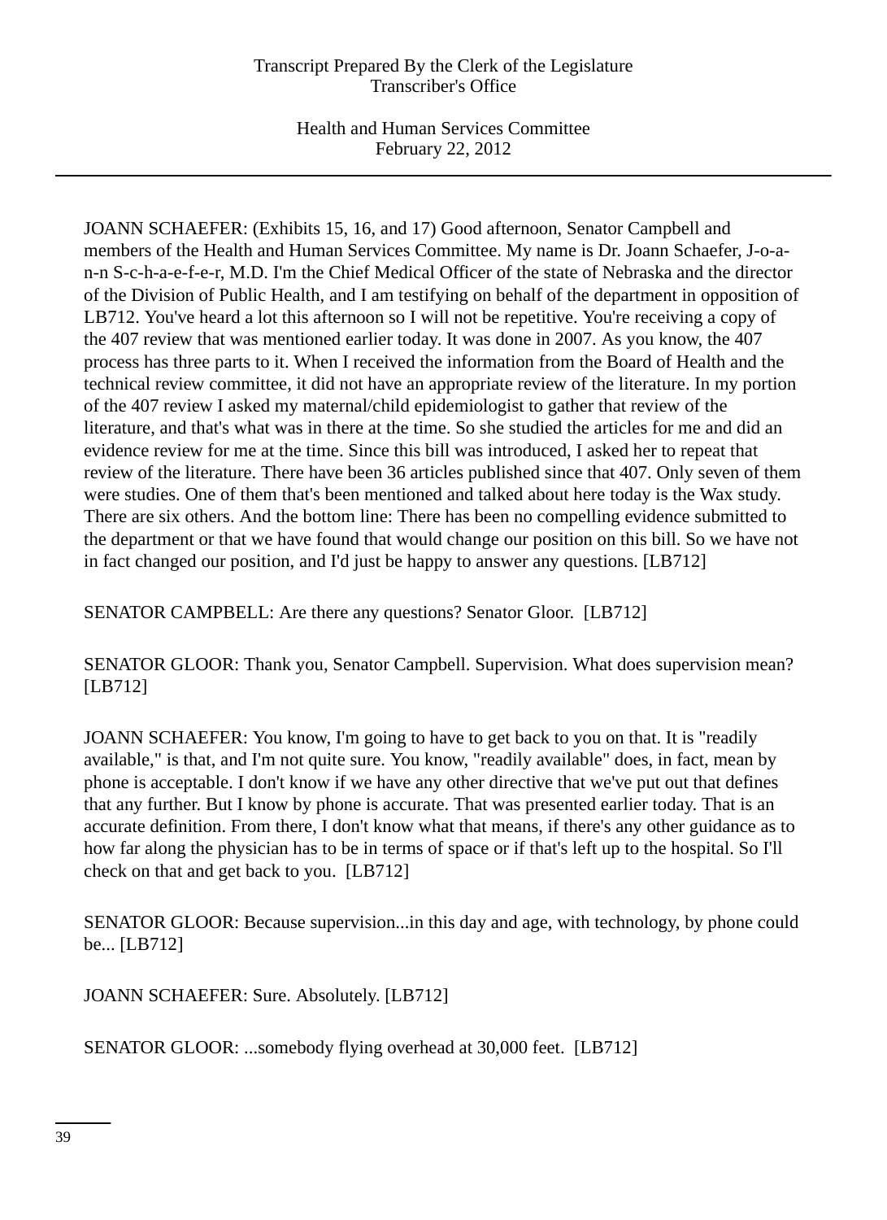JOANN SCHAEFER: (Exhibits 15, 16, and 17) Good afternoon, Senator Campbell and members of the Health and Human Services Committee. My name is Dr. Joann Schaefer, J-o-a-n-n S-c-h-a-e-f-e-r, M.D. I'm the Chief Medical Officer of the state of Nebraska and the director of the Division of Public Health, and I am testifying on behalf of the department in opposition of LB712. You've heard a lot this afternoon so I will not be repetitive. You're receiving a copy of the 407 review that was mentioned earlier today. It was done in 2007. As you know, the 407 process has three parts to it. When I received the information from the Board of Health and the technical review committee, it did not have an appropriate review of the literature. In my portion of the 407 review I asked my maternal/child epidemiologist to gather that review of the literature, and that's what was in there at the time. So she studied the articles for me and did an evidence review for me at the time. Since this bill was introduced, I asked her to repeat that review of the literature. There have been 36 articles published since that 407. Only seven of them were studies. One of them that's been mentioned and talked about here today is the Wax study. There are six others. And the bottom line: There has been no compelling evidence submitted to the department or that we have found that would change our position on this bill. So we have not in fact changed our position, and I'd just be happy to answer any questions. [LB712]

SENATOR CAMPBELL: Are there any questions? Senator Gloor. [LB712]

SENATOR GLOOR: Thank you, Senator Campbell. Supervision. What does supervision mean? [LB712]

JOANN SCHAEFER: You know, I'm going to have to get back to you on that. It is "readily available," is that, and I'm not quite sure. You know, "readily available" does, in fact, mean by phone is acceptable. I don't know if we have any other directive that we've put out that defines that any further. But I know by phone is accurate. That was presented earlier today. That is an accurate definition. From there, I don't know what that means, if there's any other guidance as to how far along the physician has to be in terms of space or if that's left up to the hospital. So I'll check on that and get back to you. [LB712]

SENATOR GLOOR: Because supervision...in this day and age, with technology, by phone could be... [LB712]

JOANN SCHAEFER: Sure. Absolutely. [LB712]

SENATOR GLOOR: ...somebody flying overhead at 30,000 feet. [LB712]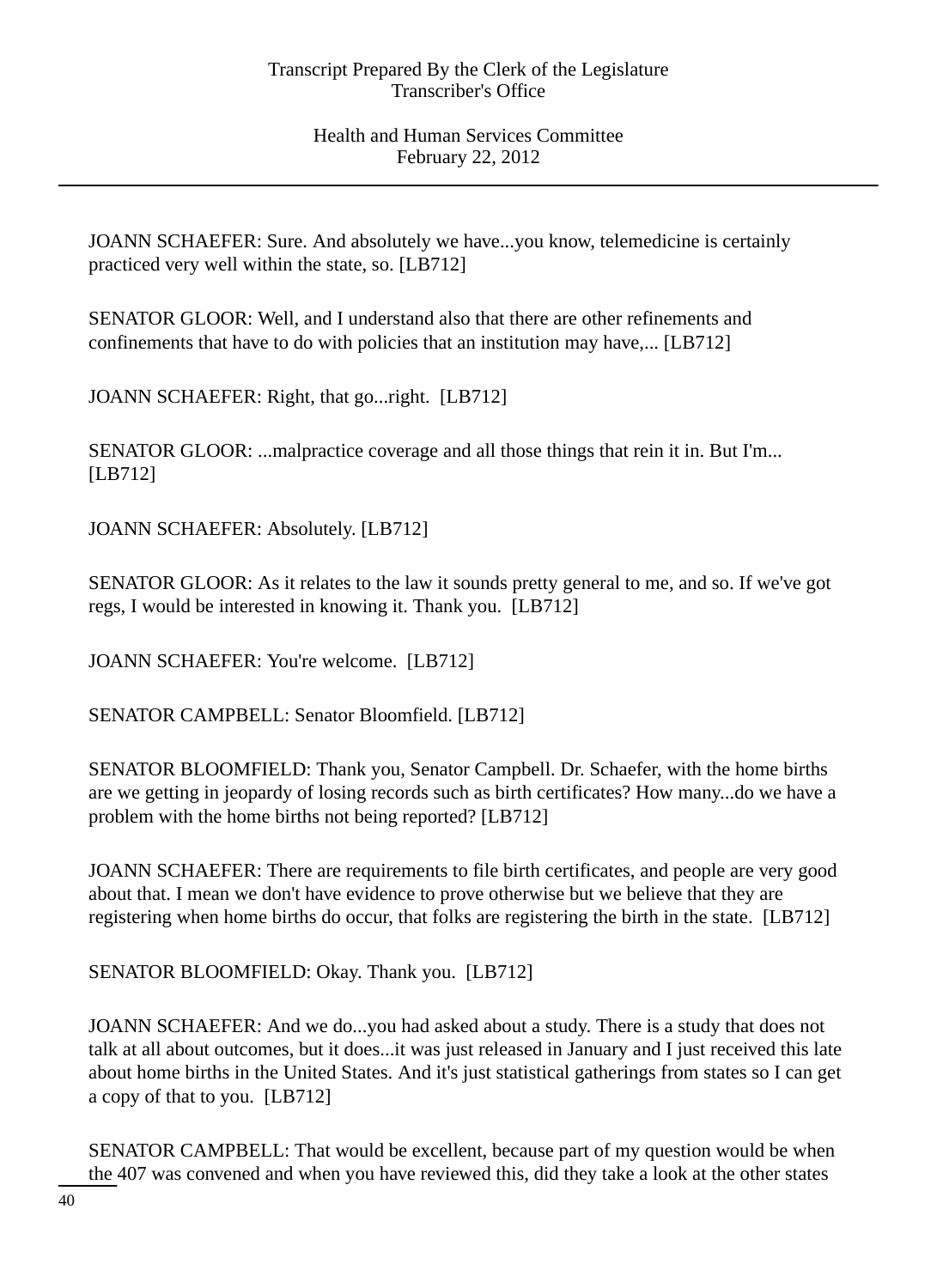JOANN SCHAEFER: Sure. And absolutely we have...you know, telemedicine is certainly practiced very well within the state, so. [LB712]

SENATOR GLOOR: Well, and I understand also that there are other refinements and confinements that have to do with policies that an institution may have,... [LB712]

JOANN SCHAEFER: Right, that go...right. [LB712]

SENATOR GLOOR: ...malpractice coverage and all those things that rein it in. But I'm... [LB712]

JOANN SCHAEFER: Absolutely. [LB712]

SENATOR GLOOR: As it relates to the law it sounds pretty general to me, and so. If we've got regs, I would be interested in knowing it. Thank you. [LB712]

JOANN SCHAEFER: You're welcome. [LB712]

SENATOR CAMPBELL: Senator Bloomfield. [LB712]

SENATOR BLOOMFIELD: Thank you, Senator Campbell. Dr. Schaefer, with the home births are we getting in jeopardy of losing records such as birth certificates? How many...do we have a problem with the home births not being reported? [LB712]

JOANN SCHAEFER: There are requirements to file birth certificates, and people are very good about that. I mean we don't have evidence to prove otherwise but we believe that they are registering when home births do occur, that folks are registering the birth in the state. [LB712]

SENATOR BLOOMFIELD: Okay. Thank you. [LB712]

JOANN SCHAEFER: And we do...you had asked about a study. There is a study that does not talk at all about outcomes, but it does...it was just released in January and I just received this late about home births in the United States. And it's just statistical gatherings from states so I can get a copy of that to you. [LB712]

SENATOR CAMPBELL: That would be excellent, because part of my question would be when the 407 was convened and when you have reviewed this, did they take a look at the other states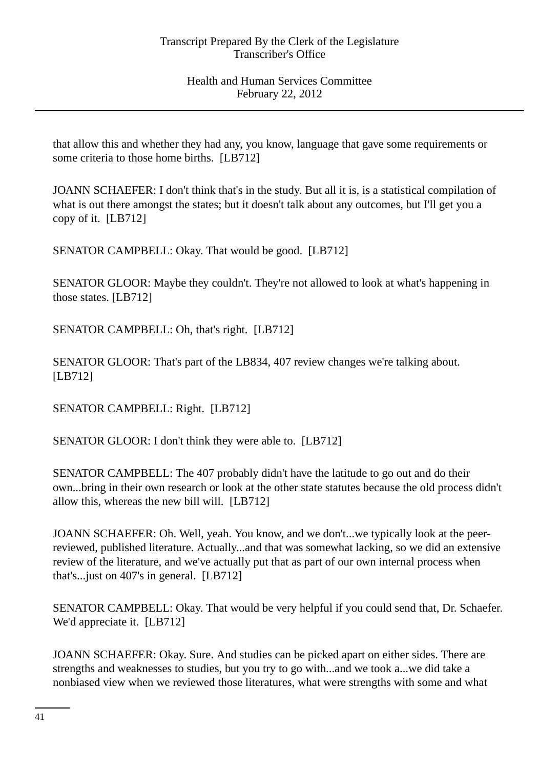that allow this and whether they had any, you know, language that gave some requirements or some criteria to those home births. [LB712]

JOANN SCHAEFER: I don't think that's in the study. But all it is, is a statistical compilation of what is out there amongst the states; but it doesn't talk about any outcomes, but I'll get you a copy of it. [LB712]

SENATOR CAMPBELL: Okay. That would be good. [LB712]

SENATOR GLOOR: Maybe they couldn't. They're not allowed to look at what's happening in those states. [LB712]

SENATOR CAMPBELL: Oh, that's right. [LB712]

SENATOR GLOOR: That's part of the LB834, 407 review changes we're talking about. [LB712]

SENATOR CAMPBELL: Right. [LB712]

SENATOR GLOOR: I don't think they were able to. [LB712]

SENATOR CAMPBELL: The 407 probably didn't have the latitude to go out and do their own...bring in their own research or look at the other state statutes because the old process didn't allow this, whereas the new bill will. [LB712]

JOANN SCHAEFER: Oh. Well, yeah. You know, and we don't...we typically look at the peer-reviewed, published literature. Actually...and that was somewhat lacking, so we did an extensive review of the literature, and we've actually put that as part of our own internal process when that's...just on 407's in general. [LB712]

SENATOR CAMPBELL: Okay. That would be very helpful if you could send that, Dr. Schaefer. We'd appreciate it. [LB712]

JOANN SCHAEFER: Okay. Sure. And studies can be picked apart on either sides. There are strengths and weaknesses to studies, but you try to go with...and we took a...we did take a nonbiased view when we reviewed those literatures, what were strengths with some and what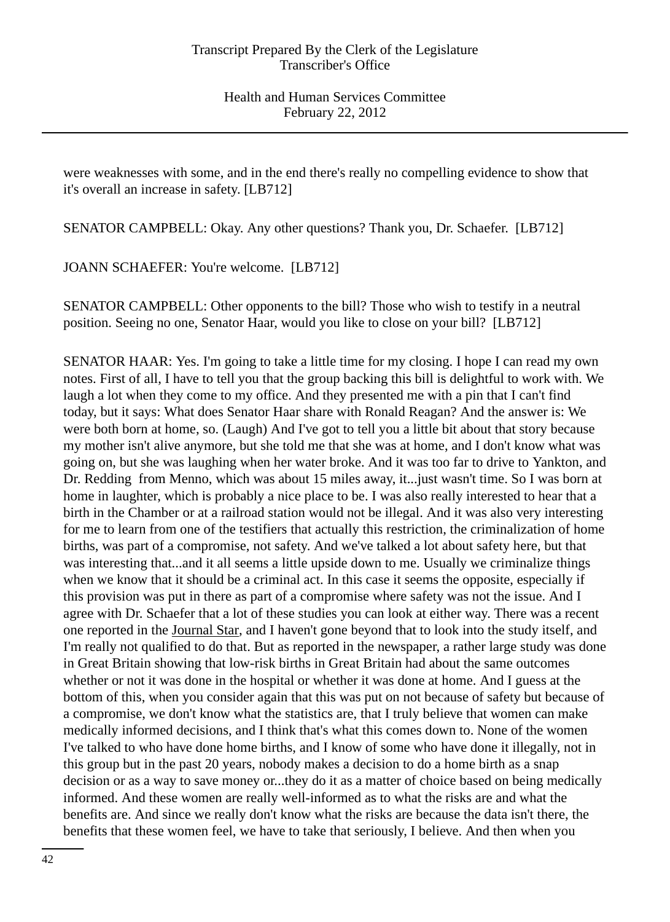were weaknesses with some, and in the end there's really no compelling evidence to show that it's overall an increase in safety. [LB712]

SENATOR CAMPBELL: Okay. Any other questions? Thank you, Dr. Schaefer. [LB712]

JOANN SCHAEFER: You're welcome. [LB712]

SENATOR CAMPBELL: Other opponents to the bill? Those who wish to testify in a neutral position. Seeing no one, Senator Haar, would you like to close on your bill? [LB712]

SENATOR HAAR: Yes. I'm going to take a little time for my closing. I hope I can read my own notes. First of all, I have to tell you that the group backing this bill is delightful to work with. We laugh a lot when they come to my office. And they presented me with a pin that I can't find today, but it says: What does Senator Haar share with Ronald Reagan? And the answer is: We were both born at home, so. (Laugh) And I've got to tell you a little bit about that story because my mother isn't alive anymore, but she told me that she was at home, and I don't know what was going on, but she was laughing when her water broke. And it was too far to drive to Yankton, and Dr. Redding from Menno, which was about 15 miles away, it...just wasn't time. So I was born at home in laughter, which is probably a nice place to be. I was also really interested to hear that a birth in the Chamber or at a railroad station would not be illegal. And it was also very interesting for me to learn from one of the testifiers that actually this restriction, the criminalization of home births, was part of a compromise, not safety. And we've talked a lot about safety here, but that was interesting that...and it all seems a little upside down to me. Usually we criminalize things when we know that it should be a criminal act. In this case it seems the opposite, especially if this provision was put in there as part of a compromise where safety was not the issue. And I agree with Dr. Schaefer that a lot of these studies you can look at either way. There was a recent one reported in the Journal Star, and I haven't gone beyond that to look into the study itself, and I'm really not qualified to do that. But as reported in the newspaper, a rather large study was done in Great Britain showing that low-risk births in Great Britain had about the same outcomes whether or not it was done in the hospital or whether it was done at home. And I guess at the bottom of this, when you consider again that this was put on not because of safety but because of a compromise, we don't know what the statistics are, that I truly believe that women can make medically informed decisions, and I think that's what this comes down to. None of the women I've talked to who have done home births, and I know of some who have done it illegally, not in this group but in the past 20 years, nobody makes a decision to do a home birth as a snap decision or as a way to save money or...they do it as a matter of choice based on being medically informed. And these women are really well-informed as to what the risks are and what the benefits are. And since we really don't know what the risks are because the data isn't there, the benefits that these women feel, we have to take that seriously, I believe. And then when you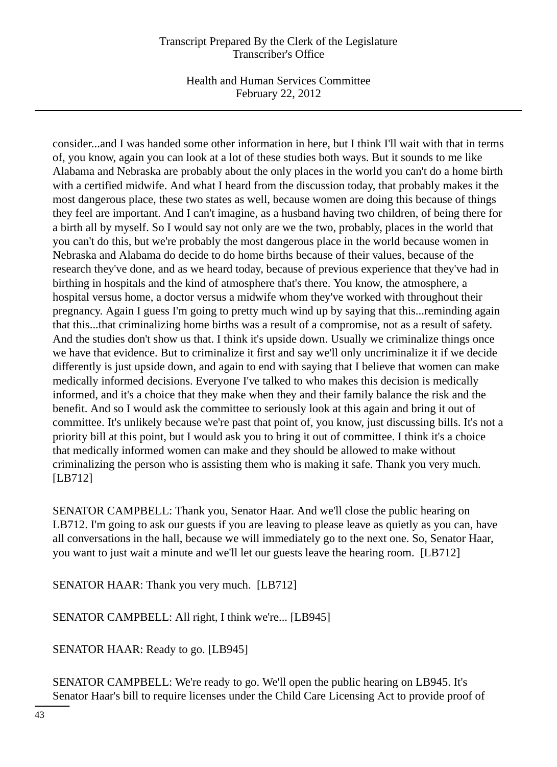consider...and I was handed some other information in here, but I think I'll wait with that in terms of, you know, again you can look at a lot of these studies both ways. But it sounds to me like Alabama and Nebraska are probably about the only places in the world you can't do a home birth with a certified midwife. And what I heard from the discussion today, that probably makes it the most dangerous place, these two states as well, because women are doing this because of things they feel are important. And I can't imagine, as a husband having two children, of being there for a birth all by myself. So I would say not only are we the two, probably, places in the world that you can't do this, but we're probably the most dangerous place in the world because women in Nebraska and Alabama do decide to do home births because of their values, because of the research they've done, and as we heard today, because of previous experience that they've had in birthing in hospitals and the kind of atmosphere that's there. You know, the atmosphere, a hospital versus home, a doctor versus a midwife whom they've worked with throughout their pregnancy. Again I guess I'm going to pretty much wind up by saying that this...reminding again that this...that criminalizing home births was a result of a compromise, not as a result of safety. And the studies don't show us that. I think it's upside down. Usually we criminalize things once we have that evidence. But to criminalize it first and say we'll only uncriminalize it if we decide differently is just upside down, and again to end with saying that I believe that women can make medically informed decisions. Everyone I've talked to who makes this decision is medically informed, and it's a choice that they make when they and their family balance the risk and the benefit. And so I would ask the committee to seriously look at this again and bring it out of committee. It's unlikely because we're past that point of, you know, just discussing bills. It's not a priority bill at this point, but I would ask you to bring it out of committee. I think it's a choice that medically informed women can make and they should be allowed to make without criminalizing the person who is assisting them who is making it safe. Thank you very much. [LB712]

SENATOR CAMPBELL: Thank you, Senator Haar. And we'll close the public hearing on LB712. I'm going to ask our guests if you are leaving to please leave as quietly as you can, have all conversations in the hall, because we will immediately go to the next one. So, Senator Haar, you want to just wait a minute and we'll let our guests leave the hearing room. [LB712]

SENATOR HAAR: Thank you very much. [LB712]

SENATOR CAMPBELL: All right, I think we're... [LB945]

SENATOR HAAR: Ready to go. [LB945]

SENATOR CAMPBELL: We're ready to go. We'll open the public hearing on LB945. It's Senator Haar's bill to require licenses under the Child Care Licensing Act to provide proof of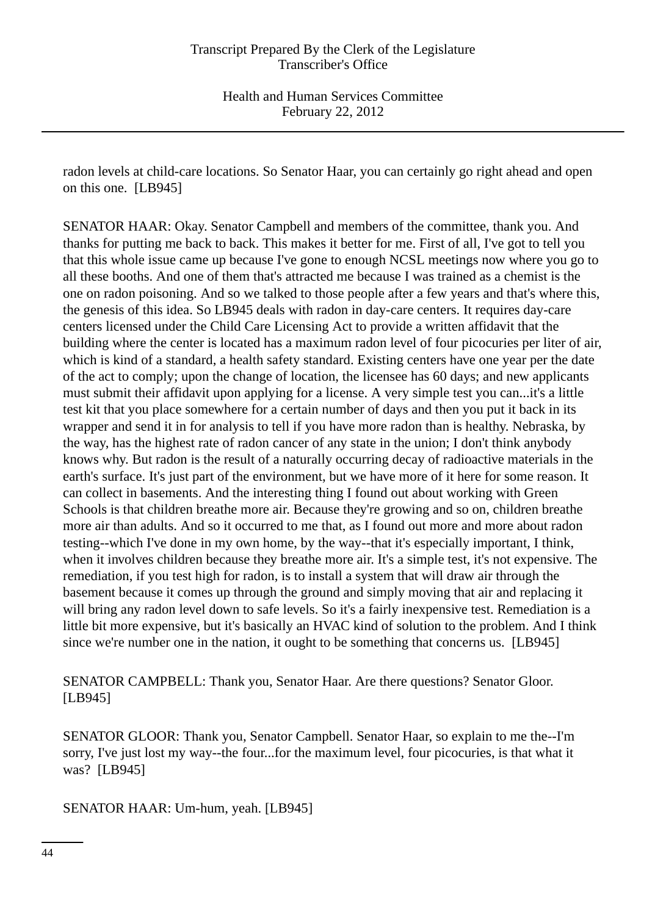radon levels at child-care locations. So Senator Haar, you can certainly go right ahead and open on this one. [LB945]

SENATOR HAAR: Okay. Senator Campbell and members of the committee, thank you. And thanks for putting me back to back. This makes it better for me. First of all, I've got to tell you that this whole issue came up because I've gone to enough NCSL meetings now where you go to all these booths. And one of them that's attracted me because I was trained as a chemist is the one on radon poisoning. And so we talked to those people after a few years and that's where this, the genesis of this idea. So LB945 deals with radon in day-care centers. It requires day-care centers licensed under the Child Care Licensing Act to provide a written affidavit that the building where the center is located has a maximum radon level of four picocuries per liter of air, which is kind of a standard, a health safety standard. Existing centers have one year per the date of the act to comply; upon the change of location, the licensee has 60 days; and new applicants must submit their affidavit upon applying for a license. A very simple test you can...it's a little test kit that you place somewhere for a certain number of days and then you put it back in its wrapper and send it in for analysis to tell if you have more radon than is healthy. Nebraska, by the way, has the highest rate of radon cancer of any state in the union; I don't think anybody knows why. But radon is the result of a naturally occurring decay of radioactive materials in the earth's surface. It's just part of the environment, but we have more of it here for some reason. It can collect in basements. And the interesting thing I found out about working with Green Schools is that children breathe more air. Because they're growing and so on, children breathe more air than adults. And so it occurred to me that, as I found out more and more about radon testing--which I've done in my own home, by the way--that it's especially important, I think, when it involves children because they breathe more air. It's a simple test, it's not expensive. The remediation, if you test high for radon, is to install a system that will draw air through the basement because it comes up through the ground and simply moving that air and replacing it will bring any radon level down to safe levels. So it's a fairly inexpensive test. Remediation is a little bit more expensive, but it's basically an HVAC kind of solution to the problem. And I think since we're number one in the nation, it ought to be something that concerns us. [LB945]

SENATOR CAMPBELL: Thank you, Senator Haar. Are there questions? Senator Gloor. [LB945]

SENATOR GLOOR: Thank you, Senator Campbell. Senator Haar, so explain to me the--I'm sorry, I've just lost my way--the four...for the maximum level, four picocuries, is that what it was? [LB945]

SENATOR HAAR: Um-hum, yeah. [LB945]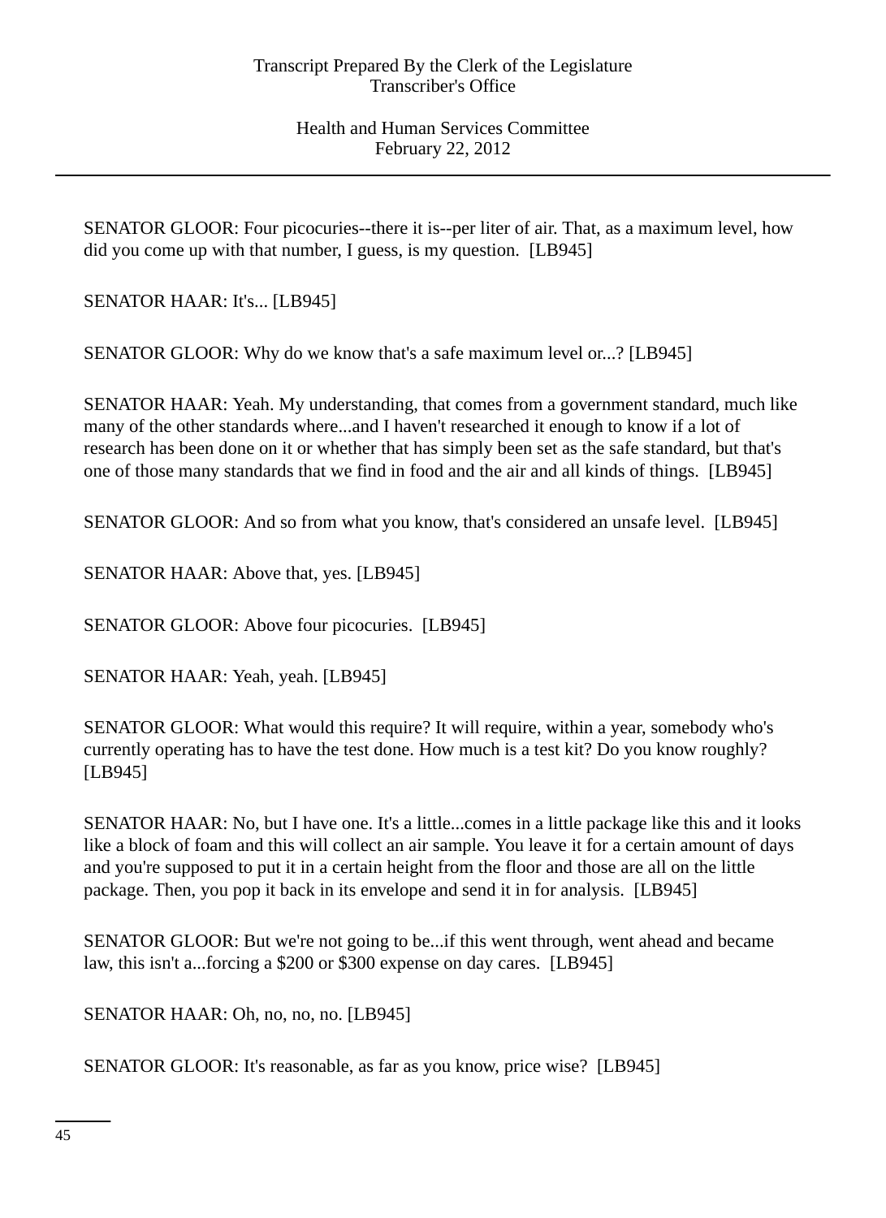SENATOR GLOOR: Four picocuries--there it is--per liter of air. That, as a maximum level, how did you come up with that number, I guess, is my question. [LB945]

SENATOR HAAR: It's... [LB945]

SENATOR GLOOR: Why do we know that's a safe maximum level or...? [LB945]

SENATOR HAAR: Yeah. My understanding, that comes from a government standard, much like many of the other standards where...and I haven't researched it enough to know if a lot of research has been done on it or whether that has simply been set as the safe standard, but that's one of those many standards that we find in food and the air and all kinds of things. [LB945]

SENATOR GLOOR: And so from what you know, that's considered an unsafe level. [LB945]

SENATOR HAAR: Above that, yes. [LB945]

SENATOR GLOOR: Above four picocuries. [LB945]

SENATOR HAAR: Yeah, yeah. [LB945]

SENATOR GLOOR: What would this require? It will require, within a year, somebody who's currently operating has to have the test done. How much is a test kit? Do you know roughly? [LB945]

SENATOR HAAR: No, but I have one. It's a little...comes in a little package like this and it looks like a block of foam and this will collect an air sample. You leave it for a certain amount of days and you're supposed to put it in a certain height from the floor and those are all on the little package. Then, you pop it back in its envelope and send it in for analysis. [LB945]

SENATOR GLOOR: But we're not going to be...if this went through, went ahead and became law, this isn't a...forcing a $200 or $300 expense on day cares. [LB945]

SENATOR HAAR: Oh, no, no, no. [LB945]

SENATOR GLOOR: It's reasonable, as far as you know, price wise? [LB945]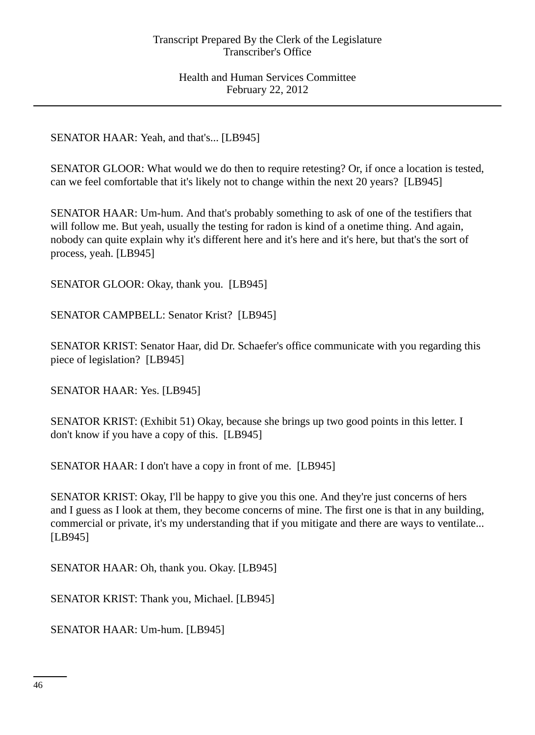SENATOR HAAR: Yeah, and that's... [LB945]

SENATOR GLOOR: What would we do then to require retesting? Or, if once a location is tested, can we feel comfortable that it's likely not to change within the next 20 years? [LB945]

SENATOR HAAR: Um-hum. And that's probably something to ask of one of the testifiers that will follow me. But yeah, usually the testing for radon is kind of a onetime thing. And again, nobody can quite explain why it's different here and it's here and it's here, but that's the sort of process, yeah. [LB945]

SENATOR GLOOR: Okay, thank you. [LB945]

SENATOR CAMPBELL: Senator Krist? [LB945]

SENATOR KRIST: Senator Haar, did Dr. Schaefer's office communicate with you regarding this piece of legislation? [LB945]

SENATOR HAAR: Yes. [LB945]

SENATOR KRIST: (Exhibit 51) Okay, because she brings up two good points in this letter. I don't know if you have a copy of this. [LB945]

SENATOR HAAR: I don't have a copy in front of me. [LB945]

SENATOR KRIST: Okay, I'll be happy to give you this one. And they're just concerns of hers and I guess as I look at them, they become concerns of mine. The first one is that in any building, commercial or private, it's my understanding that if you mitigate and there are ways to ventilate... [LB945]

SENATOR HAAR: Oh, thank you. Okay. [LB945]

SENATOR KRIST: Thank you, Michael. [LB945]

SENATOR HAAR: Um-hum. [LB945]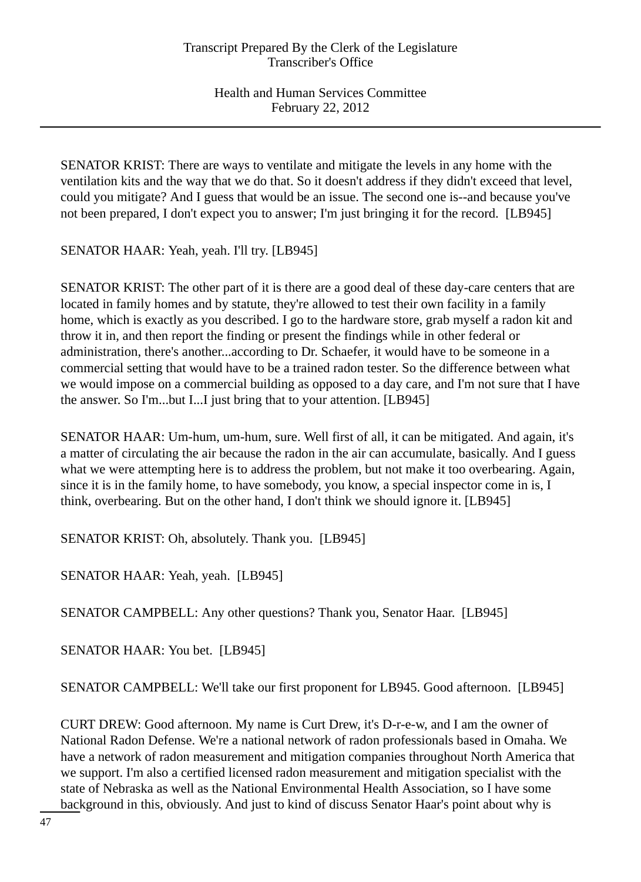SENATOR KRIST: There are ways to ventilate and mitigate the levels in any home with the ventilation kits and the way that we do that. So it doesn't address if they didn't exceed that level, could you mitigate? And I guess that would be an issue. The second one is--and because you've not been prepared, I don't expect you to answer; I'm just bringing it for the record. [LB945]

SENATOR HAAR: Yeah, yeah. I'll try. [LB945]

SENATOR KRIST: The other part of it is there are a good deal of these day-care centers that are located in family homes and by statute, they're allowed to test their own facility in a family home, which is exactly as you described. I go to the hardware store, grab myself a radon kit and throw it in, and then report the finding or present the findings while in other federal or administration, there's another...according to Dr. Schaefer, it would have to be someone in a commercial setting that would have to be a trained radon tester. So the difference between what we would impose on a commercial building as opposed to a day care, and I'm not sure that I have the answer. So I'm...but I...I just bring that to your attention. [LB945]

SENATOR HAAR: Um-hum, um-hum, sure. Well first of all, it can be mitigated. And again, it's a matter of circulating the air because the radon in the air can accumulate, basically. And I guess what we were attempting here is to address the problem, but not make it too overbearing. Again, since it is in the family home, to have somebody, you know, a special inspector come in is, I think, overbearing. But on the other hand, I don't think we should ignore it. [LB945]

SENATOR KRIST: Oh, absolutely. Thank you. [LB945]

SENATOR HAAR: Yeah, yeah. [LB945]

SENATOR CAMPBELL: Any other questions? Thank you, Senator Haar. [LB945]

SENATOR HAAR: You bet. [LB945]

SENATOR CAMPBELL: We'll take our first proponent for LB945. Good afternoon. [LB945]

CURT DREW: Good afternoon. My name is Curt Drew, it's D-r-e-w, and I am the owner of National Radon Defense. We're a national network of radon professionals based in Omaha. We have a network of radon measurement and mitigation companies throughout North America that we support. I'm also a certified licensed radon measurement and mitigation specialist with the state of Nebraska as well as the National Environmental Health Association, so I have some background in this, obviously. And just to kind of discuss Senator Haar's point about why is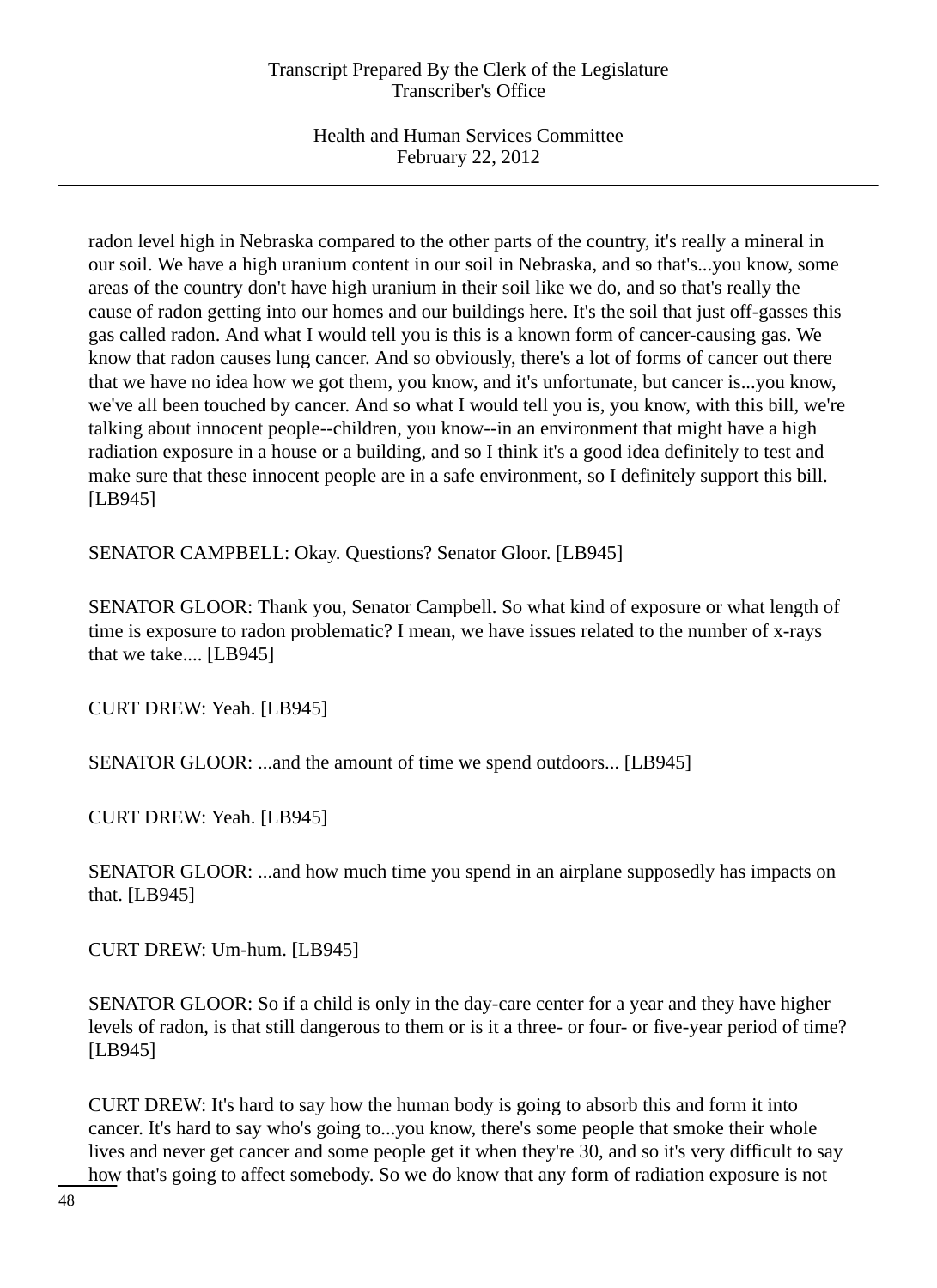radon level high in Nebraska compared to the other parts of the country, it's really a mineral in our soil. We have a high uranium content in our soil in Nebraska, and so that's...you know, some areas of the country don't have high uranium in their soil like we do, and so that's really the cause of radon getting into our homes and our buildings here. It's the soil that just off-gasses this gas called radon. And what I would tell you is this is a known form of cancer-causing gas. We know that radon causes lung cancer. And so obviously, there's a lot of forms of cancer out there that we have no idea how we got them, you know, and it's unfortunate, but cancer is...you know, we've all been touched by cancer. And so what I would tell you is, you know, with this bill, we're talking about innocent people--children, you know--in an environment that might have a high radiation exposure in a house or a building, and so I think it's a good idea definitely to test and make sure that these innocent people are in a safe environment, so I definitely support this bill. [LB945]

SENATOR CAMPBELL: Okay. Questions? Senator Gloor. [LB945]

SENATOR GLOOR: Thank you, Senator Campbell. So what kind of exposure or what length of time is exposure to radon problematic? I mean, we have issues related to the number of x-rays that we take.... [LB945]

CURT DREW: Yeah. [LB945]

SENATOR GLOOR: ...and the amount of time we spend outdoors... [LB945]

CURT DREW: Yeah. [LB945]

SENATOR GLOOR: ...and how much time you spend in an airplane supposedly has impacts on that. [LB945]

CURT DREW: Um-hum. [LB945]

SENATOR GLOOR: So if a child is only in the day-care center for a year and they have higher levels of radon, is that still dangerous to them or is it a three- or four- or five-year period of time? [LB945]

CURT DREW: It's hard to say how the human body is going to absorb this and form it into cancer. It's hard to say who's going to...you know, there's some people that smoke their whole lives and never get cancer and some people get it when they're 30, and so it's very difficult to say how that's going to affect somebody. So we do know that any form of radiation exposure is not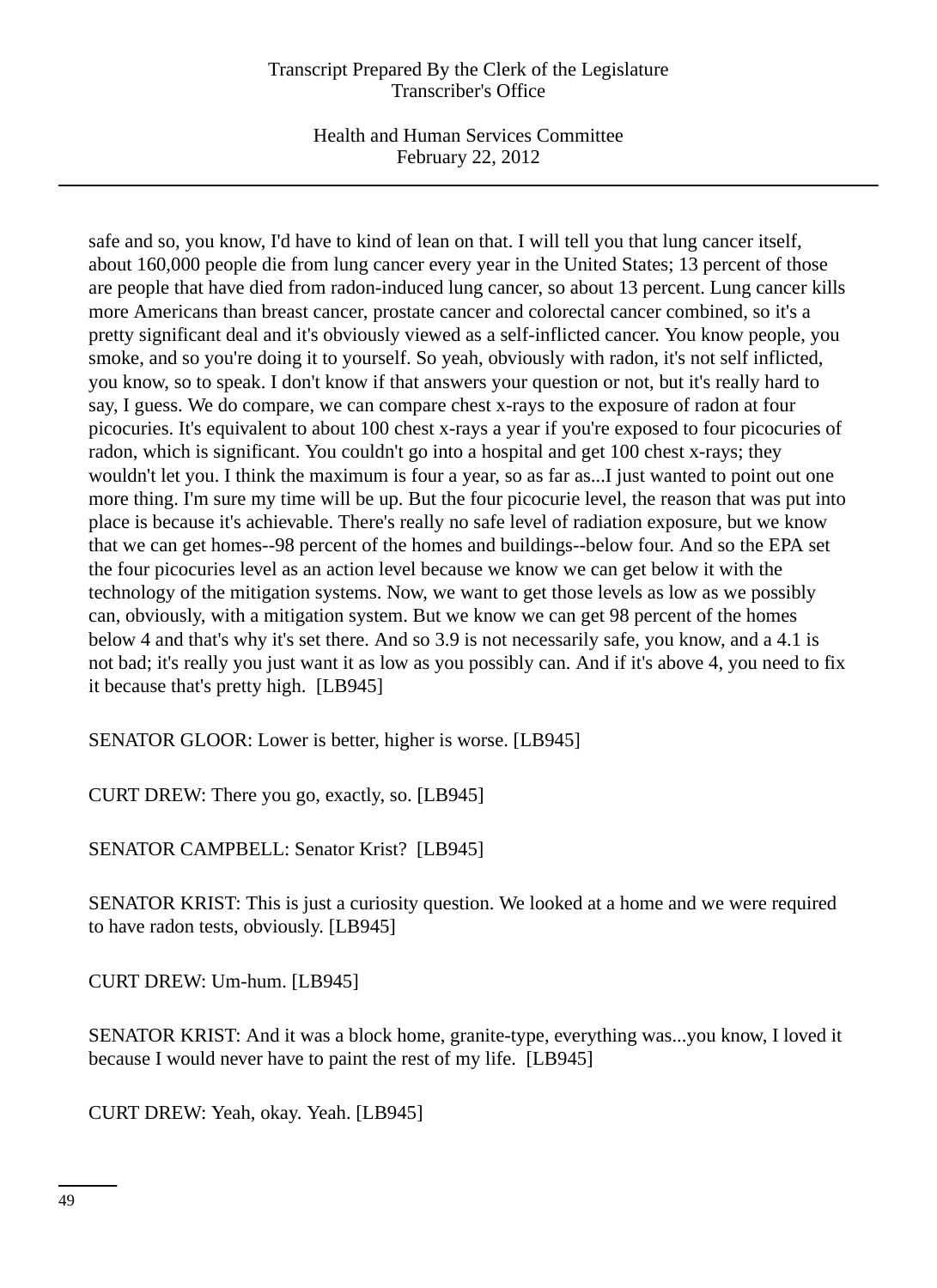safe and so, you know, I'd have to kind of lean on that. I will tell you that lung cancer itself, about 160,000 people die from lung cancer every year in the United States; 13 percent of those are people that have died from radon-induced lung cancer, so about 13 percent. Lung cancer kills more Americans than breast cancer, prostate cancer and colorectal cancer combined, so it's a pretty significant deal and it's obviously viewed as a self-inflicted cancer. You know people, you smoke, and so you're doing it to yourself. So yeah, obviously with radon, it's not self inflicted, you know, so to speak. I don't know if that answers your question or not, but it's really hard to say, I guess. We do compare, we can compare chest x-rays to the exposure of radon at four picocuries. It's equivalent to about 100 chest x-rays a year if you're exposed to four picocuries of radon, which is significant. You couldn't go into a hospital and get 100 chest x-rays; they wouldn't let you. I think the maximum is four a year, so as far as...I just wanted to point out one more thing. I'm sure my time will be up. But the four picocurie level, the reason that was put into place is because it's achievable. There's really no safe level of radiation exposure, but we know that we can get homes--98 percent of the homes and buildings--below four. And so the EPA set the four picocuries level as an action level because we know we can get below it with the technology of the mitigation systems. Now, we want to get those levels as low as we possibly can, obviously, with a mitigation system. But we know we can get 98 percent of the homes below 4 and that's why it's set there. And so 3.9 is not necessarily safe, you know, and a 4.1 is not bad; it's really you just want it as low as you possibly can. And if it's above 4, you need to fix it because that's pretty high. [LB945]

SENATOR GLOOR: Lower is better, higher is worse. [LB945]

CURT DREW: There you go, exactly, so. [LB945]

SENATOR CAMPBELL: Senator Krist? [LB945]

SENATOR KRIST: This is just a curiosity question. We looked at a home and we were required to have radon tests, obviously. [LB945]

CURT DREW: Um-hum. [LB945]

SENATOR KRIST: And it was a block home, granite-type, everything was...you know, I loved it because I would never have to paint the rest of my life. [LB945]

CURT DREW: Yeah, okay. Yeah. [LB945]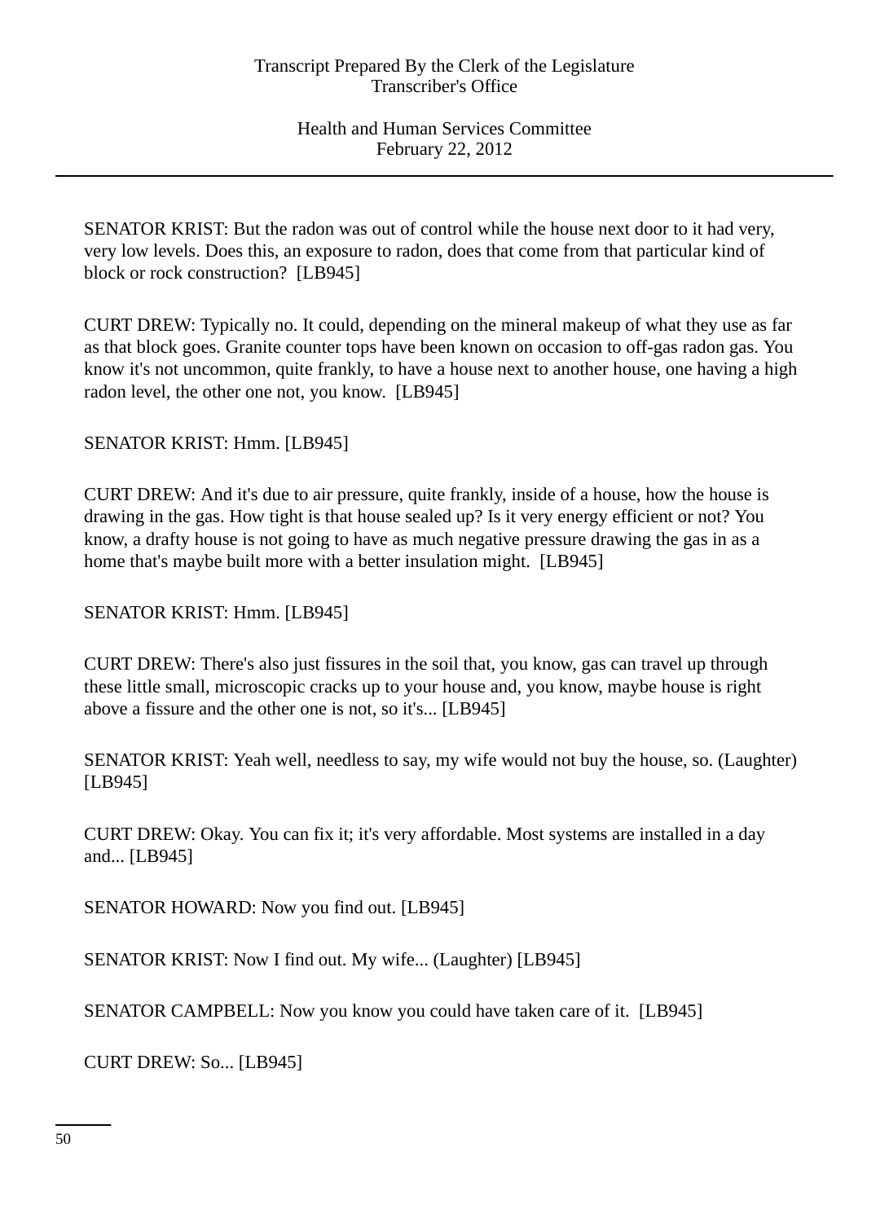SENATOR KRIST: But the radon was out of control while the house next door to it had very, very low levels. Does this, an exposure to radon, does that come from that particular kind of block or rock construction? [LB945]

CURT DREW: Typically no. It could, depending on the mineral makeup of what they use as far as that block goes. Granite counter tops have been known on occasion to off-gas radon gas. You know it's not uncommon, quite frankly, to have a house next to another house, one having a high radon level, the other one not, you know. [LB945]

SENATOR KRIST: Hmm. [LB945]

CURT DREW: And it's due to air pressure, quite frankly, inside of a house, how the house is drawing in the gas. How tight is that house sealed up? Is it very energy efficient or not? You know, a drafty house is not going to have as much negative pressure drawing the gas in as a home that's maybe built more with a better insulation might. [LB945]

SENATOR KRIST: Hmm. [LB945]

CURT DREW: There's also just fissures in the soil that, you know, gas can travel up through these little small, microscopic cracks up to your house and, you know, maybe house is right above a fissure and the other one is not, so it's... [LB945]

SENATOR KRIST: Yeah well, needless to say, my wife would not buy the house, so. (Laughter) [LB945]

CURT DREW: Okay. You can fix it; it's very affordable. Most systems are installed in a day and... [LB945]

SENATOR HOWARD: Now you find out. [LB945]

SENATOR KRIST: Now I find out. My wife... (Laughter) [LB945]

SENATOR CAMPBELL: Now you know you could have taken care of it. [LB945]

CURT DREW: So... [LB945]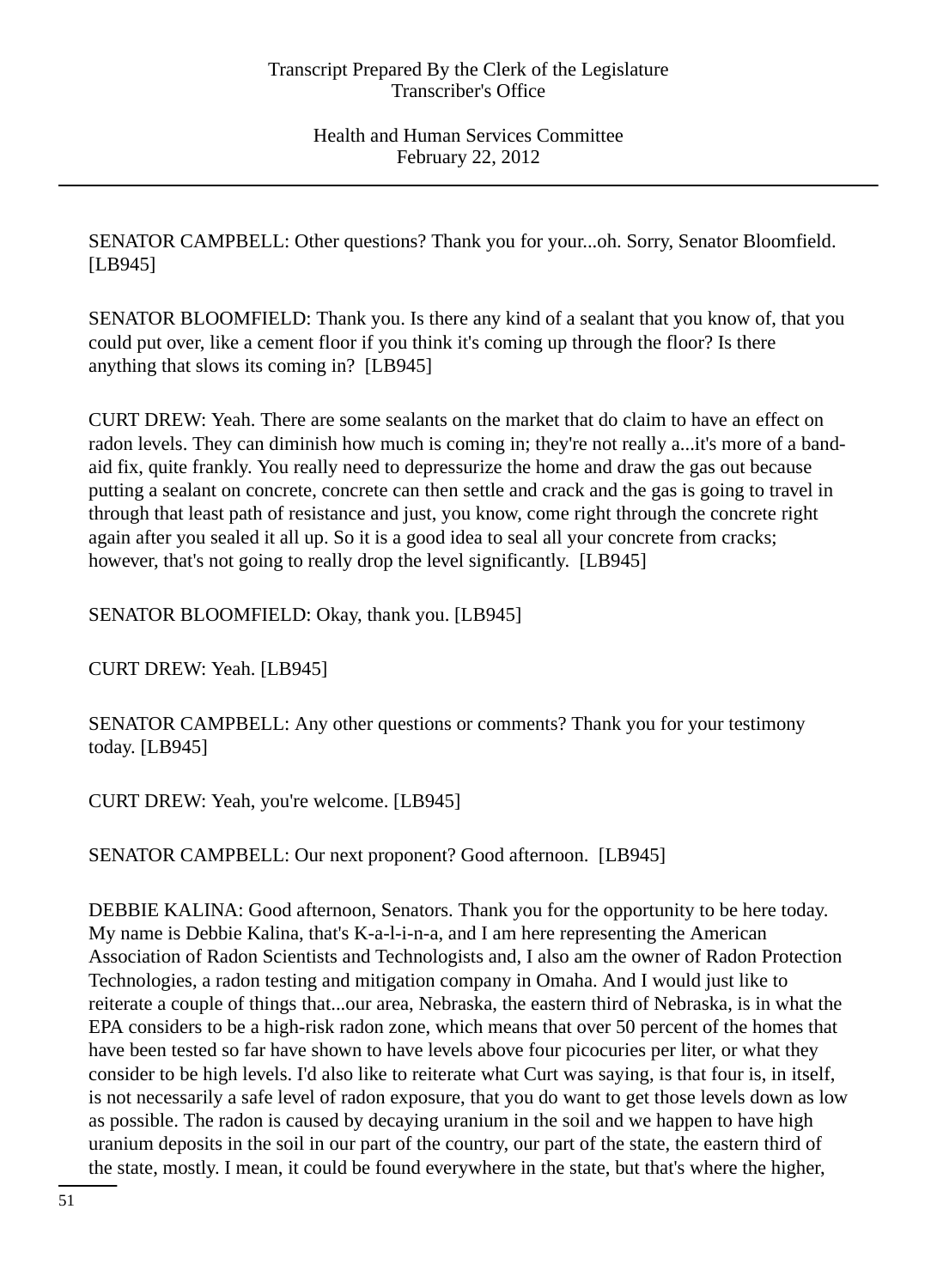SENATOR CAMPBELL: Other questions? Thank you for your...oh. Sorry, Senator Bloomfield. [LB945]

SENATOR BLOOMFIELD: Thank you. Is there any kind of a sealant that you know of, that you could put over, like a cement floor if you think it's coming up through the floor? Is there anything that slows its coming in? [LB945]

CURT DREW: Yeah. There are some sealants on the market that do claim to have an effect on radon levels. They can diminish how much is coming in; they're not really a...it's more of a band-aid fix, quite frankly. You really need to depressurize the home and draw the gas out because putting a sealant on concrete, concrete can then settle and crack and the gas is going to travel in through that least path of resistance and just, you know, come right through the concrete right again after you sealed it all up. So it is a good idea to seal all your concrete from cracks; however, that's not going to really drop the level significantly. [LB945]

SENATOR BLOOMFIELD: Okay, thank you. [LB945]

CURT DREW: Yeah. [LB945]

SENATOR CAMPBELL: Any other questions or comments? Thank you for your testimony today. [LB945]

CURT DREW: Yeah, you're welcome. [LB945]

SENATOR CAMPBELL: Our next proponent? Good afternoon. [LB945]

DEBBIE KALINA: Good afternoon, Senators. Thank you for the opportunity to be here today. My name is Debbie Kalina, that's K-a-l-i-n-a, and I am here representing the American Association of Radon Scientists and Technologists and, I also am the owner of Radon Protection Technologies, a radon testing and mitigation company in Omaha. And I would just like to reiterate a couple of things that...our area, Nebraska, the eastern third of Nebraska, is in what the EPA considers to be a high-risk radon zone, which means that over 50 percent of the homes that have been tested so far have shown to have levels above four picocuries per liter, or what they consider to be high levels. I'd also like to reiterate what Curt was saying, is that four is, in itself, is not necessarily a safe level of radon exposure, that you do want to get those levels down as low as possible. The radon is caused by decaying uranium in the soil and we happen to have high uranium deposits in the soil in our part of the country, our part of the state, the eastern third of the state, mostly. I mean, it could be found everywhere in the state, but that's where the higher,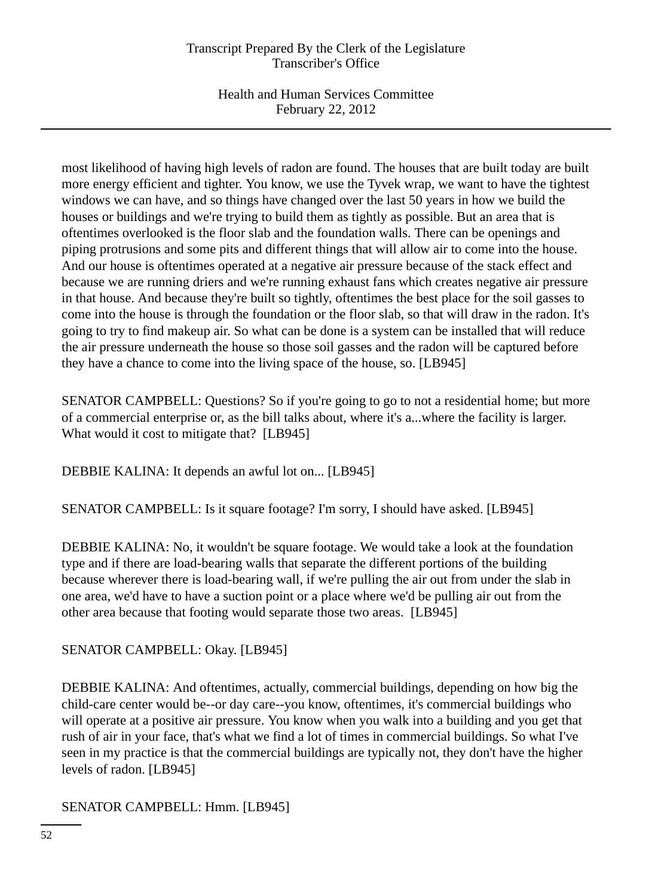most likelihood of having high levels of radon are found. The houses that are built today are built more energy efficient and tighter. You know, we use the Tyvek wrap, we want to have the tightest windows we can have, and so things have changed over the last 50 years in how we build the houses or buildings and we're trying to build them as tightly as possible. But an area that is oftentimes overlooked is the floor slab and the foundation walls. There can be openings and piping protrusions and some pits and different things that will allow air to come into the house. And our house is oftentimes operated at a negative air pressure because of the stack effect and because we are running driers and we're running exhaust fans which creates negative air pressure in that house. And because they're built so tightly, oftentimes the best place for the soil gasses to come into the house is through the foundation or the floor slab, so that will draw in the radon. It's going to try to find makeup air. So what can be done is a system can be installed that will reduce the air pressure underneath the house so those soil gasses and the radon will be captured before they have a chance to come into the living space of the house, so. [LB945]

SENATOR CAMPBELL: Questions? So if you're going to go to not a residential home; but more of a commercial enterprise or, as the bill talks about, where it's a...where the facility is larger. What would it cost to mitigate that? [LB945]

DEBBIE KALINA: It depends an awful lot on... [LB945]

SENATOR CAMPBELL: Is it square footage? I'm sorry, I should have asked. [LB945]

DEBBIE KALINA: No, it wouldn't be square footage. We would take a look at the foundation type and if there are load-bearing walls that separate the different portions of the building because wherever there is load-bearing wall, if we're pulling the air out from under the slab in one area, we'd have to have a suction point or a place where we'd be pulling air out from the other area because that footing would separate those two areas. [LB945]

SENATOR CAMPBELL: Okay. [LB945]

DEBBIE KALINA: And oftentimes, actually, commercial buildings, depending on how big the child-care center would be--or day care--you know, oftentimes, it's commercial buildings who will operate at a positive air pressure. You know when you walk into a building and you get that rush of air in your face, that's what we find a lot of times in commercial buildings. So what I've seen in my practice is that the commercial buildings are typically not, they don't have the higher levels of radon. [LB945]

SENATOR CAMPBELL: Hmm. [LB945]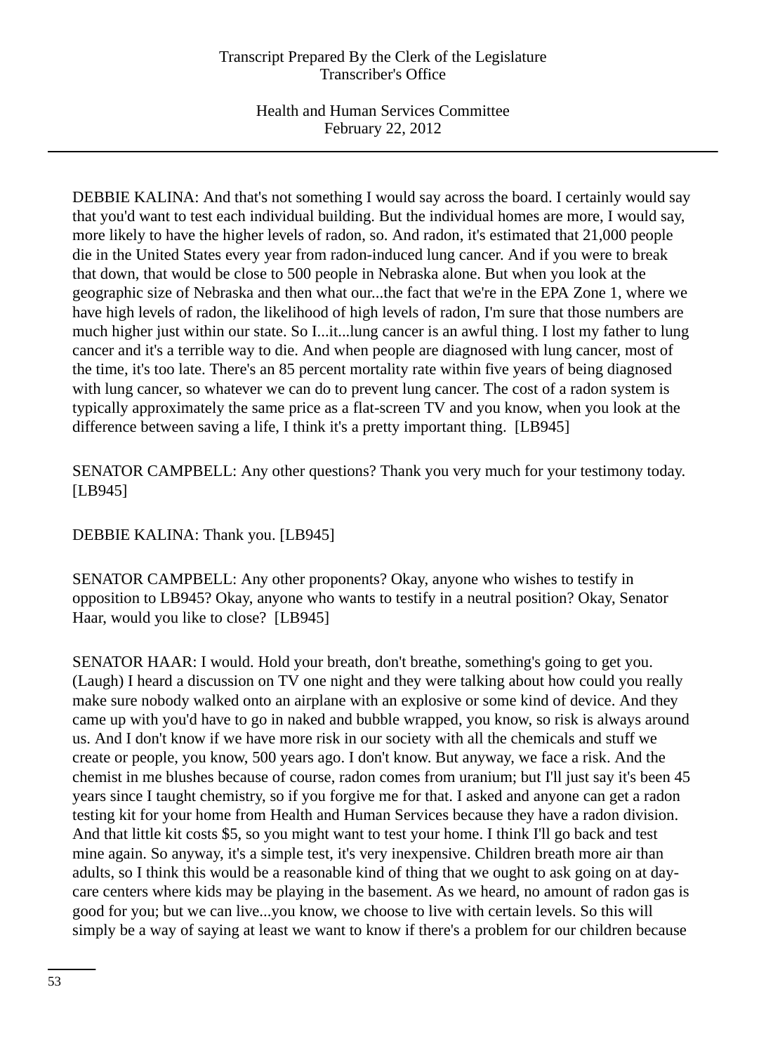DEBBIE KALINA: And that's not something I would say across the board. I certainly would say that you'd want to test each individual building. But the individual homes are more, I would say, more likely to have the higher levels of radon, so. And radon, it's estimated that 21,000 people die in the United States every year from radon-induced lung cancer. And if you were to break that down, that would be close to 500 people in Nebraska alone. But when you look at the geographic size of Nebraska and then what our...the fact that we're in the EPA Zone 1, where we have high levels of radon, the likelihood of high levels of radon, I'm sure that those numbers are much higher just within our state. So I...it...lung cancer is an awful thing. I lost my father to lung cancer and it's a terrible way to die. And when people are diagnosed with lung cancer, most of the time, it's too late. There's an 85 percent mortality rate within five years of being diagnosed with lung cancer, so whatever we can do to prevent lung cancer. The cost of a radon system is typically approximately the same price as a flat-screen TV and you know, when you look at the difference between saving a life, I think it's a pretty important thing. [LB945]

SENATOR CAMPBELL: Any other questions? Thank you very much for your testimony today. [LB945]

DEBBIE KALINA: Thank you. [LB945]

SENATOR CAMPBELL: Any other proponents? Okay, anyone who wishes to testify in opposition to LB945? Okay, anyone who wants to testify in a neutral position? Okay, Senator Haar, would you like to close? [LB945]

SENATOR HAAR: I would. Hold your breath, don't breathe, something's going to get you. (Laugh) I heard a discussion on TV one night and they were talking about how could you really make sure nobody walked onto an airplane with an explosive or some kind of device. And they came up with you'd have to go in naked and bubble wrapped, you know, so risk is always around us. And I don't know if we have more risk in our society with all the chemicals and stuff we create or people, you know, 500 years ago. I don't know. But anyway, we face a risk. And the chemist in me blushes because of course, radon comes from uranium; but I'll just say it's been 45 years since I taught chemistry, so if you forgive me for that. I asked and anyone can get a radon testing kit for your home from Health and Human Services because they have a radon division. And that little kit costs $5, so you might want to test your home. I think I'll go back and test mine again. So anyway, it's a simple test, it's very inexpensive. Children breath more air than adults, so I think this would be a reasonable kind of thing that we ought to ask going on at day-care centers where kids may be playing in the basement. As we heard, no amount of radon gas is good for you; but we can live...you know, we choose to live with certain levels. So this will simply be a way of saying at least we want to know if there's a problem for our children because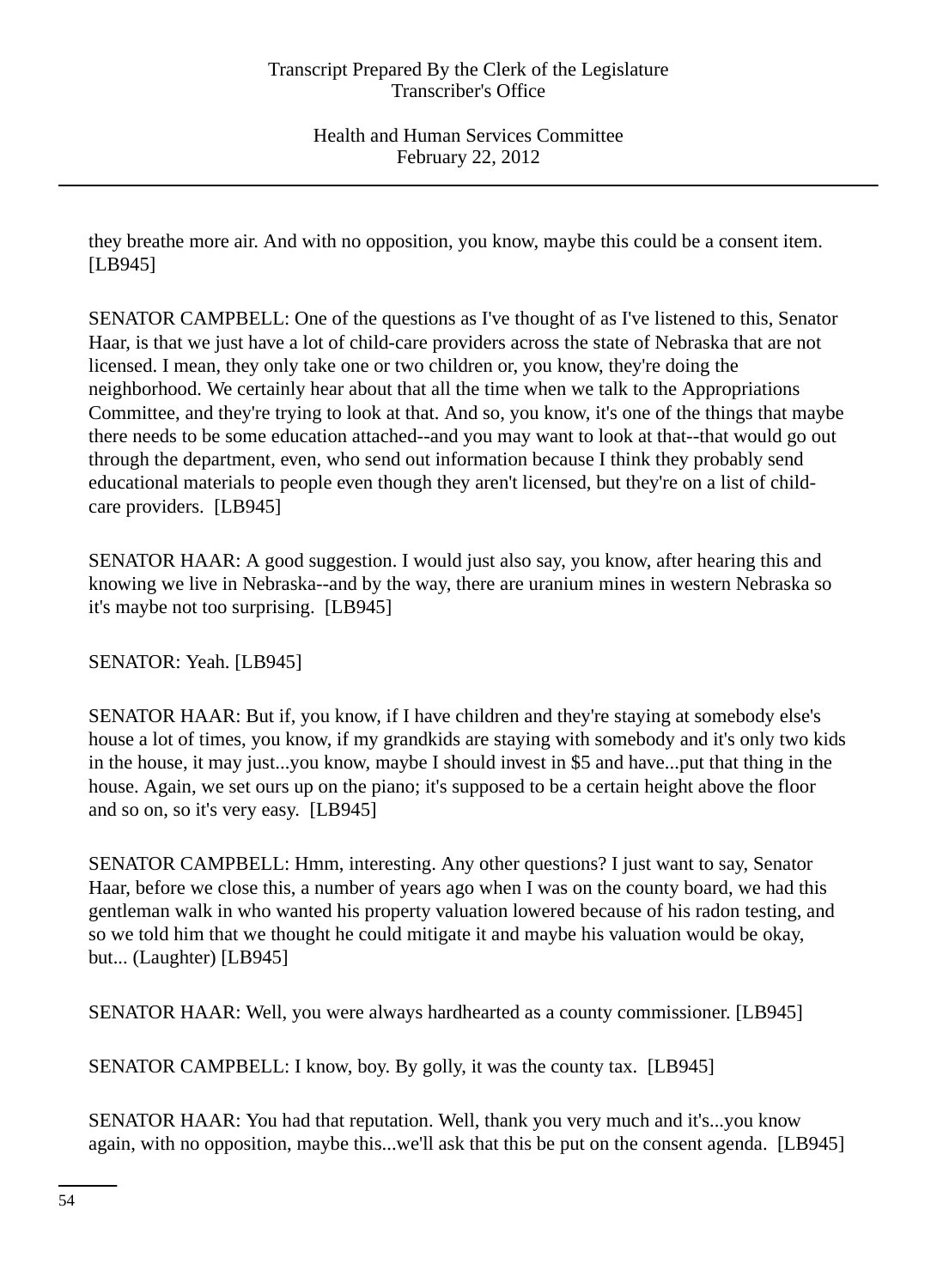they breathe more air. And with no opposition, you know, maybe this could be a consent item. [LB945]

SENATOR CAMPBELL: One of the questions as I've thought of as I've listened to this, Senator Haar, is that we just have a lot of child-care providers across the state of Nebraska that are not licensed. I mean, they only take one or two children or, you know, they're doing the neighborhood. We certainly hear about that all the time when we talk to the Appropriations Committee, and they're trying to look at that. And so, you know, it's one of the things that maybe there needs to be some education attached--and you may want to look at that--that would go out through the department, even, who send out information because I think they probably send educational materials to people even though they aren't licensed, but they're on a list of child-care providers. [LB945]

SENATOR HAAR: A good suggestion. I would just also say, you know, after hearing this and knowing we live in Nebraska--and by the way, there are uranium mines in western Nebraska so it's maybe not too surprising. [LB945]

SENATOR: Yeah. [LB945]

SENATOR HAAR: But if, you know, if I have children and they're staying at somebody else's house a lot of times, you know, if my grandkids are staying with somebody and it's only two kids in the house, it may just...you know, maybe I should invest in $5 and have...put that thing in the house. Again, we set ours up on the piano; it's supposed to be a certain height above the floor and so on, so it's very easy. [LB945]

SENATOR CAMPBELL: Hmm, interesting. Any other questions? I just want to say, Senator Haar, before we close this, a number of years ago when I was on the county board, we had this gentleman walk in who wanted his property valuation lowered because of his radon testing, and so we told him that we thought he could mitigate it and maybe his valuation would be okay, but... (Laughter) [LB945]

SENATOR HAAR: Well, you were always hardhearted as a county commissioner. [LB945]

SENATOR CAMPBELL: I know, boy. By golly, it was the county tax. [LB945]

SENATOR HAAR: You had that reputation. Well, thank you very much and it's...you know again, with no opposition, maybe this...we'll ask that this be put on the consent agenda. [LB945]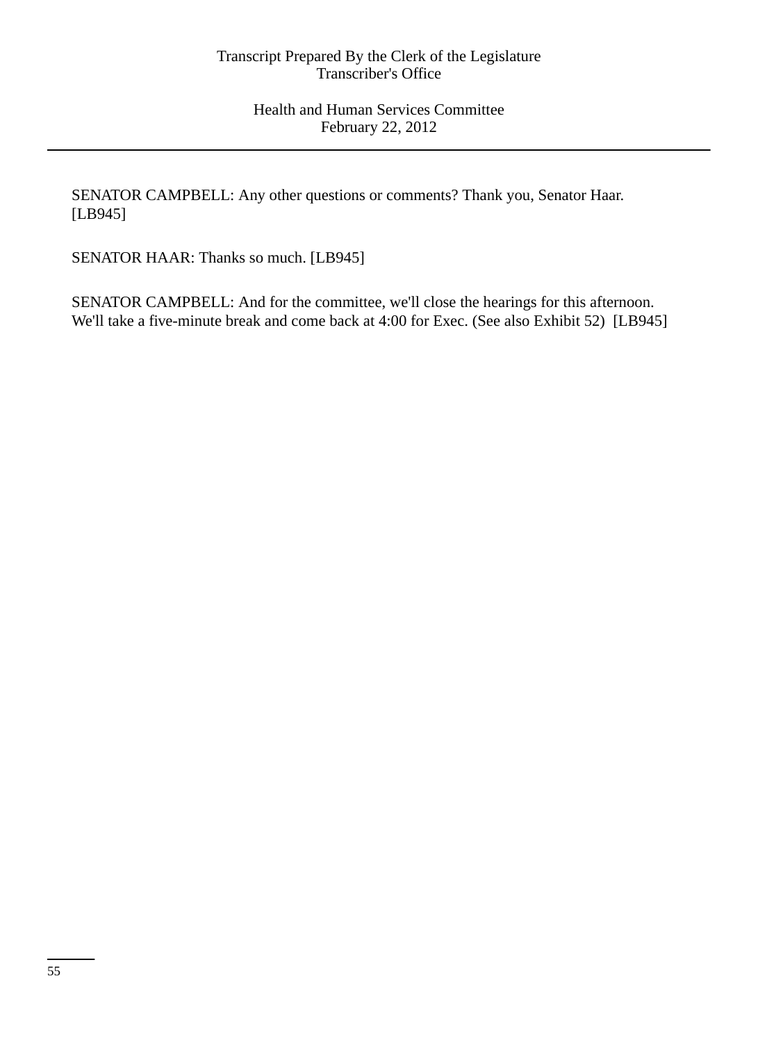SENATOR CAMPBELL: Any other questions or comments? Thank you, Senator Haar. [LB945]

SENATOR HAAR: Thanks so much. [LB945]

SENATOR CAMPBELL: And for the committee, we'll close the hearings for this afternoon. We'll take a five-minute break and come back at 4:00 for Exec. (See also Exhibit 52) [LB945]